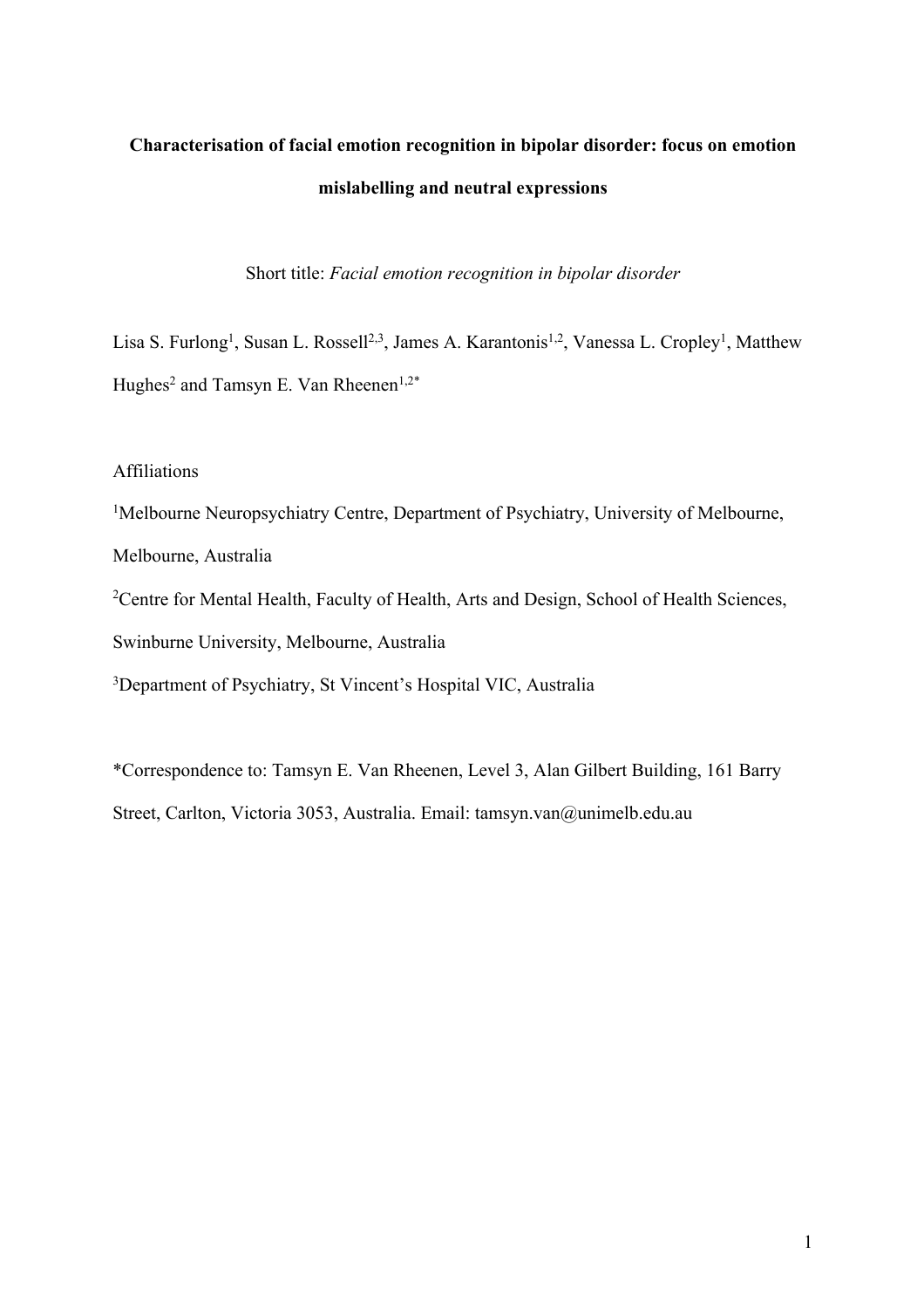# Characterisation of facial emotion recognition in bipolar disorder: focus on emotion mislabelling and neutral expressions

Short title: *Facial emotion recognition in bipolar disorder*

Lisa S. Furlong[1], Susan L. Rossell[2,3], James A. Karantonis[1,2], Vanessa L. Cropley[1], Matthew Hughes[2] and Tamsyn E. Van Rheenen[1,2*]

Affiliations

[1]Melbourne Neuropsychiatry Centre, Department of Psychiatry, University of Melbourne, Melbourne, Australia

[2]Centre for Mental Health, Faculty of Health, Arts and Design, School of Health Sciences, Swinburne University, Melbourne, Australia

[3]Department of Psychiatry, St Vincent's Hospital VIC, Australia

*Correspondence to: Tamsyn E. Van Rheenen, Level 3, Alan Gilbert Building, 161 Barry Street, Carlton, Victoria 3053, Australia. Email: tamsyn.van@unimelb.edu.au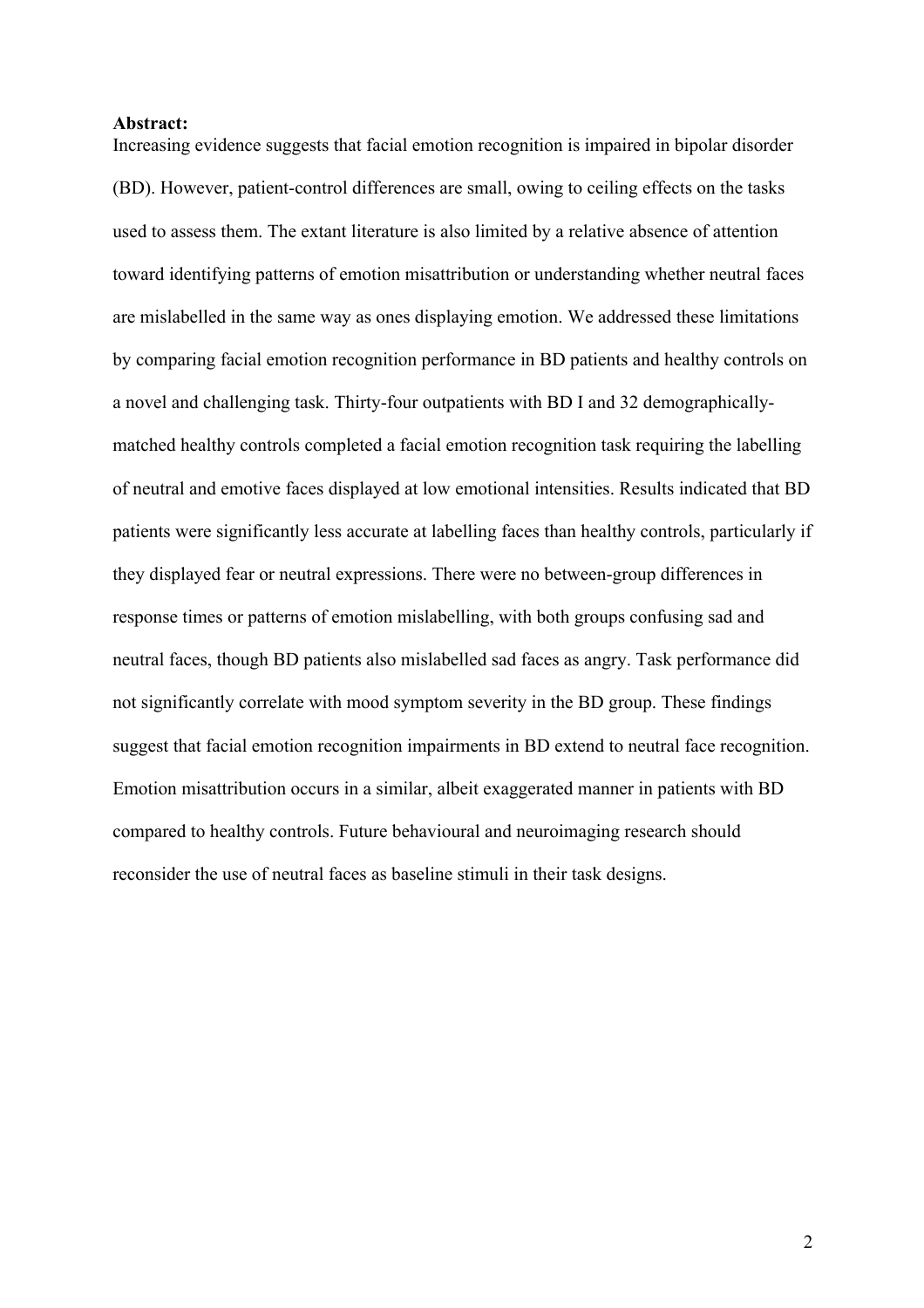**Abstract:**

Increasing evidence suggests that facial emotion recognition is impaired in bipolar disorder (BD). However, patient-control differences are small, owing to ceiling effects on the tasks used to assess them. The extant literature is also limited by a relative absence of attention toward identifying patterns of emotion misattribution or understanding whether neutral faces are mislabelled in the same way as ones displaying emotion. We addressed these limitations by comparing facial emotion recognition performance in BD patients and healthy controls on a novel and challenging task. Thirty-four outpatients with BD I and 32 demographically-matched healthy controls completed a facial emotion recognition task requiring the labelling of neutral and emotive faces displayed at low emotional intensities. Results indicated that BD patients were significantly less accurate at labelling faces than healthy controls, particularly if they displayed fear or neutral expressions. There were no between-group differences in response times or patterns of emotion mislabelling, with both groups confusing sad and neutral faces, though BD patients also mislabelled sad faces as angry. Task performance did not significantly correlate with mood symptom severity in the BD group. These findings suggest that facial emotion recognition impairments in BD extend to neutral face recognition. Emotion misattribution occurs in a similar, albeit exaggerated manner in patients with BD compared to healthy controls. Future behavioural and neuroimaging research should reconsider the use of neutral faces as baseline stimuli in their task designs.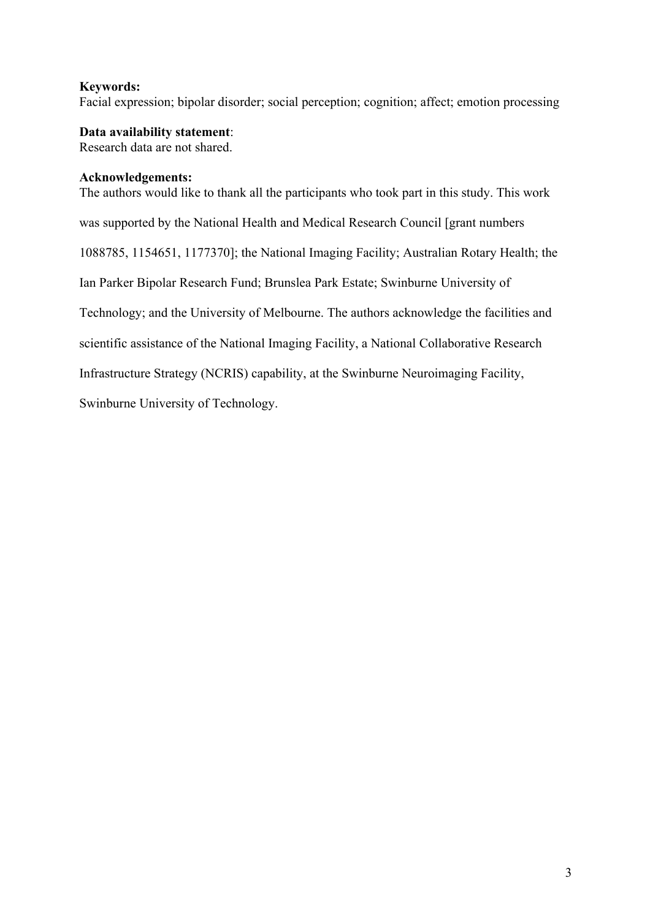**Keywords:**
Facial expression; bipolar disorder; social perception; cognition; affect; emotion processing

**Data availability statement**:
Research data are not shared.

**Acknowledgements:**
The authors would like to thank all the participants who took part in this study. This work was supported by the National Health and Medical Research Council [grant numbers 1088785, 1154651, 1177370]; the National Imaging Facility; Australian Rotary Health; the Ian Parker Bipolar Research Fund; Brunslea Park Estate; Swinburne University of Technology; and the University of Melbourne. The authors acknowledge the facilities and scientific assistance of the National Imaging Facility, a National Collaborative Research Infrastructure Strategy (NCRIS) capability, at the Swinburne Neuroimaging Facility, Swinburne University of Technology.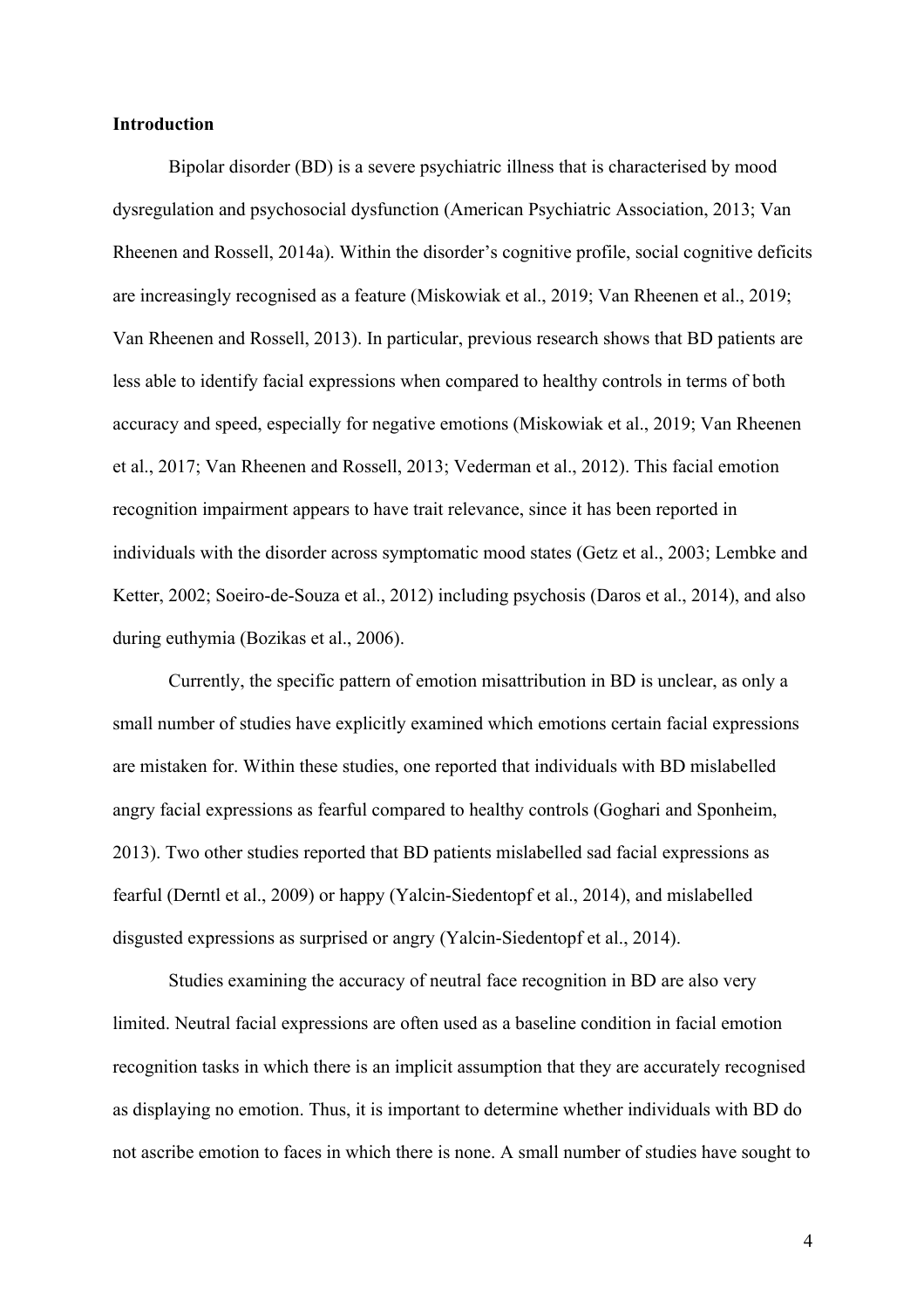## Introduction

Bipolar disorder (BD) is a severe psychiatric illness that is characterised by mood dysregulation and psychosocial dysfunction (American Psychiatric Association, 2013; Van Rheenen and Rossell, 2014a). Within the disorder's cognitive profile, social cognitive deficits are increasingly recognised as a feature (Miskowiak et al., 2019; Van Rheenen et al., 2019; Van Rheenen and Rossell, 2013). In particular, previous research shows that BD patients are less able to identify facial expressions when compared to healthy controls in terms of both accuracy and speed, especially for negative emotions (Miskowiak et al., 2019; Van Rheenen et al., 2017; Van Rheenen and Rossell, 2013; Vederman et al., 2012). This facial emotion recognition impairment appears to have trait relevance, since it has been reported in individuals with the disorder across symptomatic mood states (Getz et al., 2003; Lembke and Ketter, 2002; Soeiro-de-Souza et al., 2012) including psychosis (Daros et al., 2014), and also during euthymia (Bozikas et al., 2006).

Currently, the specific pattern of emotion misattribution in BD is unclear, as only a small number of studies have explicitly examined which emotions certain facial expressions are mistaken for. Within these studies, one reported that individuals with BD mislabelled angry facial expressions as fearful compared to healthy controls (Goghari and Sponheim, 2013). Two other studies reported that BD patients mislabelled sad facial expressions as fearful (Derntl et al., 2009) or happy (Yalcin-Siedentopf et al., 2014), and mislabelled disgusted expressions as surprised or angry (Yalcin-Siedentopf et al., 2014).

Studies examining the accuracy of neutral face recognition in BD are also very limited. Neutral facial expressions are often used as a baseline condition in facial emotion recognition tasks in which there is an implicit assumption that they are accurately recognised as displaying no emotion. Thus, it is important to determine whether individuals with BD do not ascribe emotion to faces in which there is none. A small number of studies have sought to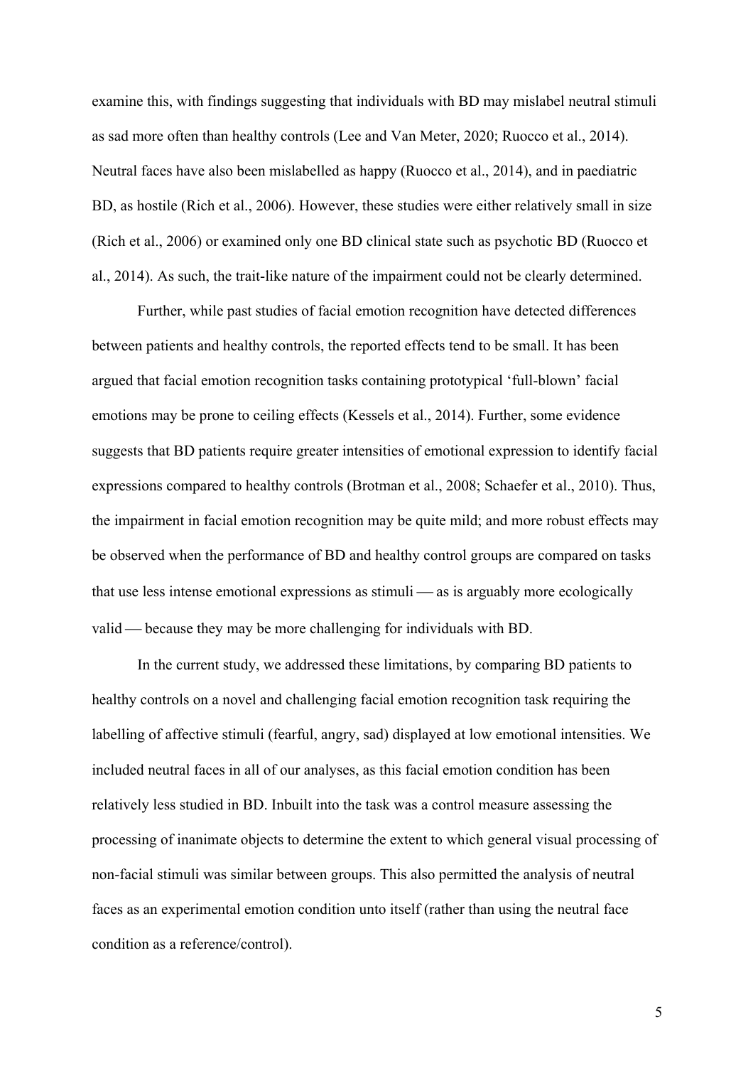examine this, with findings suggesting that individuals with BD may mislabel neutral stimuli as sad more often than healthy controls (Lee and Van Meter, 2020; Ruocco et al., 2014). Neutral faces have also been mislabelled as happy (Ruocco et al., 2014), and in paediatric BD, as hostile (Rich et al., 2006). However, these studies were either relatively small in size (Rich et al., 2006) or examined only one BD clinical state such as psychotic BD (Ruocco et al., 2014). As such, the trait-like nature of the impairment could not be clearly determined.

Further, while past studies of facial emotion recognition have detected differences between patients and healthy controls, the reported effects tend to be small. It has been argued that facial emotion recognition tasks containing prototypical 'full-blown' facial emotions may be prone to ceiling effects (Kessels et al., 2014). Further, some evidence suggests that BD patients require greater intensities of emotional expression to identify facial expressions compared to healthy controls (Brotman et al., 2008; Schaefer et al., 2010). Thus, the impairment in facial emotion recognition may be quite mild; and more robust effects may be observed when the performance of BD and healthy control groups are compared on tasks that use less intense emotional expressions as stimuli — as is arguably more ecologically valid — because they may be more challenging for individuals with BD.

In the current study, we addressed these limitations, by comparing BD patients to healthy controls on a novel and challenging facial emotion recognition task requiring the labelling of affective stimuli (fearful, angry, sad) displayed at low emotional intensities. We included neutral faces in all of our analyses, as this facial emotion condition has been relatively less studied in BD. Inbuilt into the task was a control measure assessing the processing of inanimate objects to determine the extent to which general visual processing of non-facial stimuli was similar between groups. This also permitted the analysis of neutral faces as an experimental emotion condition unto itself (rather than using the neutral face condition as a reference/control).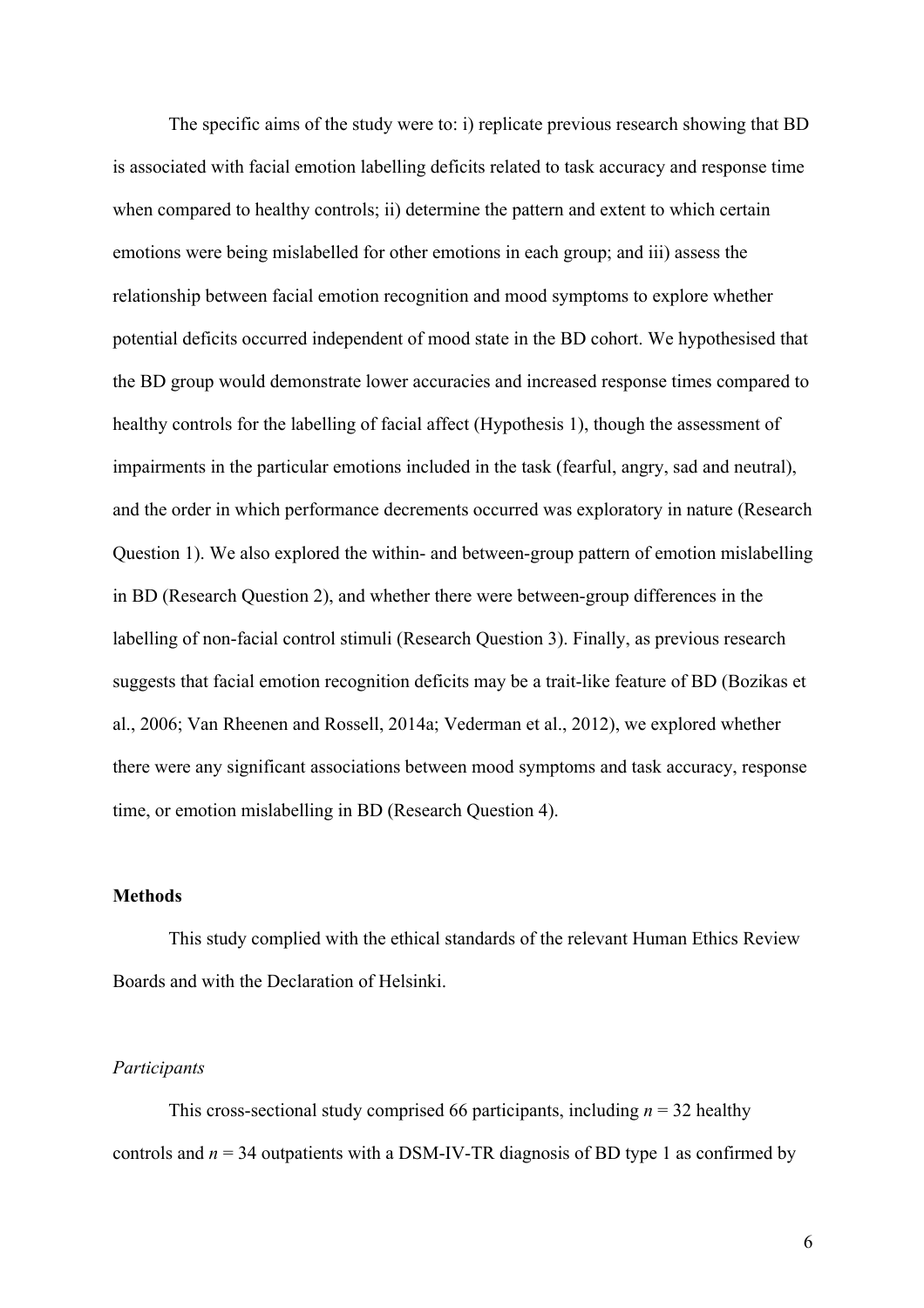The specific aims of the study were to: i) replicate previous research showing that BD is associated with facial emotion labelling deficits related to task accuracy and response time when compared to healthy controls; ii) determine the pattern and extent to which certain emotions were being mislabelled for other emotions in each group; and iii) assess the relationship between facial emotion recognition and mood symptoms to explore whether potential deficits occurred independent of mood state in the BD cohort. We hypothesised that the BD group would demonstrate lower accuracies and increased response times compared to healthy controls for the labelling of facial affect (Hypothesis 1), though the assessment of impairments in the particular emotions included in the task (fearful, angry, sad and neutral), and the order in which performance decrements occurred was exploratory in nature (Research Question 1). We also explored the within- and between-group pattern of emotion mislabelling in BD (Research Question 2), and whether there were between-group differences in the labelling of non-facial control stimuli (Research Question 3). Finally, as previous research suggests that facial emotion recognition deficits may be a trait-like feature of BD (Bozikas et al., 2006; Van Rheenen and Rossell, 2014a; Vederman et al., 2012), we explored whether there were any significant associations between mood symptoms and task accuracy, response time, or emotion mislabelling in BD (Research Question 4).

## Methods

This study complied with the ethical standards of the relevant Human Ethics Review Boards and with the Declaration of Helsinki.

### *Participants*

This cross-sectional study comprised 66 participants, including $n$ = 32 healthy controls and $n$ = 34 outpatients with a DSM-IV-TR diagnosis of BD type 1 as confirmed by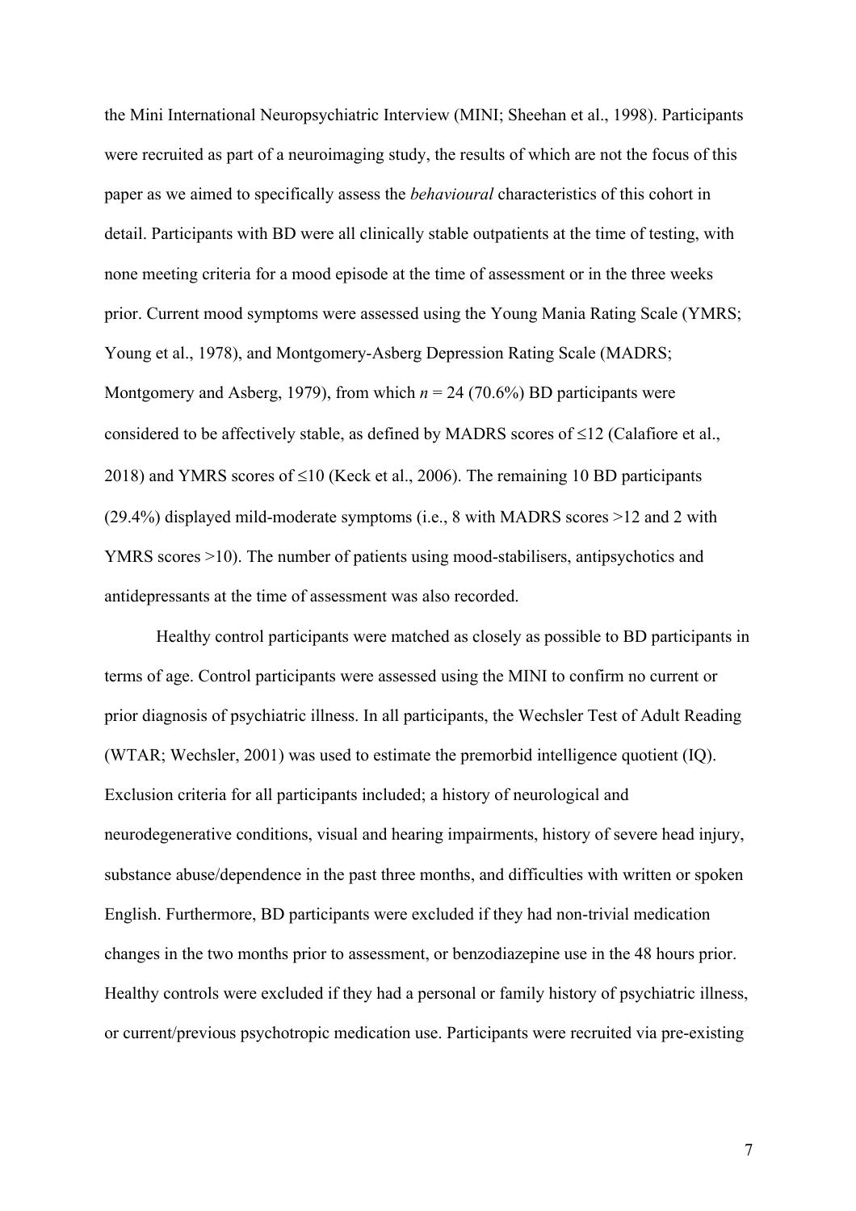the Mini International Neuropsychiatric Interview (MINI; Sheehan et al., 1998). Participants were recruited as part of a neuroimaging study, the results of which are not the focus of this paper as we aimed to specifically assess the *behavioural* characteristics of this cohort in detail. Participants with BD were all clinically stable outpatients at the time of testing, with none meeting criteria for a mood episode at the time of assessment or in the three weeks prior. Current mood symptoms were assessed using the Young Mania Rating Scale (YMRS; Young et al., 1978), and Montgomery-Asberg Depression Rating Scale (MADRS; Montgomery and Asberg, 1979), from which $n = 24$ (70.6%) BD participants were considered to be affectively stable, as defined by MADRS scores of ≤12 (Calafiore et al., 2018) and YMRS scores of ≤10 (Keck et al., 2006). The remaining 10 BD participants (29.4%) displayed mild-moderate symptoms (i.e., 8 with MADRS scores >12 and 2 with YMRS scores >10). The number of patients using mood-stabilisers, antipsychotics and antidepressants at the time of assessment was also recorded.

Healthy control participants were matched as closely as possible to BD participants in terms of age. Control participants were assessed using the MINI to confirm no current or prior diagnosis of psychiatric illness. In all participants, the Wechsler Test of Adult Reading (WTAR; Wechsler, 2001) was used to estimate the premorbid intelligence quotient (IQ). Exclusion criteria for all participants included; a history of neurological and neurodegenerative conditions, visual and hearing impairments, history of severe head injury, substance abuse/dependence in the past three months, and difficulties with written or spoken English. Furthermore, BD participants were excluded if they had non-trivial medication changes in the two months prior to assessment, or benzodiazepine use in the 48 hours prior. Healthy controls were excluded if they had a personal or family history of psychiatric illness, or current/previous psychotropic medication use. Participants were recruited via pre-existing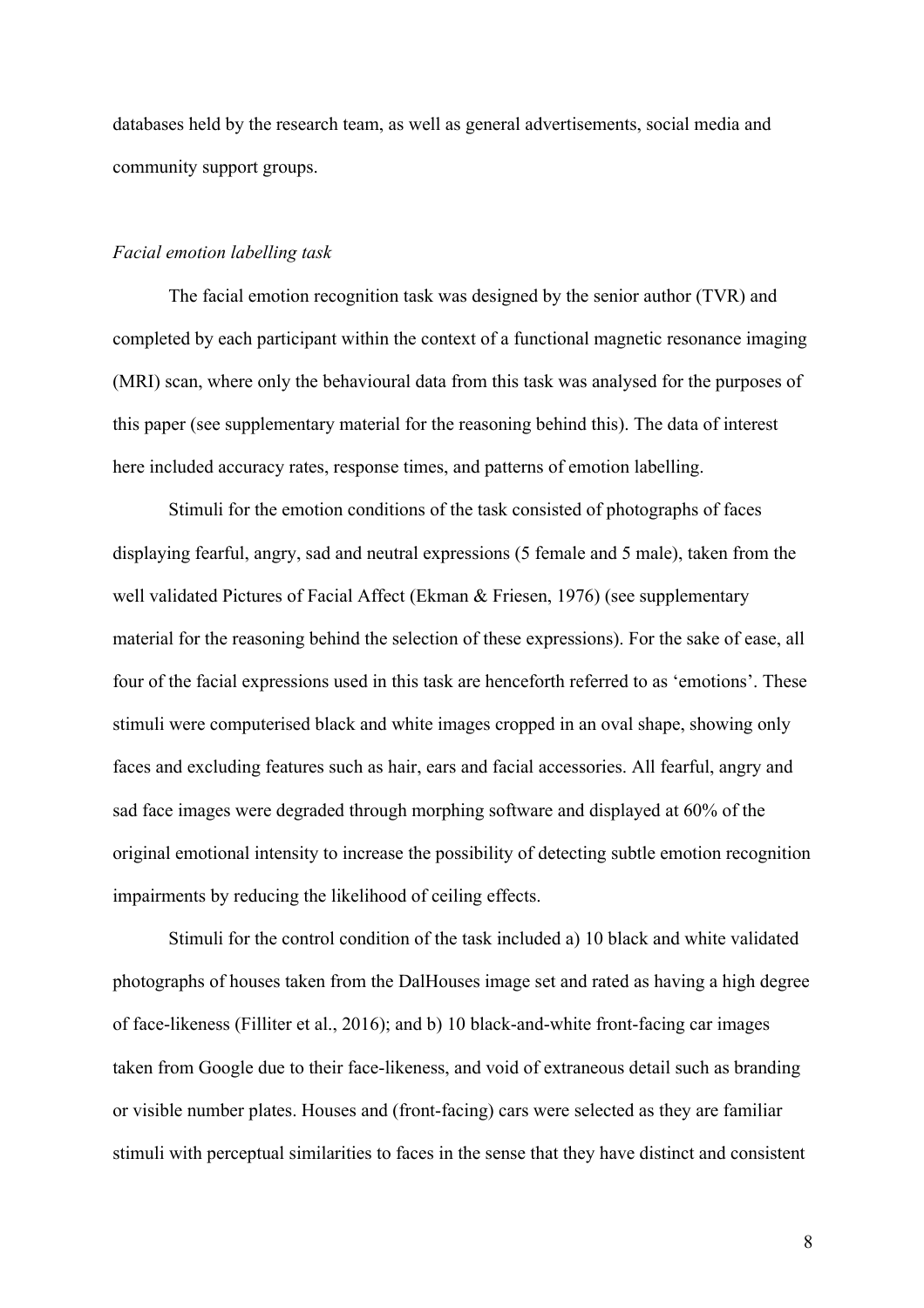databases held by the research team, as well as general advertisements, social media and community support groups.

*Facial emotion labelling task*

The facial emotion recognition task was designed by the senior author (TVR) and completed by each participant within the context of a functional magnetic resonance imaging (MRI) scan, where only the behavioural data from this task was analysed for the purposes of this paper (see supplementary material for the reasoning behind this). The data of interest here included accuracy rates, response times, and patterns of emotion labelling.

Stimuli for the emotion conditions of the task consisted of photographs of faces displaying fearful, angry, sad and neutral expressions (5 female and 5 male), taken from the well validated Pictures of Facial Affect (Ekman & Friesen, 1976) (see supplementary material for the reasoning behind the selection of these expressions). For the sake of ease, all four of the facial expressions used in this task are henceforth referred to as 'emotions'. These stimuli were computerised black and white images cropped in an oval shape, showing only faces and excluding features such as hair, ears and facial accessories. All fearful, angry and sad face images were degraded through morphing software and displayed at 60% of the original emotional intensity to increase the possibility of detecting subtle emotion recognition impairments by reducing the likelihood of ceiling effects.

Stimuli for the control condition of the task included a) 10 black and white validated photographs of houses taken from the DalHouses image set and rated as having a high degree of face-likeness (Filliter et al., 2016); and b) 10 black-and-white front-facing car images taken from Google due to their face-likeness, and void of extraneous detail such as branding or visible number plates. Houses and (front-facing) cars were selected as they are familiar stimuli with perceptual similarities to faces in the sense that they have distinct and consistent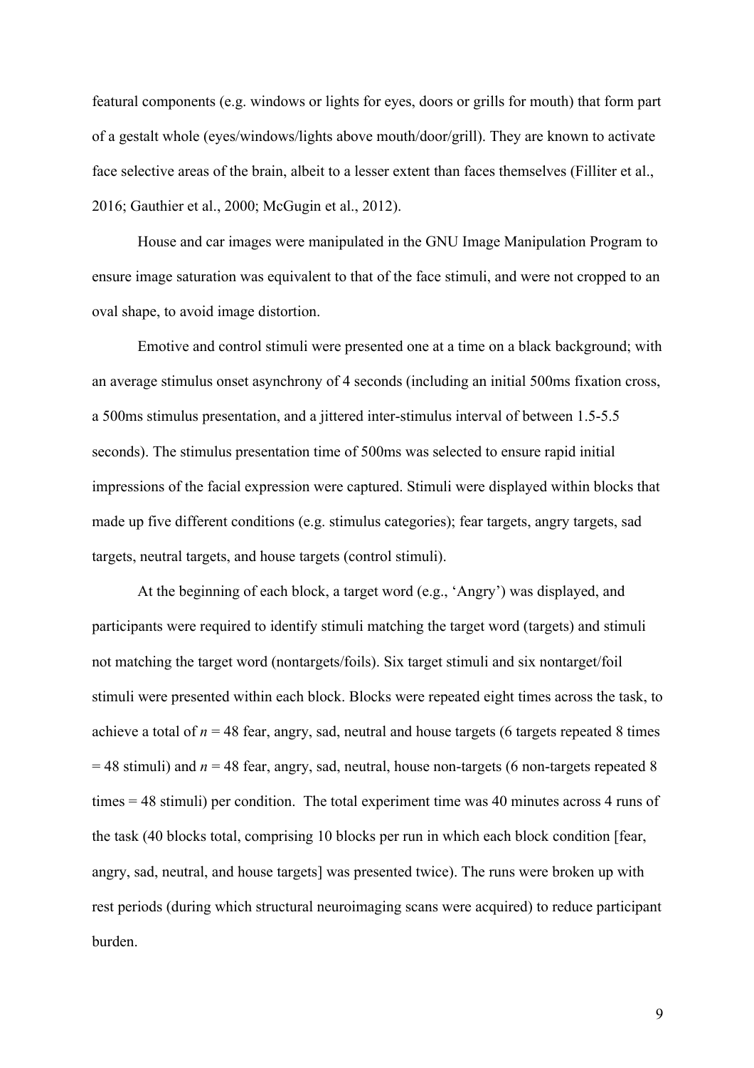featural components (e.g. windows or lights for eyes, doors or grills for mouth) that form part of a gestalt whole (eyes/windows/lights above mouth/door/grill). They are known to activate face selective areas of the brain, albeit to a lesser extent than faces themselves (Filliter et al., 2016; Gauthier et al., 2000; McGugin et al., 2012).

House and car images were manipulated in the GNU Image Manipulation Program to ensure image saturation was equivalent to that of the face stimuli, and were not cropped to an oval shape, to avoid image distortion.

Emotive and control stimuli were presented one at a time on a black background; with an average stimulus onset asynchrony of 4 seconds (including an initial 500ms fixation cross, a 500ms stimulus presentation, and a jittered inter-stimulus interval of between 1.5-5.5 seconds). The stimulus presentation time of 500ms was selected to ensure rapid initial impressions of the facial expression were captured. Stimuli were displayed within blocks that made up five different conditions (e.g. stimulus categories); fear targets, angry targets, sad targets, neutral targets, and house targets (control stimuli).

At the beginning of each block, a target word (e.g., 'Angry') was displayed, and participants were required to identify stimuli matching the target word (targets) and stimuli not matching the target word (nontargets/foils). Six target stimuli and six nontarget/foil stimuli were presented within each block. Blocks were repeated eight times across the task, to achieve a total of $n$ = 48 fear, angry, sad, neutral and house targets (6 targets repeated 8 times = 48 stimuli) and $n$ = 48 fear, angry, sad, neutral, house non-targets (6 non-targets repeated 8 times = 48 stimuli) per condition. The total experiment time was 40 minutes across 4 runs of the task (40 blocks total, comprising 10 blocks per run in which each block condition [fear, angry, sad, neutral, and house targets] was presented twice). The runs were broken up with rest periods (during which structural neuroimaging scans were acquired) to reduce participant burden.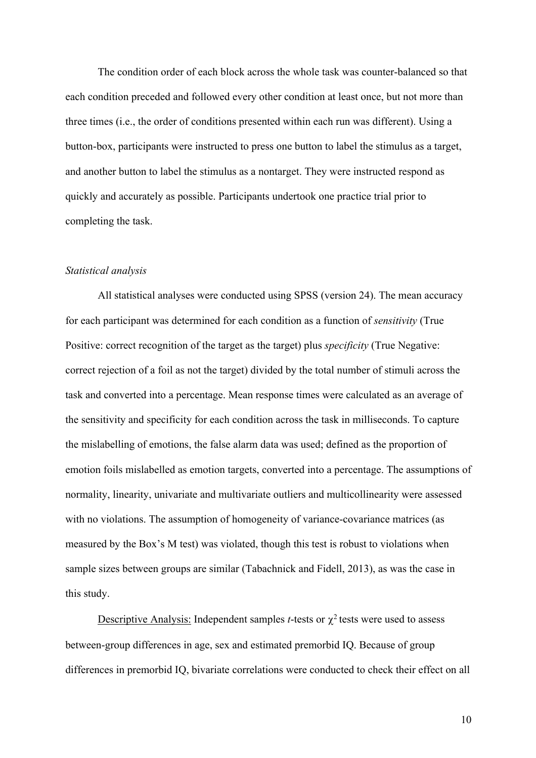The condition order of each block across the whole task was counter-balanced so that each condition preceded and followed every other condition at least once, but not more than three times (i.e., the order of conditions presented within each run was different). Using a button-box, participants were instructed to press one button to label the stimulus as a target, and another button to label the stimulus as a nontarget. They were instructed respond as quickly and accurately as possible. Participants undertook one practice trial prior to completing the task.

*Statistical analysis*

All statistical analyses were conducted using SPSS (version 24). The mean accuracy for each participant was determined for each condition as a function of *sensitivity* (True Positive: correct recognition of the target as the target) plus *specificity* (True Negative: correct rejection of a foil as not the target) divided by the total number of stimuli across the task and converted into a percentage. Mean response times were calculated as an average of the sensitivity and specificity for each condition across the task in milliseconds. To capture the mislabelling of emotions, the false alarm data was used; defined as the proportion of emotion foils mislabelled as emotion targets, converted into a percentage. The assumptions of normality, linearity, univariate and multivariate outliers and multicollinearity were assessed with no violations. The assumption of homogeneity of variance-covariance matrices (as measured by the Box's M test) was violated, though this test is robust to violations when sample sizes between groups are similar (Tabachnick and Fidell, 2013), as was the case in this study.

<u>Descriptive Analysis:</u> Independent samples *t*-tests or $\chi^2$ tests were used to assess between-group differences in age, sex and estimated premorbid IQ. Because of group differences in premorbid IQ, bivariate correlations were conducted to check their effect on all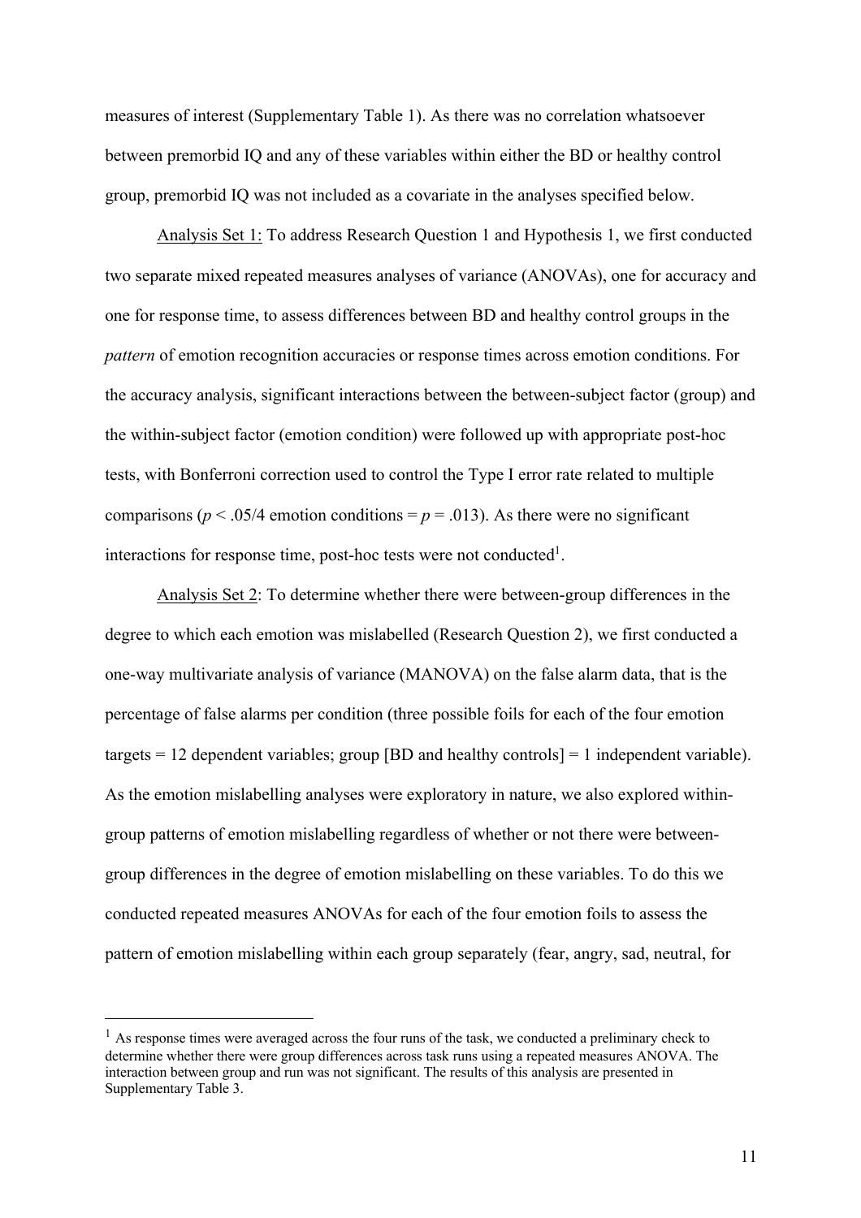measures of interest (Supplementary Table 1). As there was no correlation whatsoever between premorbid IQ and any of these variables within either the BD or healthy control group, premorbid IQ was not included as a covariate in the analyses specified below.

Analysis Set 1: To address Research Question 1 and Hypothesis 1, we first conducted two separate mixed repeated measures analyses of variance (ANOVAs), one for accuracy and one for response time, to assess differences between BD and healthy control groups in the *pattern* of emotion recognition accuracies or response times across emotion conditions. For the accuracy analysis, significant interactions between the between-subject factor (group) and the within-subject factor (emotion condition) were followed up with appropriate post-hoc tests, with Bonferroni correction used to control the Type I error rate related to multiple comparisons ($p < .05/4$ emotion conditions = $p = .013$). As there were no significant interactions for response time, post-hoc tests were not conducted[1].

Analysis Set 2: To determine whether there were between-group differences in the degree to which each emotion was mislabelled (Research Question 2), we first conducted a one-way multivariate analysis of variance (MANOVA) on the false alarm data, that is the percentage of false alarms per condition (three possible foils for each of the four emotion targets = 12 dependent variables; group [BD and healthy controls] = 1 independent variable). As the emotion mislabelling analyses were exploratory in nature, we also explored within-group patterns of emotion mislabelling regardless of whether or not there were between-group differences in the degree of emotion mislabelling on these variables. To do this we conducted repeated measures ANOVAs for each of the four emotion foils to assess the pattern of emotion mislabelling within each group separately (fear, angry, sad, neutral, for

---

[1] As response times were averaged across the four runs of the task, we conducted a preliminary check to determine whether there were group differences across task runs using a repeated measures ANOVA. The interaction between group and run was not significant. The results of this analysis are presented in Supplementary Table 3.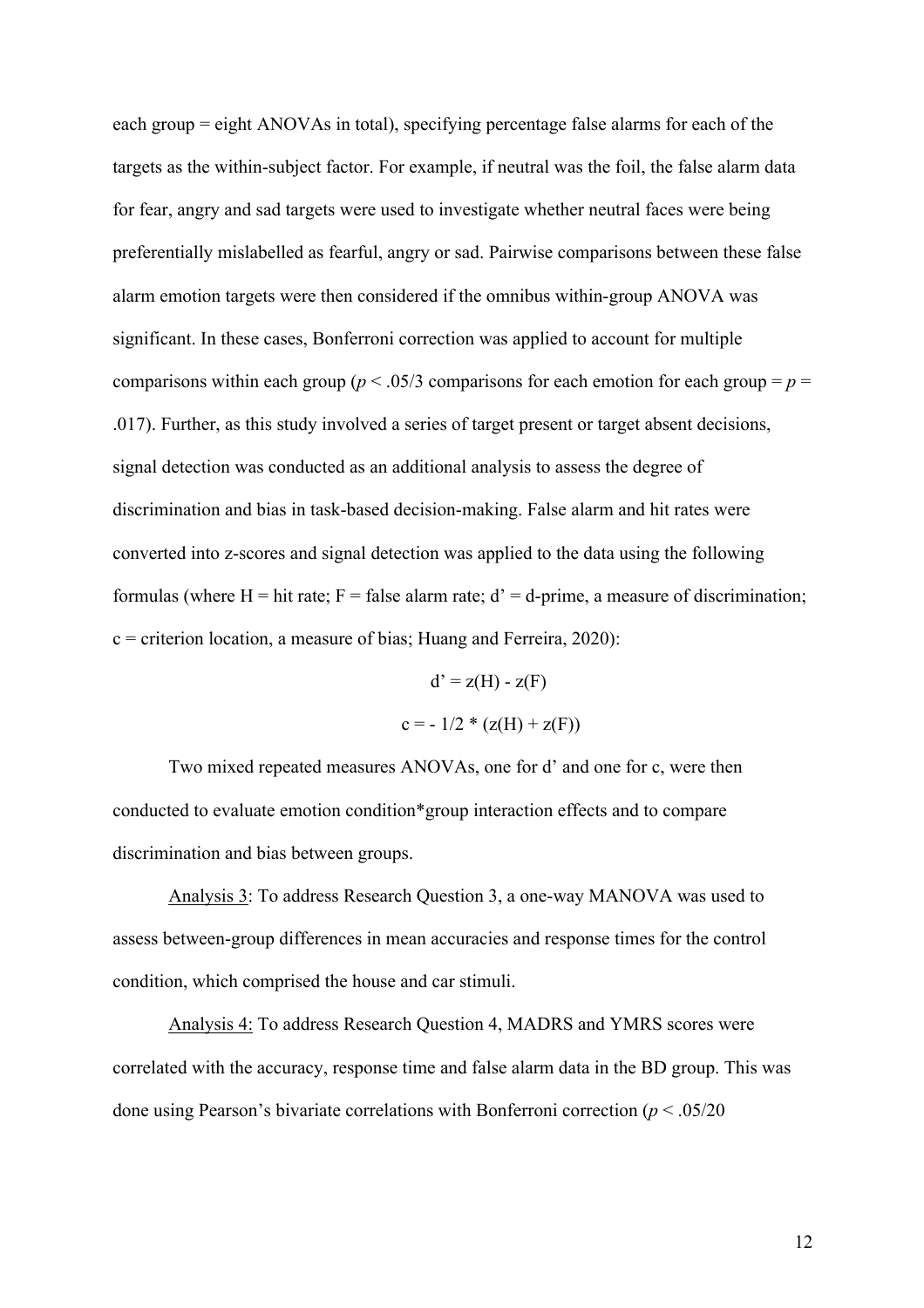each group = eight ANOVAs in total), specifying percentage false alarms for each of the targets as the within-subject factor. For example, if neutral was the foil, the false alarm data for fear, angry and sad targets were used to investigate whether neutral faces were being preferentially mislabelled as fearful, angry or sad. Pairwise comparisons between these false alarm emotion targets were then considered if the omnibus within-group ANOVA was significant. In these cases, Bonferroni correction was applied to account for multiple comparisons within each group ($p < .05/3$ comparisons for each emotion for each group = $p = .017$). Further, as this study involved a series of target present or target absent decisions, signal detection was conducted as an additional analysis to assess the degree of discrimination and bias in task-based decision-making. False alarm and hit rates were converted into z-scores and signal detection was applied to the data using the following formulas (where H = hit rate; F = false alarm rate; d' = d-prime, a measure of discrimination; c = criterion location, a measure of bias; Huang and Ferreira, 2020):

$$d' = z(H) - z(F)$$

$$c = - 1/2 * (z(H) + z(F))$$

Two mixed repeated measures ANOVAs, one for d' and one for c, were then conducted to evaluate emotion condition*group interaction effects and to compare discrimination and bias between groups.

<u>Analysis 3</u>: To address Research Question 3, a one-way MANOVA was used to assess between-group differences in mean accuracies and response times for the control condition, which comprised the house and car stimuli.

<u>Analysis 4:</u> To address Research Question 4, MADRS and YMRS scores were correlated with the accuracy, response time and false alarm data in the BD group. This was done using Pearson's bivariate correlations with Bonferroni correction ($p < .05/20$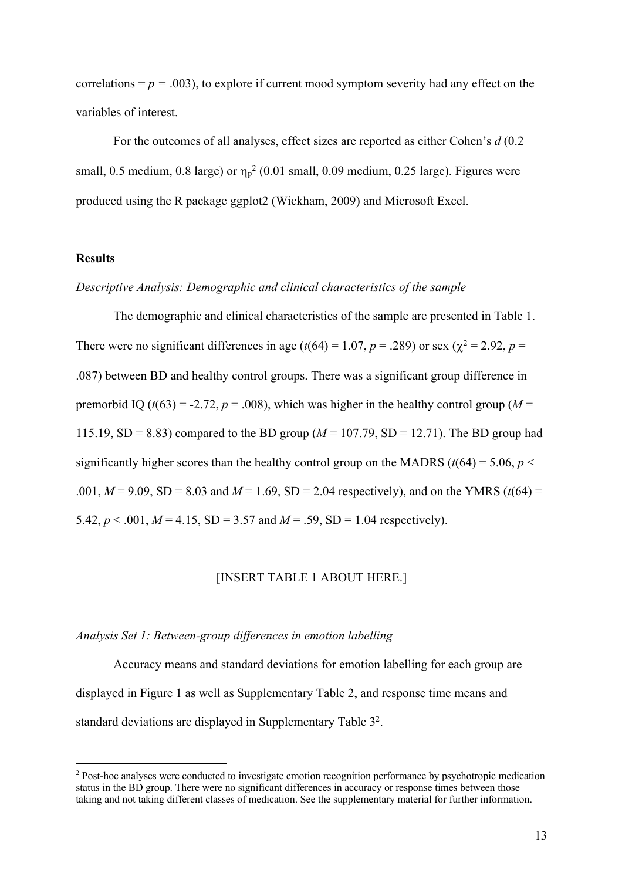correlations = $p$ = .003), to explore if current mood symptom severity had any effect on the variables of interest.

For the outcomes of all analyses, effect sizes are reported as either Cohen's $d$ (0.2 small, 0.5 medium, 0.8 large) or $\eta_p^2$ (0.01 small, 0.09 medium, 0.25 large). Figures were produced using the R package ggplot2 (Wickham, 2009) and Microsoft Excel.

**Results**

*Descriptive Analysis: Demographic and clinical characteristics of the sample*

The demographic and clinical characteristics of the sample are presented in Table 1. There were no significant differences in age ($t(64) = 1.07$, $p = .289$) or sex ($\chi^2 = 2.92$, $p = .087$) between BD and healthy control groups. There was a significant group difference in premorbid IQ ($t(63) = -2.72$, $p = .008$), which was higher in the healthy control group ($M$ = 115.19, SD = 8.83) compared to the BD group ($M$ = 107.79, SD = 12.71). The BD group had significantly higher scores than the healthy control group on the MADRS ($t(64) = 5.06$, $p < .001$, $M$ = 9.09, SD = 8.03 and $M$ = 1.69, SD = 2.04 respectively), and on the YMRS ($t(64) = 5.42$, $p < .001$, $M$ = 4.15, SD = 3.57 and $M$ = .59, SD = 1.04 respectively).

[INSERT TABLE 1 ABOUT HERE.]

*Analysis Set 1: Between-group differences in emotion labelling*

Accuracy means and standard deviations for emotion labelling for each group are displayed in Figure 1 as well as Supplementary Table 2, and response time means and standard deviations are displayed in Supplementary Table 3[2].

[2] Post-hoc analyses were conducted to investigate emotion recognition performance by psychotropic medication status in the BD group. There were no significant differences in accuracy or response times between those taking and not taking different classes of medication. See the supplementary material for further information.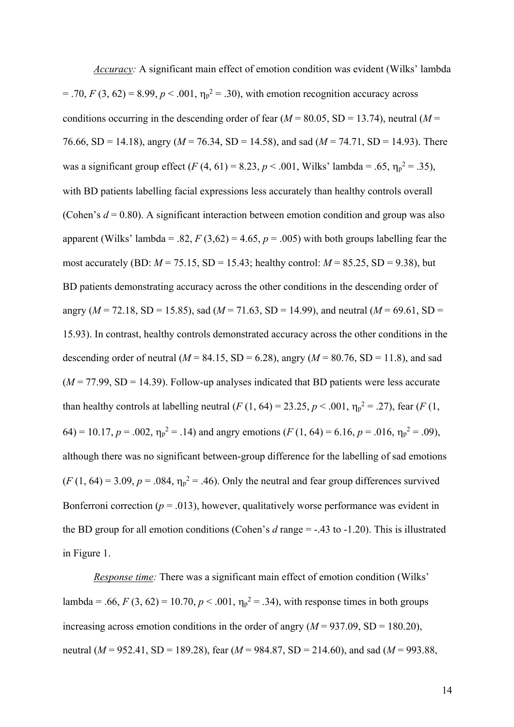*Accuracy:* A significant main effect of emotion condition was evident (Wilks' lambda = .70, $F$ (3, 62) = 8.99, $p$ < .001, $\eta_p^2$ = .30), with emotion recognition accuracy across conditions occurring in the descending order of fear ($M$ = 80.05, SD = 13.74), neutral ($M$ = 76.66, SD = 14.18), angry ($M$ = 76.34, SD = 14.58), and sad ($M$ = 74.71, SD = 14.93). There was a significant group effect ($F$ (4, 61) = 8.23, $p$ < .001, Wilks' lambda = .65, $\eta_p^2$ = .35), with BD patients labelling facial expressions less accurately than healthy controls overall (Cohen's $d$ = 0.80). A significant interaction between emotion condition and group was also apparent (Wilks' lambda = .82, $F$ (3,62) = 4.65, $p$ = .005) with both groups labelling fear the most accurately (BD: $M$ = 75.15, SD = 15.43; healthy control: $M$ = 85.25, SD = 9.38), but BD patients demonstrating accuracy across the other conditions in the descending order of angry ($M$ = 72.18, SD = 15.85), sad ($M$ = 71.63, SD = 14.99), and neutral ($M$ = 69.61, SD = 15.93). In contrast, healthy controls demonstrated accuracy across the other conditions in the descending order of neutral ($M$ = 84.15, SD = 6.28), angry ($M$ = 80.76, SD = 11.8), and sad ($M$ = 77.99, SD = 14.39). Follow-up analyses indicated that BD patients were less accurate than healthy controls at labelling neutral ($F$ (1, 64) = 23.25, $p$ < .001, $\eta_p^2$ = .27), fear ($F$ (1, 64) = 10.17, $p$ = .002, $\eta_p^2$ = .14) and angry emotions ($F$ (1, 64) = 6.16, $p$ = .016, $\eta_p^2$ = .09), although there was no significant between-group difference for the labelling of sad emotions ($F$ (1, 64) = 3.09, $p$ = .084, $\eta_p^2$ = .46). Only the neutral and fear group differences survived Bonferroni correction ($p$ = .013), however, qualitatively worse performance was evident in the BD group for all emotion conditions (Cohen's $d$ range = -.43 to -1.20). This is illustrated in Figure 1.

*Response time:* There was a significant main effect of emotion condition (Wilks' lambda = .66, $F$ (3, 62) = 10.70, $p$ < .001, $\eta_p^2$ = .34), with response times in both groups increasing across emotion conditions in the order of angry ($M$ = 937.09, SD = 180.20), neutral ($M$ = 952.41, SD = 189.28), fear ($M$ = 984.87, SD = 214.60), and sad ($M$ = 993.88,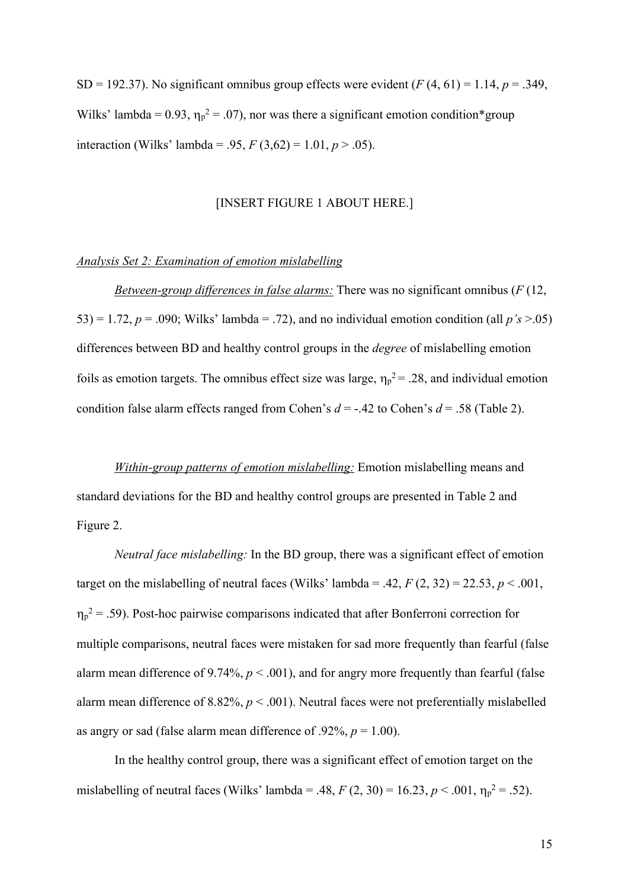SD = 192.37). No significant omnibus group effects were evident ($F$ (4, 61) = 1.14, $p$ = .349, Wilks' lambda = 0.93, $\eta_p^2$ = .07), nor was there a significant emotion condition*group interaction (Wilks' lambda = .95, $F$ (3,62) = 1.01, $p$ > .05).

[INSERT FIGURE 1 ABOUT HERE.]

*Analysis Set 2: Examination of emotion mislabelling*

*Between-group differences in false alarms:* There was no significant omnibus ($F$ (12, 53) = 1.72, $p$ = .090; Wilks' lambda = .72), and no individual emotion condition (all $p$*'s* >.05) differences between BD and healthy control groups in the *degree* of mislabelling emotion foils as emotion targets. The omnibus effect size was large, $\eta_p^2$ = .28, and individual emotion condition false alarm effects ranged from Cohen's $d$ = -.42 to Cohen's $d$ = .58 (Table 2).

*Within-group patterns of emotion mislabelling:* Emotion mislabelling means and standard deviations for the BD and healthy control groups are presented in Table 2 and Figure 2.

*Neutral face mislabelling:* In the BD group, there was a significant effect of emotion target on the mislabelling of neutral faces (Wilks' lambda = .42, $F$ (2, 32) = 22.53, $p$ < .001, $\eta_p^2$ = .59). Post-hoc pairwise comparisons indicated that after Bonferroni correction for multiple comparisons, neutral faces were mistaken for sad more frequently than fearful (false alarm mean difference of 9.74%, $p$ < .001), and for angry more frequently than fearful (false alarm mean difference of 8.82%, $p$ < .001). Neutral faces were not preferentially mislabelled as angry or sad (false alarm mean difference of .92%, $p$ = 1.00).

In the healthy control group, there was a significant effect of emotion target on the mislabelling of neutral faces (Wilks' lambda = .48, $F$ (2, 30) = 16.23, $p$ < .001, $\eta_p^2$ = .52).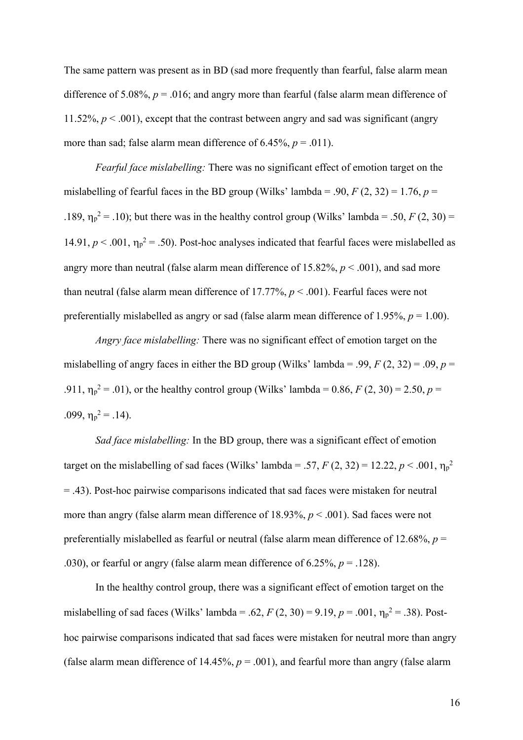The same pattern was present as in BD (sad more frequently than fearful, false alarm mean difference of 5.08%, $p = .016$; and angry more than fearful (false alarm mean difference of 11.52%, $p < .001$), except that the contrast between angry and sad was significant (angry more than sad; false alarm mean difference of 6.45%, $p = .011$).

*Fearful face mislabelling:* There was no significant effect of emotion target on the mislabelling of fearful faces in the BD group (Wilks' lambda = .90, $F\,(2, 32) = 1.76$, $p = .189$, $\eta_p^2 = .10$); but there was in the healthy control group (Wilks' lambda = .50, $F\,(2, 30) = 14.91$, $p < .001$, $\eta_p^2 = .50$). Post-hoc analyses indicated that fearful faces were mislabelled as angry more than neutral (false alarm mean difference of 15.82%, $p < .001$), and sad more than neutral (false alarm mean difference of 17.77%, $p < .001$). Fearful faces were not preferentially mislabelled as angry or sad (false alarm mean difference of 1.95%, $p = 1.00$).

*Angry face mislabelling:* There was no significant effect of emotion target on the mislabelling of angry faces in either the BD group (Wilks' lambda = .99, $F\,(2, 32) = .09$, $p = .911$, $\eta_p^2 = .01$), or the healthy control group (Wilks' lambda = 0.86, $F\,(2, 30) = 2.50$, $p = .099$, $\eta_p^2 = .14$).

*Sad face mislabelling:* In the BD group, there was a significant effect of emotion target on the mislabelling of sad faces (Wilks' lambda = .57, $F\,(2, 32) = 12.22$, $p < .001$, $\eta_p^2 = .43$). Post-hoc pairwise comparisons indicated that sad faces were mistaken for neutral more than angry (false alarm mean difference of 18.93%, $p < .001$). Sad faces were not preferentially mislabelled as fearful or neutral (false alarm mean difference of 12.68%, $p = .030$), or fearful or angry (false alarm mean difference of 6.25%, $p = .128$).

In the healthy control group, there was a significant effect of emotion target on the mislabelling of sad faces (Wilks' lambda = .62, $F\,(2, 30) = 9.19$, $p = .001$, $\eta_p^2 = .38$). Post-hoc pairwise comparisons indicated that sad faces were mistaken for neutral more than angry (false alarm mean difference of 14.45%, $p = .001$), and fearful more than angry (false alarm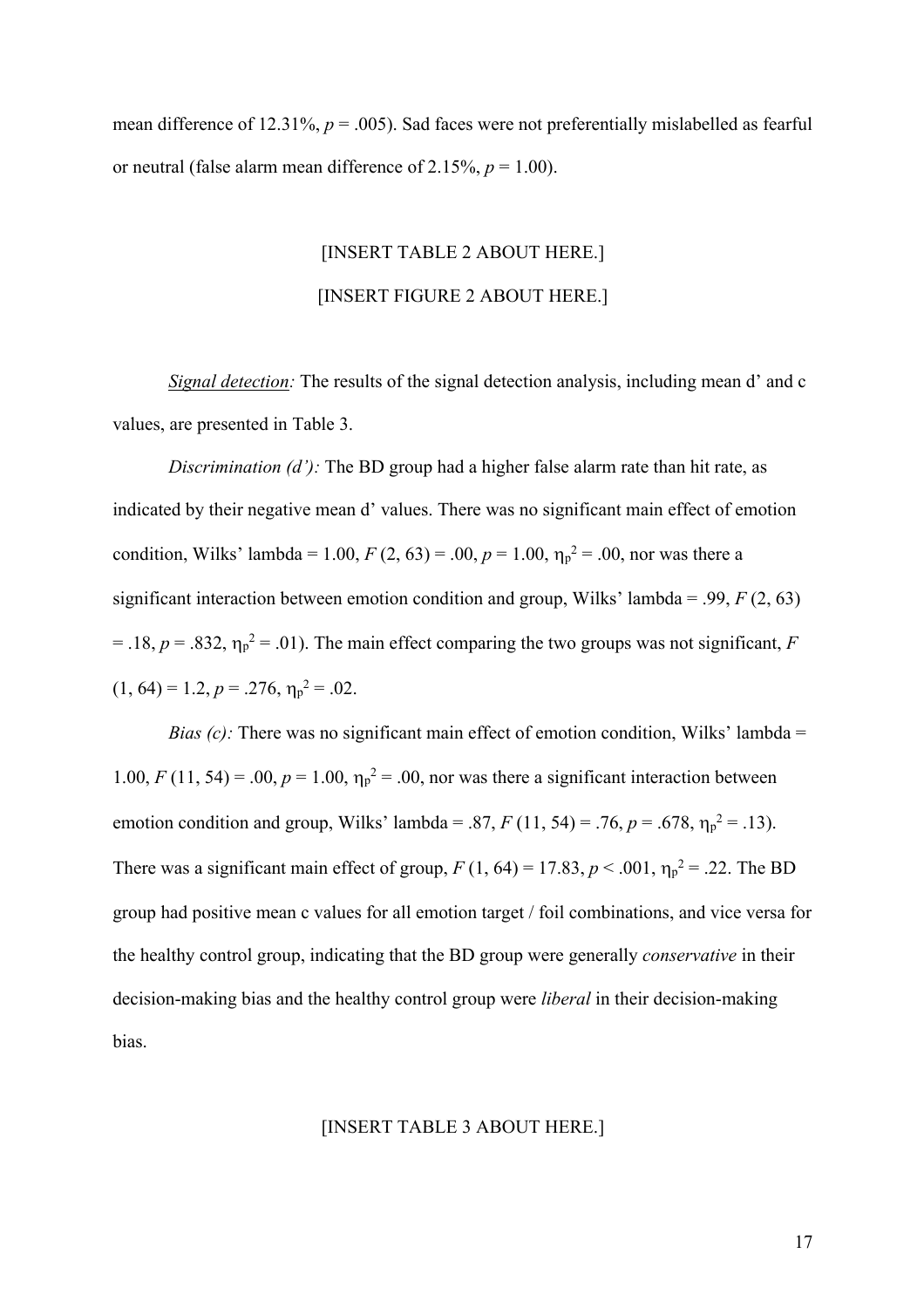mean difference of 12.31%, $p$ = .005). Sad faces were not preferentially mislabelled as fearful or neutral (false alarm mean difference of 2.15%, $p$ = 1.00).

[INSERT TABLE 2 ABOUT HERE.]

[INSERT FIGURE 2 ABOUT HERE.]

<u>Signal detection</u>*:* The results of the signal detection analysis, including mean d' and c values, are presented in Table 3.

*Discrimination (d'):* The BD group had a higher false alarm rate than hit rate, as indicated by their negative mean d' values. There was no significant main effect of emotion condition, Wilks' lambda = 1.00, $F$ (2, 63) = .00, $p$ = 1.00, $\eta_p^2$ = .00, nor was there a significant interaction between emotion condition and group, Wilks' lambda = .99, $F$ (2, 63) = .18, $p$ = .832, $\eta_p^2$ = .01). The main effect comparing the two groups was not significant, $F$ (1, 64) = 1.2, $p$ = .276, $\eta_p^2$ = .02.

*Bias (c):* There was no significant main effect of emotion condition, Wilks' lambda = 1.00, $F$ (11, 54) = .00, $p$ = 1.00, $\eta_p^2$ = .00, nor was there a significant interaction between emotion condition and group, Wilks' lambda = .87, $F$ (11, 54) = .76, $p$ = .678, $\eta_p^2$ = .13). There was a significant main effect of group, $F$ (1, 64) = 17.83, $p$ < .001, $\eta_p^2$ = .22. The BD group had positive mean c values for all emotion target / foil combinations, and vice versa for the healthy control group, indicating that the BD group were generally *conservative* in their decision-making bias and the healthy control group were *liberal* in their decision-making bias.

[INSERT TABLE 3 ABOUT HERE.]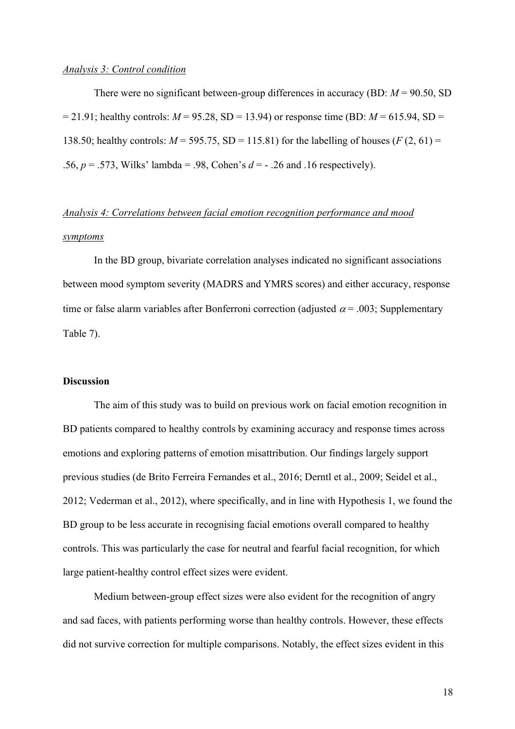*Analysis 3: Control condition*

There were no significant between-group differences in accuracy (BD: $M$ = 90.50, SD = 21.91; healthy controls: $M$ = 95.28, SD = 13.94) or response time (BD: $M$ = 615.94, SD = 138.50; healthy controls: $M$ = 595.75, SD = 115.81) for the labelling of houses ($F$ (2, 61) = .56, $p$ = .573, Wilks' lambda = .98, Cohen's $d$ = - .26 and .16 respectively).

*Analysis 4: Correlations between facial emotion recognition performance and mood symptoms*

In the BD group, bivariate correlation analyses indicated no significant associations between mood symptom severity (MADRS and YMRS scores) and either accuracy, response time or false alarm variables after Bonferroni correction (adjusted $\alpha$ = .003; Supplementary Table 7).

**Discussion**

The aim of this study was to build on previous work on facial emotion recognition in BD patients compared to healthy controls by examining accuracy and response times across emotions and exploring patterns of emotion misattribution. Our findings largely support previous studies (de Brito Ferreira Fernandes et al., 2016; Derntl et al., 2009; Seidel et al., 2012; Vederman et al., 2012), where specifically, and in line with Hypothesis 1, we found the BD group to be less accurate in recognising facial emotions overall compared to healthy controls. This was particularly the case for neutral and fearful facial recognition, for which large patient-healthy control effect sizes were evident.

Medium between-group effect sizes were also evident for the recognition of angry and sad faces, with patients performing worse than healthy controls. However, these effects did not survive correction for multiple comparisons. Notably, the effect sizes evident in this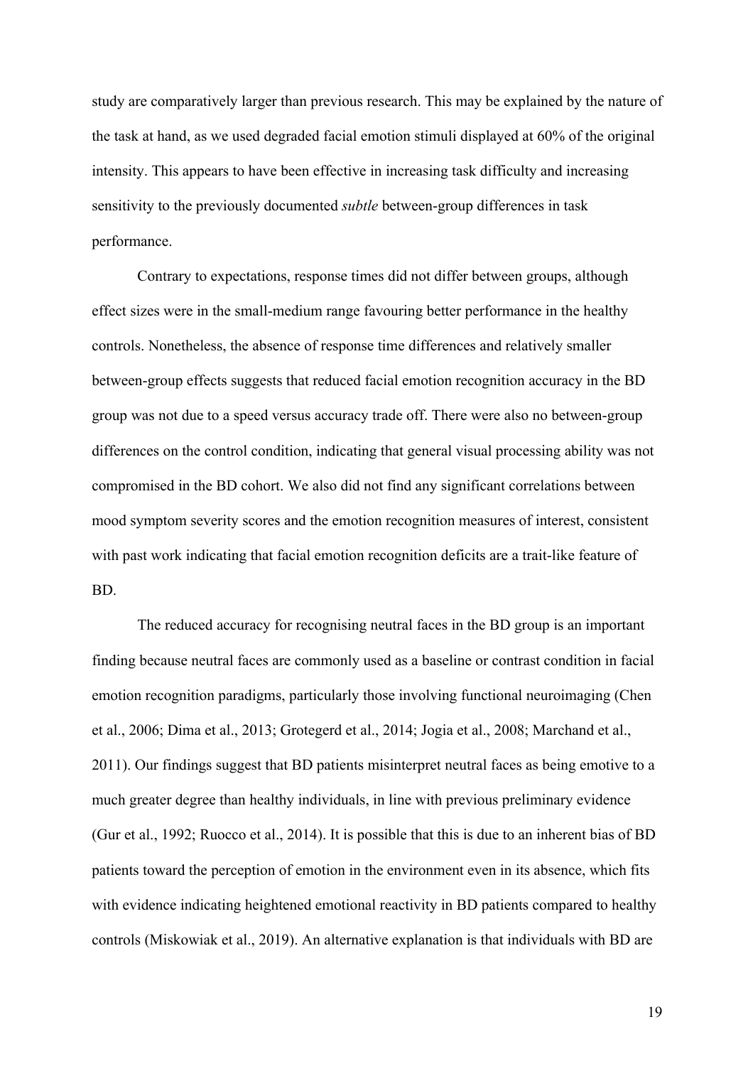study are comparatively larger than previous research. This may be explained by the nature of the task at hand, as we used degraded facial emotion stimuli displayed at 60% of the original intensity. This appears to have been effective in increasing task difficulty and increasing sensitivity to the previously documented *subtle* between-group differences in task performance.

Contrary to expectations, response times did not differ between groups, although effect sizes were in the small-medium range favouring better performance in the healthy controls. Nonetheless, the absence of response time differences and relatively smaller between-group effects suggests that reduced facial emotion recognition accuracy in the BD group was not due to a speed versus accuracy trade off. There were also no between-group differences on the control condition, indicating that general visual processing ability was not compromised in the BD cohort. We also did not find any significant correlations between mood symptom severity scores and the emotion recognition measures of interest, consistent with past work indicating that facial emotion recognition deficits are a trait-like feature of BD.

The reduced accuracy for recognising neutral faces in the BD group is an important finding because neutral faces are commonly used as a baseline or contrast condition in facial emotion recognition paradigms, particularly those involving functional neuroimaging (Chen et al., 2006; Dima et al., 2013; Grotegerd et al., 2014; Jogia et al., 2008; Marchand et al., 2011). Our findings suggest that BD patients misinterpret neutral faces as being emotive to a much greater degree than healthy individuals, in line with previous preliminary evidence (Gur et al., 1992; Ruocco et al., 2014). It is possible that this is due to an inherent bias of BD patients toward the perception of emotion in the environment even in its absence, which fits with evidence indicating heightened emotional reactivity in BD patients compared to healthy controls (Miskowiak et al., 2019). An alternative explanation is that individuals with BD are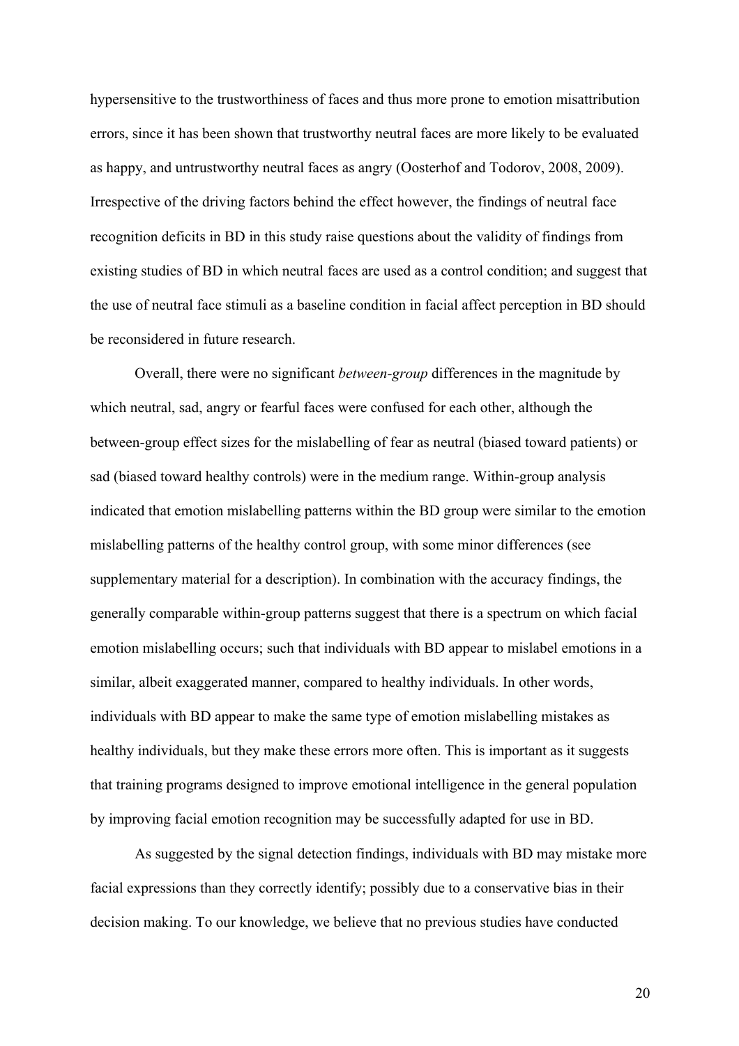hypersensitive to the trustworthiness of faces and thus more prone to emotion misattribution errors, since it has been shown that trustworthy neutral faces are more likely to be evaluated as happy, and untrustworthy neutral faces as angry (Oosterhof and Todorov, 2008, 2009). Irrespective of the driving factors behind the effect however, the findings of neutral face recognition deficits in BD in this study raise questions about the validity of findings from existing studies of BD in which neutral faces are used as a control condition; and suggest that the use of neutral face stimuli as a baseline condition in facial affect perception in BD should be reconsidered in future research.

Overall, there were no significant *between-group* differences in the magnitude by which neutral, sad, angry or fearful faces were confused for each other, although the between-group effect sizes for the mislabelling of fear as neutral (biased toward patients) or sad (biased toward healthy controls) were in the medium range. Within-group analysis indicated that emotion mislabelling patterns within the BD group were similar to the emotion mislabelling patterns of the healthy control group, with some minor differences (see supplementary material for a description). In combination with the accuracy findings, the generally comparable within-group patterns suggest that there is a spectrum on which facial emotion mislabelling occurs; such that individuals with BD appear to mislabel emotions in a similar, albeit exaggerated manner, compared to healthy individuals. In other words, individuals with BD appear to make the same type of emotion mislabelling mistakes as healthy individuals, but they make these errors more often. This is important as it suggests that training programs designed to improve emotional intelligence in the general population by improving facial emotion recognition may be successfully adapted for use in BD.

As suggested by the signal detection findings, individuals with BD may mistake more facial expressions than they correctly identify; possibly due to a conservative bias in their decision making. To our knowledge, we believe that no previous studies have conducted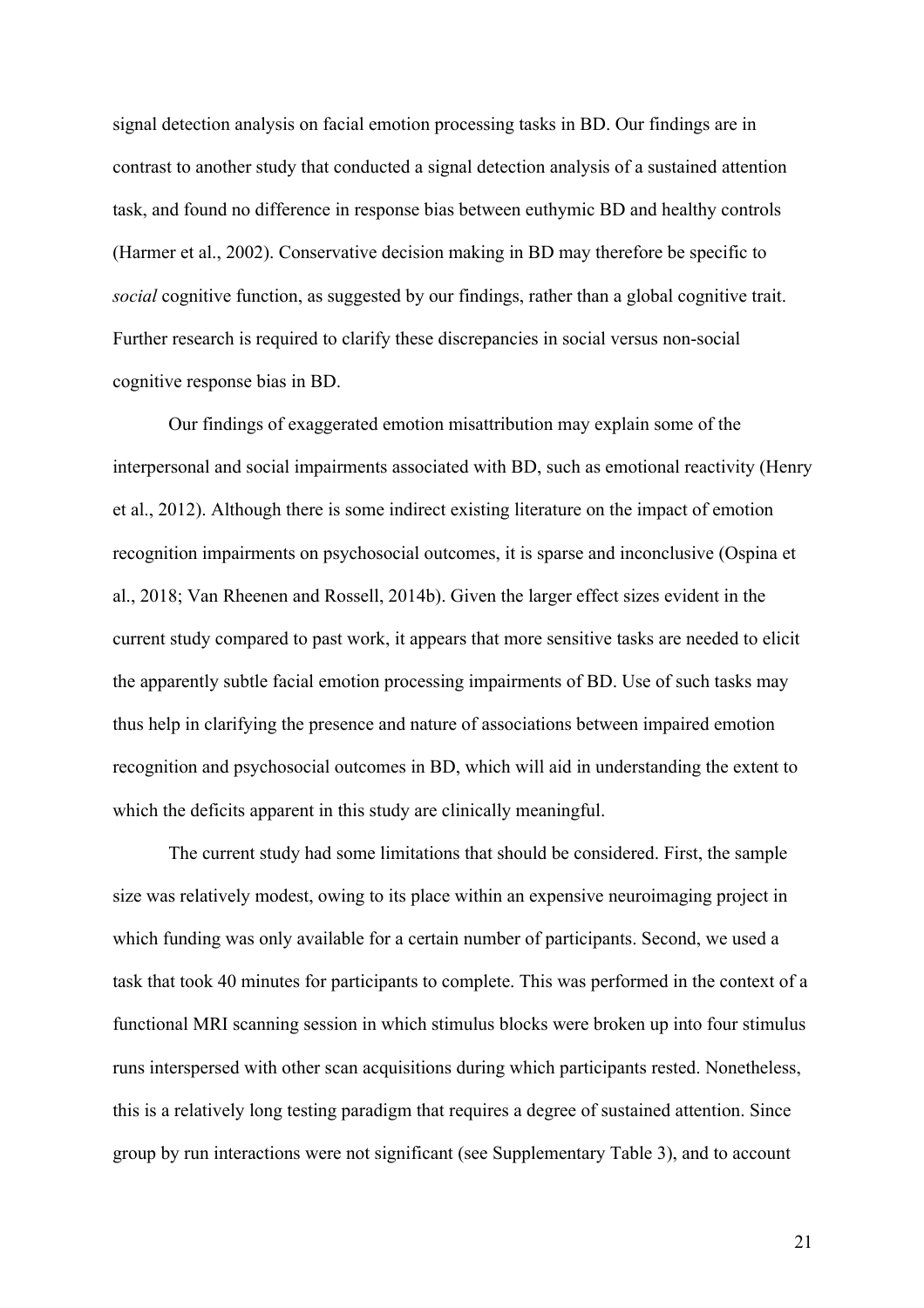signal detection analysis on facial emotion processing tasks in BD. Our findings are in contrast to another study that conducted a signal detection analysis of a sustained attention task, and found no difference in response bias between euthymic BD and healthy controls (Harmer et al., 2002). Conservative decision making in BD may therefore be specific to *social* cognitive function, as suggested by our findings, rather than a global cognitive trait. Further research is required to clarify these discrepancies in social versus non-social cognitive response bias in BD.

Our findings of exaggerated emotion misattribution may explain some of the interpersonal and social impairments associated with BD, such as emotional reactivity (Henry et al., 2012). Although there is some indirect existing literature on the impact of emotion recognition impairments on psychosocial outcomes, it is sparse and inconclusive (Ospina et al., 2018; Van Rheenen and Rossell, 2014b). Given the larger effect sizes evident in the current study compared to past work, it appears that more sensitive tasks are needed to elicit the apparently subtle facial emotion processing impairments of BD. Use of such tasks may thus help in clarifying the presence and nature of associations between impaired emotion recognition and psychosocial outcomes in BD, which will aid in understanding the extent to which the deficits apparent in this study are clinically meaningful.

The current study had some limitations that should be considered. First, the sample size was relatively modest, owing to its place within an expensive neuroimaging project in which funding was only available for a certain number of participants. Second, we used a task that took 40 minutes for participants to complete. This was performed in the context of a functional MRI scanning session in which stimulus blocks were broken up into four stimulus runs interspersed with other scan acquisitions during which participants rested. Nonetheless, this is a relatively long testing paradigm that requires a degree of sustained attention. Since group by run interactions were not significant (see Supplementary Table 3), and to account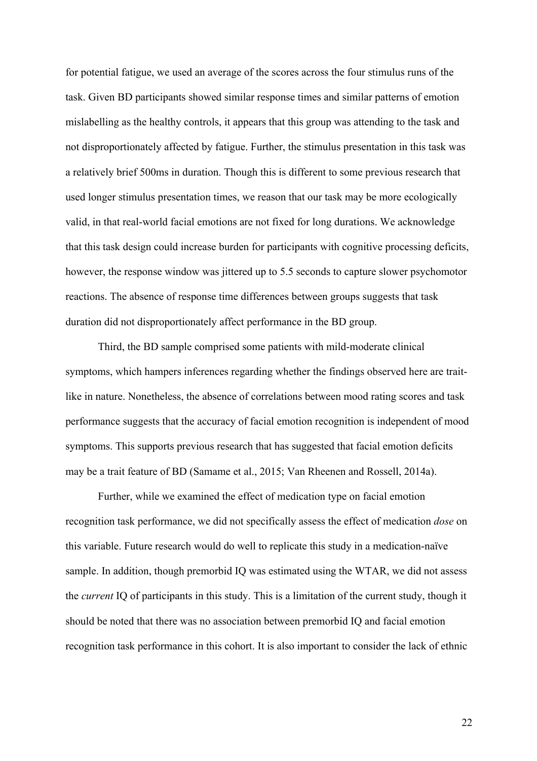for potential fatigue, we used an average of the scores across the four stimulus runs of the task. Given BD participants showed similar response times and similar patterns of emotion mislabelling as the healthy controls, it appears that this group was attending to the task and not disproportionately affected by fatigue. Further, the stimulus presentation in this task was a relatively brief 500ms in duration. Though this is different to some previous research that used longer stimulus presentation times, we reason that our task may be more ecologically valid, in that real-world facial emotions are not fixed for long durations. We acknowledge that this task design could increase burden for participants with cognitive processing deficits, however, the response window was jittered up to 5.5 seconds to capture slower psychomotor reactions. The absence of response time differences between groups suggests that task duration did not disproportionately affect performance in the BD group.

Third, the BD sample comprised some patients with mild-moderate clinical symptoms, which hampers inferences regarding whether the findings observed here are trait-like in nature. Nonetheless, the absence of correlations between mood rating scores and task performance suggests that the accuracy of facial emotion recognition is independent of mood symptoms. This supports previous research that has suggested that facial emotion deficits may be a trait feature of BD (Samame et al., 2015; Van Rheenen and Rossell, 2014a).

Further, while we examined the effect of medication type on facial emotion recognition task performance, we did not specifically assess the effect of medication *dose* on this variable. Future research would do well to replicate this study in a medication-naïve sample. In addition, though premorbid IQ was estimated using the WTAR, we did not assess the *current* IQ of participants in this study. This is a limitation of the current study, though it should be noted that there was no association between premorbid IQ and facial emotion recognition task performance in this cohort. It is also important to consider the lack of ethnic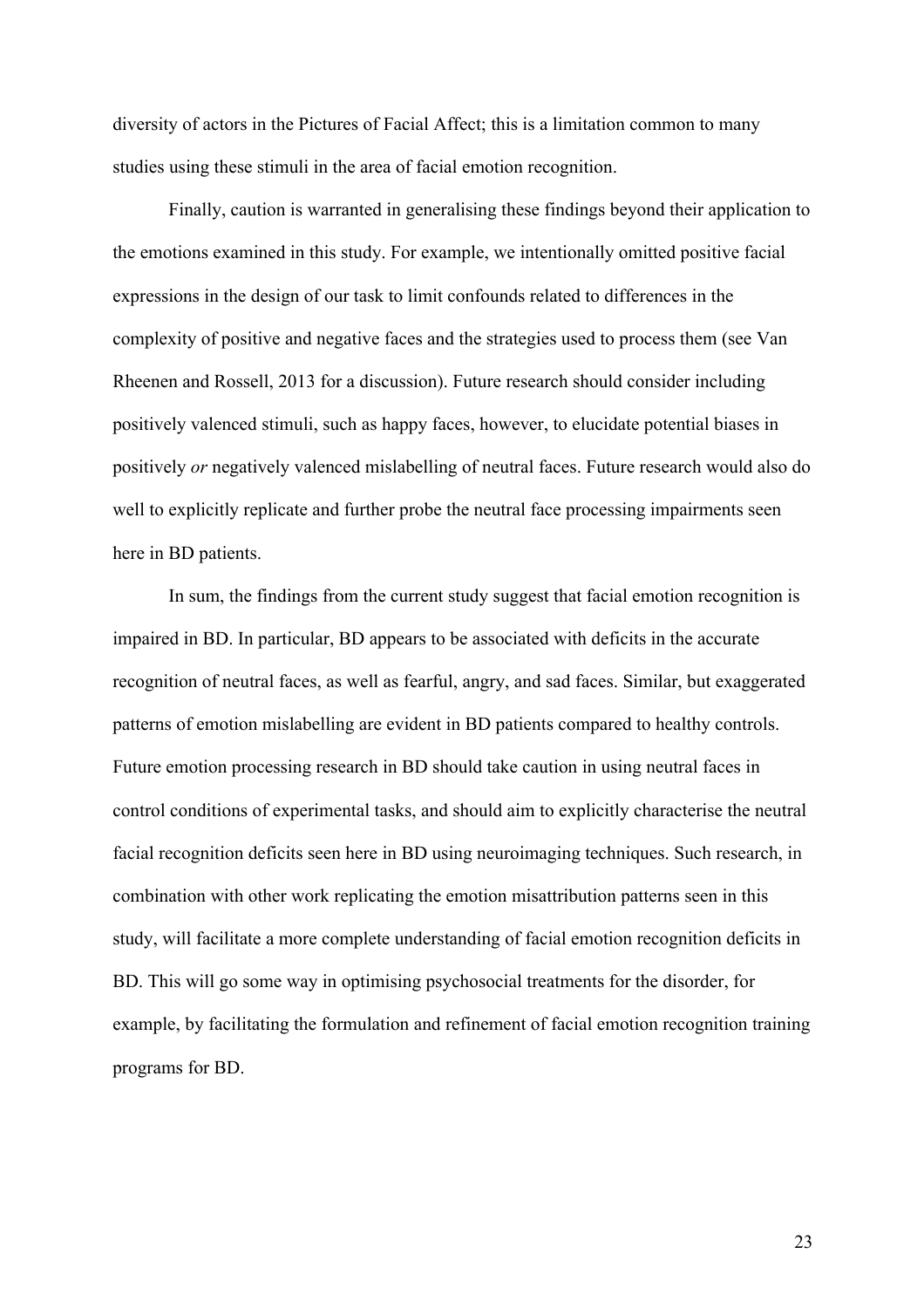diversity of actors in the Pictures of Facial Affect; this is a limitation common to many studies using these stimuli in the area of facial emotion recognition.

Finally, caution is warranted in generalising these findings beyond their application to the emotions examined in this study. For example, we intentionally omitted positive facial expressions in the design of our task to limit confounds related to differences in the complexity of positive and negative faces and the strategies used to process them (see Van Rheenen and Rossell, 2013 for a discussion). Future research should consider including positively valenced stimuli, such as happy faces, however, to elucidate potential biases in positively *or* negatively valenced mislabelling of neutral faces. Future research would also do well to explicitly replicate and further probe the neutral face processing impairments seen here in BD patients.

In sum, the findings from the current study suggest that facial emotion recognition is impaired in BD. In particular, BD appears to be associated with deficits in the accurate recognition of neutral faces, as well as fearful, angry, and sad faces. Similar, but exaggerated patterns of emotion mislabelling are evident in BD patients compared to healthy controls. Future emotion processing research in BD should take caution in using neutral faces in control conditions of experimental tasks, and should aim to explicitly characterise the neutral facial recognition deficits seen here in BD using neuroimaging techniques. Such research, in combination with other work replicating the emotion misattribution patterns seen in this study, will facilitate a more complete understanding of facial emotion recognition deficits in BD. This will go some way in optimising psychosocial treatments for the disorder, for example, by facilitating the formulation and refinement of facial emotion recognition training programs for BD.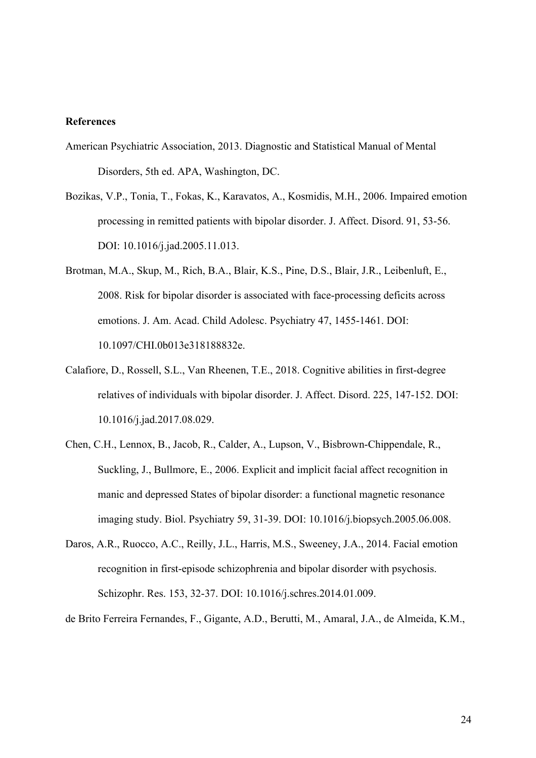**References**

American Psychiatric Association, 2013. Diagnostic and Statistical Manual of Mental Disorders, 5th ed. APA, Washington, DC.

Bozikas, V.P., Tonia, T., Fokas, K., Karavatos, A., Kosmidis, M.H., 2006. Impaired emotion processing in remitted patients with bipolar disorder. J. Affect. Disord. 91, 53-56. DOI: 10.1016/j.jad.2005.11.013.

Brotman, M.A., Skup, M., Rich, B.A., Blair, K.S., Pine, D.S., Blair, J.R., Leibenluft, E., 2008. Risk for bipolar disorder is associated with face-processing deficits across emotions. J. Am. Acad. Child Adolesc. Psychiatry 47, 1455-1461. DOI: 10.1097/CHI.0b013e318188832e.

Calafiore, D., Rossell, S.L., Van Rheenen, T.E., 2018. Cognitive abilities in first-degree relatives of individuals with bipolar disorder. J. Affect. Disord. 225, 147-152. DOI: 10.1016/j.jad.2017.08.029.

Chen, C.H., Lennox, B., Jacob, R., Calder, A., Lupson, V., Bisbrown-Chippendale, R., Suckling, J., Bullmore, E., 2006. Explicit and implicit facial affect recognition in manic and depressed States of bipolar disorder: a functional magnetic resonance imaging study. Biol. Psychiatry 59, 31-39. DOI: 10.1016/j.biopsych.2005.06.008.

Daros, A.R., Ruocco, A.C., Reilly, J.L., Harris, M.S., Sweeney, J.A., 2014. Facial emotion recognition in first-episode schizophrenia and bipolar disorder with psychosis. Schizophr. Res. 153, 32-37. DOI: 10.1016/j.schres.2014.01.009.

de Brito Ferreira Fernandes, F., Gigante, A.D., Berutti, M., Amaral, J.A., de Almeida, K.M.,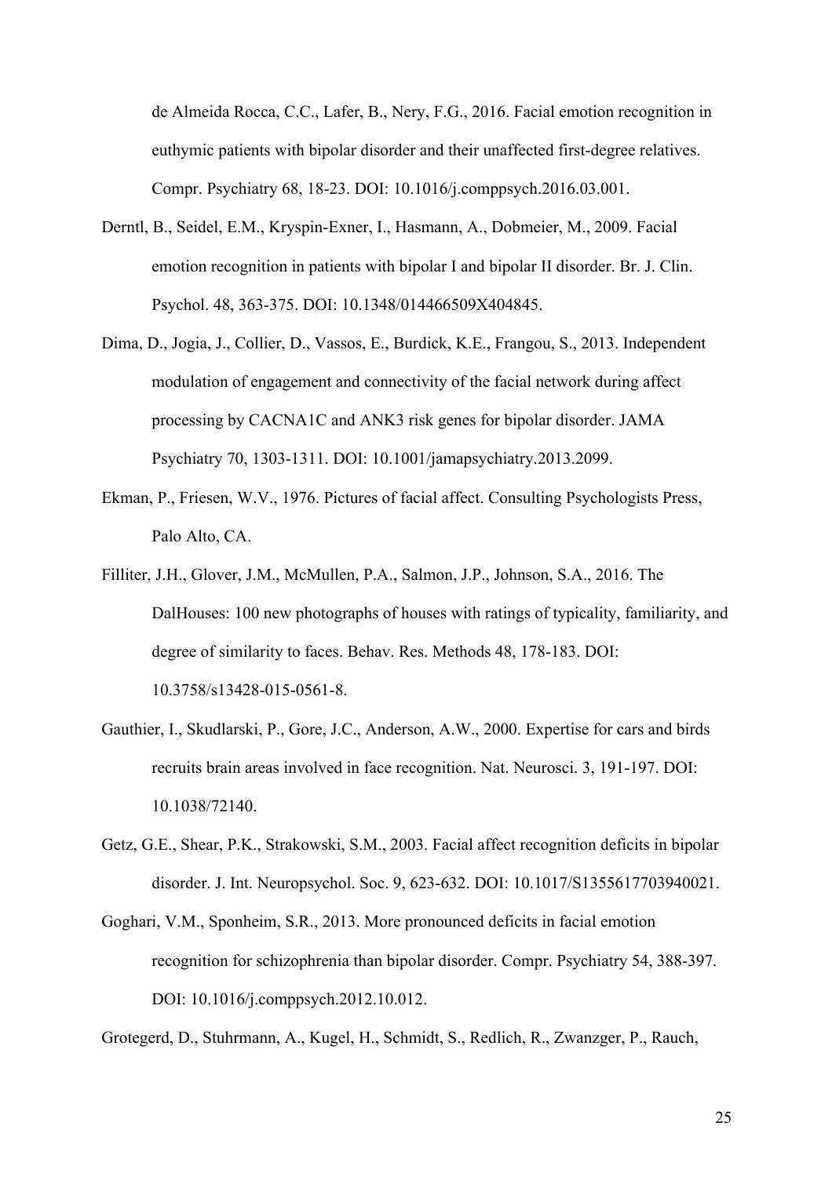de Almeida Rocca, C.C., Lafer, B., Nery, F.G., 2016. Facial emotion recognition in euthymic patients with bipolar disorder and their unaffected first-degree relatives. Compr. Psychiatry 68, 18-23. DOI: 10.1016/j.comppsych.2016.03.001.

Derntl, B., Seidel, E.M., Kryspin-Exner, I., Hasmann, A., Dobmeier, M., 2009. Facial emotion recognition in patients with bipolar I and bipolar II disorder. Br. J. Clin. Psychol. 48, 363-375. DOI: 10.1348/014466509X404845.

Dima, D., Jogia, J., Collier, D., Vassos, E., Burdick, K.E., Frangou, S., 2013. Independent modulation of engagement and connectivity of the facial network during affect processing by CACNA1C and ANK3 risk genes for bipolar disorder. JAMA Psychiatry 70, 1303-1311. DOI: 10.1001/jamapsychiatry.2013.2099.

Ekman, P., Friesen, W.V., 1976. Pictures of facial affect. Consulting Psychologists Press, Palo Alto, CA.

Filliter, J.H., Glover, J.M., McMullen, P.A., Salmon, J.P., Johnson, S.A., 2016. The DalHouses: 100 new photographs of houses with ratings of typicality, familiarity, and degree of similarity to faces. Behav. Res. Methods 48, 178-183. DOI: 10.3758/s13428-015-0561-8.

Gauthier, I., Skudlarski, P., Gore, J.C., Anderson, A.W., 2000. Expertise for cars and birds recruits brain areas involved in face recognition. Nat. Neurosci. 3, 191-197. DOI: 10.1038/72140.

Getz, G.E., Shear, P.K., Strakowski, S.M., 2003. Facial affect recognition deficits in bipolar disorder. J. Int. Neuropsychol. Soc. 9, 623-632. DOI: 10.1017/S1355617703940021.

Goghari, V.M., Sponheim, S.R., 2013. More pronounced deficits in facial emotion recognition for schizophrenia than bipolar disorder. Compr. Psychiatry 54, 388-397. DOI: 10.1016/j.comppsych.2012.10.012.

Grotegerd, D., Stuhrmann, A., Kugel, H., Schmidt, S., Redlich, R., Zwanzger, P., Rauch,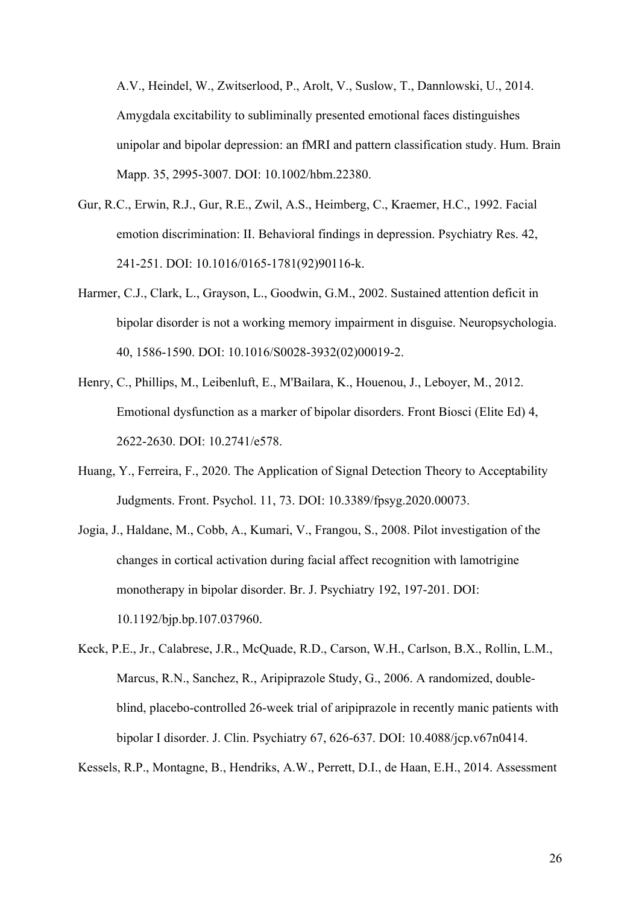A.V., Heindel, W., Zwitserlood, P., Arolt, V., Suslow, T., Dannlowski, U., 2014. Amygdala excitability to subliminally presented emotional faces distinguishes unipolar and bipolar depression: an fMRI and pattern classification study. Hum. Brain Mapp. 35, 2995-3007. DOI: 10.1002/hbm.22380.

Gur, R.C., Erwin, R.J., Gur, R.E., Zwil, A.S., Heimberg, C., Kraemer, H.C., 1992. Facial emotion discrimination: II. Behavioral findings in depression. Psychiatry Res. 42, 241-251. DOI: 10.1016/0165-1781(92)90116-k.

Harmer, C.J., Clark, L., Grayson, L., Goodwin, G.M., 2002. Sustained attention deficit in bipolar disorder is not a working memory impairment in disguise. Neuropsychologia. 40, 1586-1590. DOI: 10.1016/S0028-3932(02)00019-2.

Henry, C., Phillips, M., Leibenluft, E., M'Bailara, K., Houenou, J., Leboyer, M., 2012. Emotional dysfunction as a marker of bipolar disorders. Front Biosci (Elite Ed) 4, 2622-2630. DOI: 10.2741/e578.

Huang, Y., Ferreira, F., 2020. The Application of Signal Detection Theory to Acceptability Judgments. Front. Psychol. 11, 73. DOI: 10.3389/fpsyg.2020.00073.

Jogia, J., Haldane, M., Cobb, A., Kumari, V., Frangou, S., 2008. Pilot investigation of the changes in cortical activation during facial affect recognition with lamotrigine monotherapy in bipolar disorder. Br. J. Psychiatry 192, 197-201. DOI: 10.1192/bjp.bp.107.037960.

Keck, P.E., Jr., Calabrese, J.R., McQuade, R.D., Carson, W.H., Carlson, B.X., Rollin, L.M., Marcus, R.N., Sanchez, R., Aripiprazole Study, G., 2006. A randomized, double-blind, placebo-controlled 26-week trial of aripiprazole in recently manic patients with bipolar I disorder. J. Clin. Psychiatry 67, 626-637. DOI: 10.4088/jcp.v67n0414.

Kessels, R.P., Montagne, B., Hendriks, A.W., Perrett, D.I., de Haan, E.H., 2014. Assessment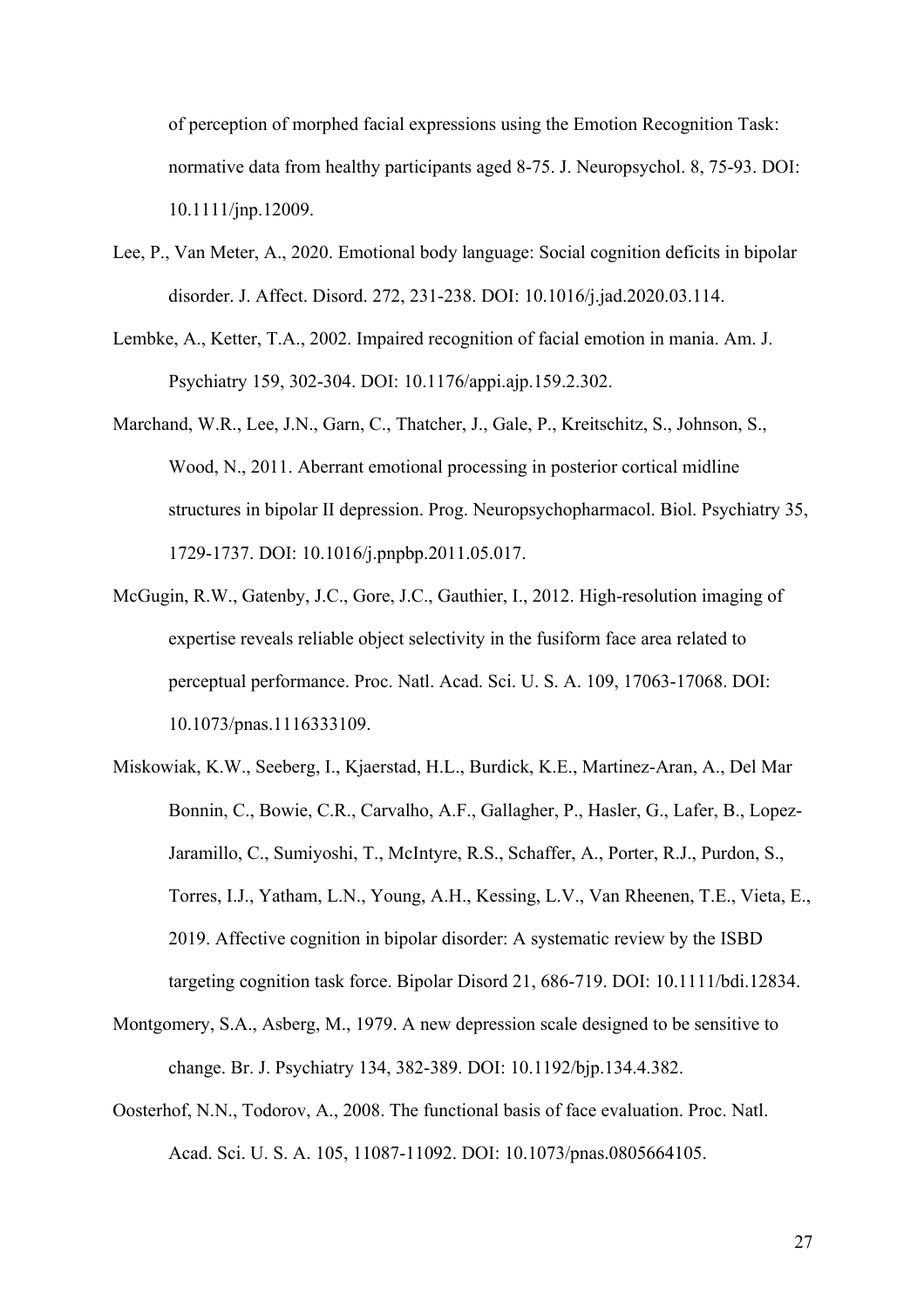of perception of morphed facial expressions using the Emotion Recognition Task: normative data from healthy participants aged 8-75. J. Neuropsychol. 8, 75-93. DOI: 10.1111/jnp.12009.

Lee, P., Van Meter, A., 2020. Emotional body language: Social cognition deficits in bipolar disorder. J. Affect. Disord. 272, 231-238. DOI: 10.1016/j.jad.2020.03.114.

Lembke, A., Ketter, T.A., 2002. Impaired recognition of facial emotion in mania. Am. J. Psychiatry 159, 302-304. DOI: 10.1176/appi.ajp.159.2.302.

Marchand, W.R., Lee, J.N., Garn, C., Thatcher, J., Gale, P., Kreitschitz, S., Johnson, S., Wood, N., 2011. Aberrant emotional processing in posterior cortical midline structures in bipolar II depression. Prog. Neuropsychopharmacol. Biol. Psychiatry 35, 1729-1737. DOI: 10.1016/j.pnpbp.2011.05.017.

McGugin, R.W., Gatenby, J.C., Gore, J.C., Gauthier, I., 2012. High-resolution imaging of expertise reveals reliable object selectivity in the fusiform face area related to perceptual performance. Proc. Natl. Acad. Sci. U. S. A. 109, 17063-17068. DOI: 10.1073/pnas.1116333109.

Miskowiak, K.W., Seeberg, I., Kjaerstad, H.L., Burdick, K.E., Martinez-Aran, A., Del Mar Bonnin, C., Bowie, C.R., Carvalho, A.F., Gallagher, P., Hasler, G., Lafer, B., Lopez-Jaramillo, C., Sumiyoshi, T., McIntyre, R.S., Schaffer, A., Porter, R.J., Purdon, S., Torres, I.J., Yatham, L.N., Young, A.H., Kessing, L.V., Van Rheenen, T.E., Vieta, E., 2019. Affective cognition in bipolar disorder: A systematic review by the ISBD targeting cognition task force. Bipolar Disord 21, 686-719. DOI: 10.1111/bdi.12834.

Montgomery, S.A., Asberg, M., 1979. A new depression scale designed to be sensitive to change. Br. J. Psychiatry 134, 382-389. DOI: 10.1192/bjp.134.4.382.

Oosterhof, N.N., Todorov, A., 2008. The functional basis of face evaluation. Proc. Natl. Acad. Sci. U. S. A. 105, 11087-11092. DOI: 10.1073/pnas.0805664105.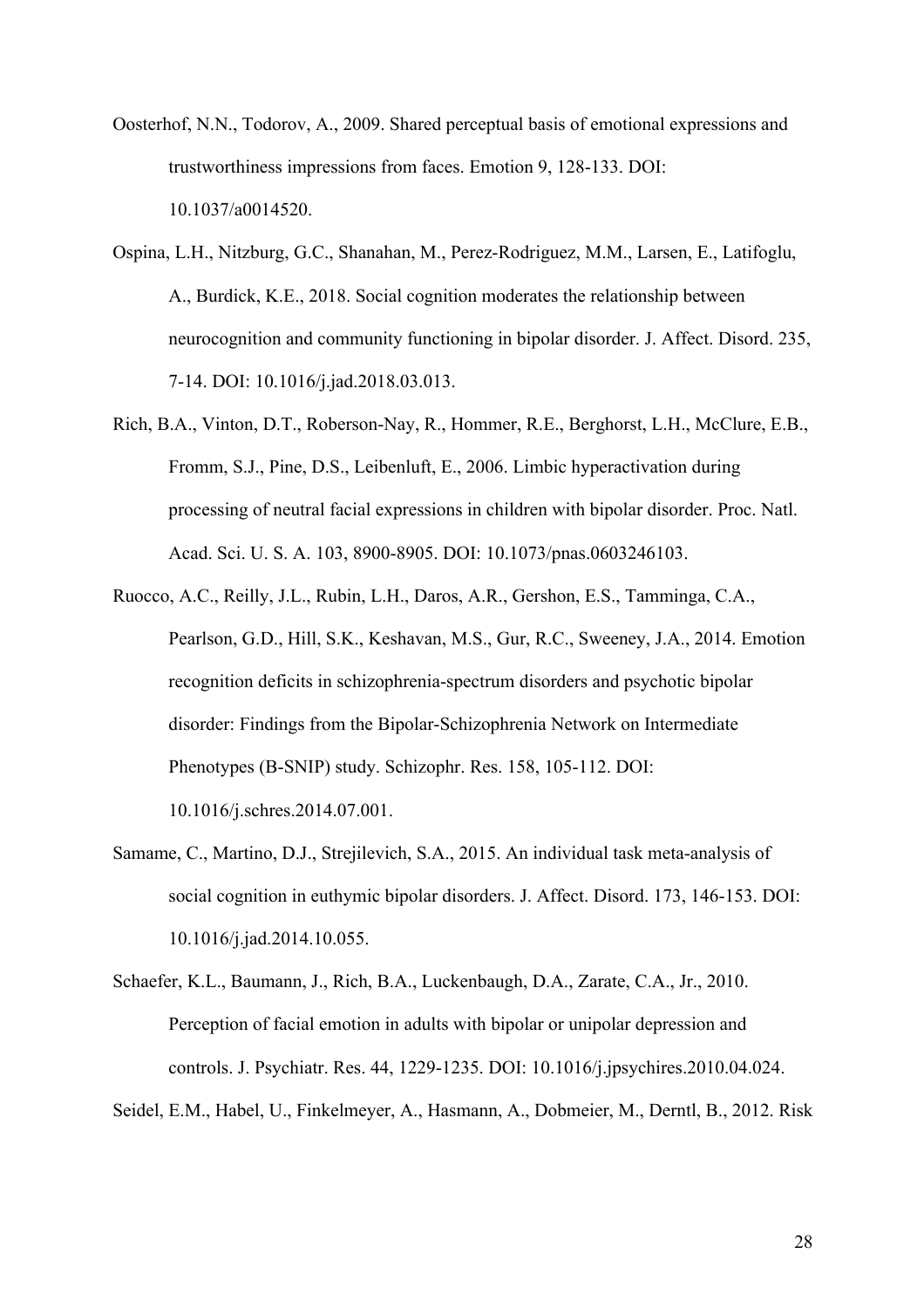Oosterhof, N.N., Todorov, A., 2009. Shared perceptual basis of emotional expressions and trustworthiness impressions from faces. Emotion 9, 128-133. DOI: 10.1037/a0014520.

Ospina, L.H., Nitzburg, G.C., Shanahan, M., Perez-Rodriguez, M.M., Larsen, E., Latifoglu, A., Burdick, K.E., 2018. Social cognition moderates the relationship between neurocognition and community functioning in bipolar disorder. J. Affect. Disord. 235, 7-14. DOI: 10.1016/j.jad.2018.03.013.

Rich, B.A., Vinton, D.T., Roberson-Nay, R., Hommer, R.E., Berghorst, L.H., McClure, E.B., Fromm, S.J., Pine, D.S., Leibenluft, E., 2006. Limbic hyperactivation during processing of neutral facial expressions in children with bipolar disorder. Proc. Natl. Acad. Sci. U. S. A. 103, 8900-8905. DOI: 10.1073/pnas.0603246103.

Ruocco, A.C., Reilly, J.L., Rubin, L.H., Daros, A.R., Gershon, E.S., Tamminga, C.A., Pearlson, G.D., Hill, S.K., Keshavan, M.S., Gur, R.C., Sweeney, J.A., 2014. Emotion recognition deficits in schizophrenia-spectrum disorders and psychotic bipolar disorder: Findings from the Bipolar-Schizophrenia Network on Intermediate Phenotypes (B-SNIP) study. Schizophr. Res. 158, 105-112. DOI: 10.1016/j.schres.2014.07.001.

Samame, C., Martino, D.J., Strejilevich, S.A., 2015. An individual task meta-analysis of social cognition in euthymic bipolar disorders. J. Affect. Disord. 173, 146-153. DOI: 10.1016/j.jad.2014.10.055.

Schaefer, K.L., Baumann, J., Rich, B.A., Luckenbaugh, D.A., Zarate, C.A., Jr., 2010. Perception of facial emotion in adults with bipolar or unipolar depression and controls. J. Psychiatr. Res. 44, 1229-1235. DOI: 10.1016/j.jpsychires.2010.04.024.

Seidel, E.M., Habel, U., Finkelmeyer, A., Hasmann, A., Dobmeier, M., Derntl, B., 2012. Risk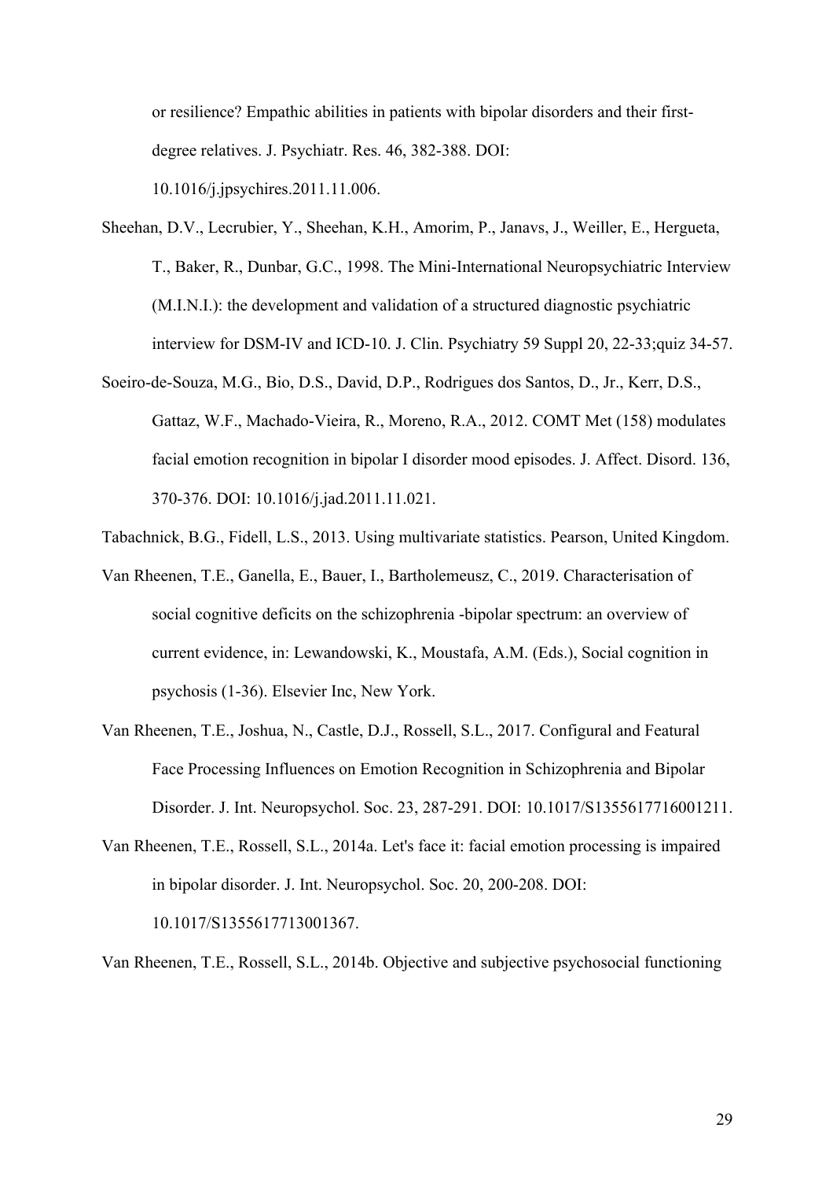or resilience? Empathic abilities in patients with bipolar disorders and their first-degree relatives. J. Psychiatr. Res. 46, 382-388. DOI: 10.1016/j.jpsychires.2011.11.006.

Sheehan, D.V., Lecrubier, Y., Sheehan, K.H., Amorim, P., Janavs, J., Weiller, E., Hergueta, T., Baker, R., Dunbar, G.C., 1998. The Mini-International Neuropsychiatric Interview (M.I.N.I.): the development and validation of a structured diagnostic psychiatric interview for DSM-IV and ICD-10. J. Clin. Psychiatry 59 Suppl 20, 22-33;quiz 34-57.

Soeiro-de-Souza, M.G., Bio, D.S., David, D.P., Rodrigues dos Santos, D., Jr., Kerr, D.S., Gattaz, W.F., Machado-Vieira, R., Moreno, R.A., 2012. COMT Met (158) modulates facial emotion recognition in bipolar I disorder mood episodes. J. Affect. Disord. 136, 370-376. DOI: 10.1016/j.jad.2011.11.021.

Tabachnick, B.G., Fidell, L.S., 2013. Using multivariate statistics. Pearson, United Kingdom.

Van Rheenen, T.E., Ganella, E., Bauer, I., Bartholemeusz, C., 2019. Characterisation of social cognitive deficits on the schizophrenia -bipolar spectrum: an overview of current evidence, in: Lewandowski, K., Moustafa, A.M. (Eds.), Social cognition in psychosis (1-36). Elsevier Inc, New York.

Van Rheenen, T.E., Joshua, N., Castle, D.J., Rossell, S.L., 2017. Configural and Featural Face Processing Influences on Emotion Recognition in Schizophrenia and Bipolar Disorder. J. Int. Neuropsychol. Soc. 23, 287-291. DOI: 10.1017/S1355617716001211.

Van Rheenen, T.E., Rossell, S.L., 2014a. Let's face it: facial emotion processing is impaired in bipolar disorder. J. Int. Neuropsychol. Soc. 20, 200-208. DOI: 10.1017/S1355617713001367.

Van Rheenen, T.E., Rossell, S.L., 2014b. Objective and subjective psychosocial functioning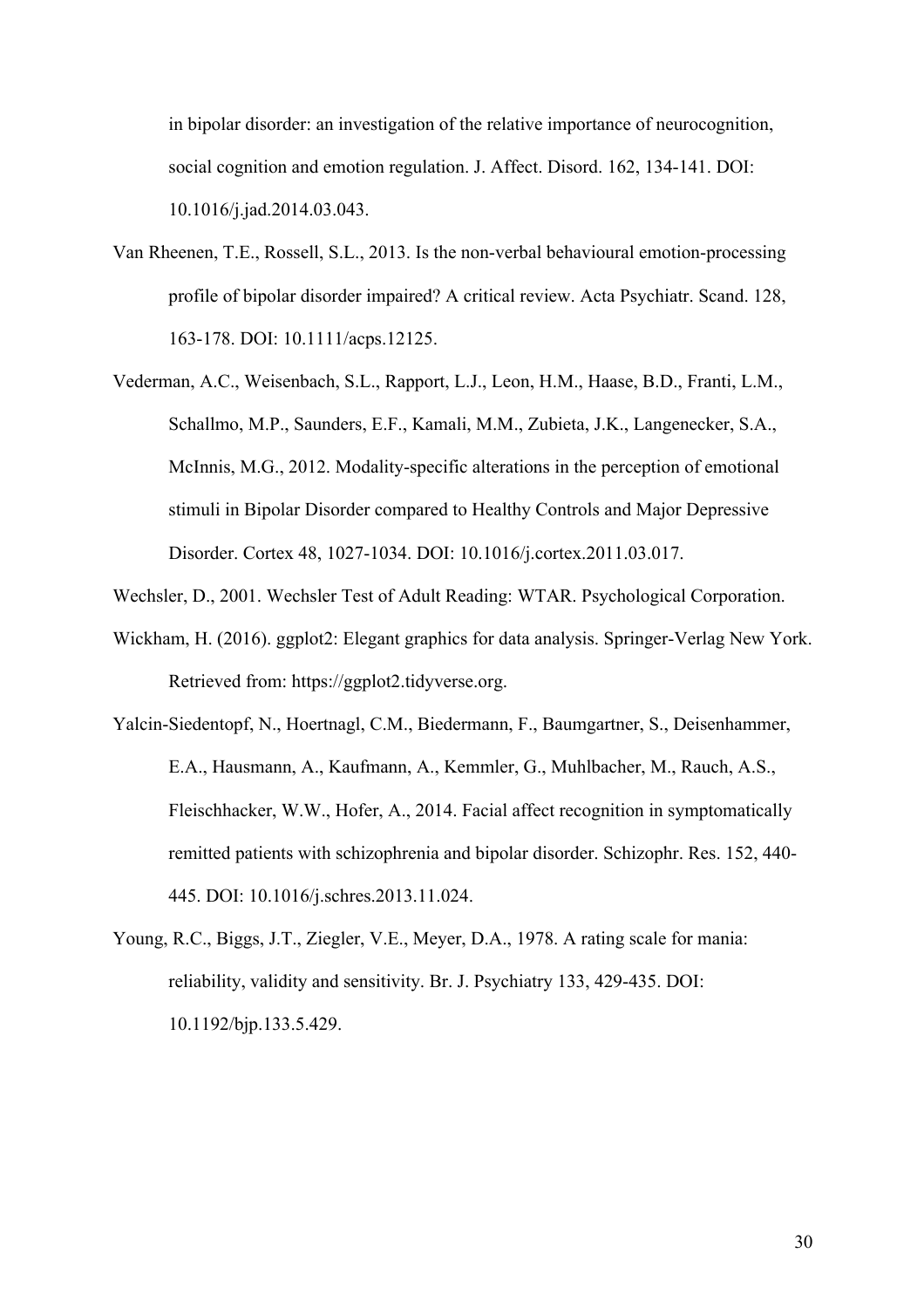in bipolar disorder: an investigation of the relative importance of neurocognition, social cognition and emotion regulation. J. Affect. Disord. 162, 134-141. DOI: 10.1016/j.jad.2014.03.043.

Van Rheenen, T.E., Rossell, S.L., 2013. Is the non-verbal behavioural emotion-processing profile of bipolar disorder impaired? A critical review. Acta Psychiatr. Scand. 128, 163-178. DOI: 10.1111/acps.12125.

Vederman, A.C., Weisenbach, S.L., Rapport, L.J., Leon, H.M., Haase, B.D., Franti, L.M., Schallmo, M.P., Saunders, E.F., Kamali, M.M., Zubieta, J.K., Langenecker, S.A., McInnis, M.G., 2012. Modality-specific alterations in the perception of emotional stimuli in Bipolar Disorder compared to Healthy Controls and Major Depressive Disorder. Cortex 48, 1027-1034. DOI: 10.1016/j.cortex.2011.03.017.

Wechsler, D., 2001. Wechsler Test of Adult Reading: WTAR. Psychological Corporation.

Wickham, H. (2016). ggplot2: Elegant graphics for data analysis. Springer-Verlag New York. Retrieved from: https://ggplot2.tidyverse.org.

Yalcin-Siedentopf, N., Hoertnagl, C.M., Biedermann, F., Baumgartner, S., Deisenhammer, E.A., Hausmann, A., Kaufmann, A., Kemmler, G., Muhlbacher, M., Rauch, A.S., Fleischhacker, W.W., Hofer, A., 2014. Facial affect recognition in symptomatically remitted patients with schizophrenia and bipolar disorder. Schizophr. Res. 152, 440-445. DOI: 10.1016/j.schres.2013.11.024.

Young, R.C., Biggs, J.T., Ziegler, V.E., Meyer, D.A., 1978. A rating scale for mania: reliability, validity and sensitivity. Br. J. Psychiatry 133, 429-435. DOI: 10.1192/bjp.133.5.429.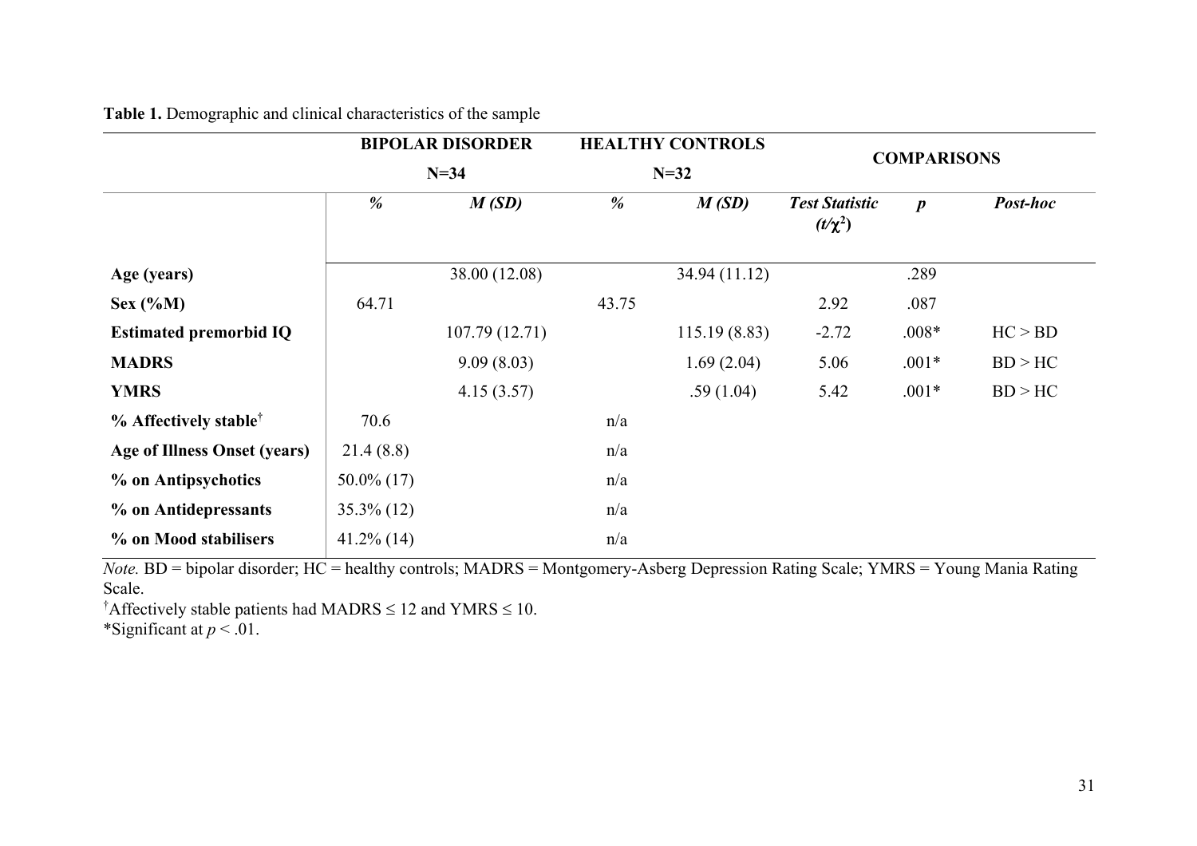**Table 1.** Demographic and clinical characteristics of the sample

| | BIPOLAR DISORDER N=34 | | HEALTHY CONTROLS N=32 | | COMPARISONS | | |
|---|---|---|---|---|---|---|---|
| | *%* | *M (SD)* | *%* | *M (SD)* | *Test Statistic ($t/\chi^2$)* | *p* | *Post-hoc* |
| **Age (years)** | | 38.00 (12.08) | | 34.94 (11.12) | | .289 | |
| **Sex (%M)** | 64.71 | | 43.75 | | 2.92 | .087 | |
| **Estimated premorbid IQ** | | 107.79 (12.71) | | 115.19 (8.83) | -2.72 | .008* | HC > BD |
| **MADRS** | | 9.09 (8.03) | | 1.69 (2.04) | 5.06 | .001* | BD > HC |
| **YMRS** | | 4.15 (3.57) | | .59 (1.04) | 5.42 | .001* | BD > HC |
| **% Affectively stable**[†] | 70.6 | | n/a | | | | |
| **Age of Illness Onset (years)** | 21.4 (8.8) | | n/a | | | | |
| **% on Antipsychotics** | 50.0% (17) | | n/a | | | | |
| **% on Antidepressants** | 35.3% (12) | | n/a | | | | |
| **% on Mood stabilisers** | 41.2% (14) | | n/a | | | | |

*Note.* BD = bipolar disorder; HC = healthy controls; MADRS = Montgomery-Asberg Depression Rating Scale; YMRS = Young Mania Rating Scale.

[†]Affectively stable patients had MADRS ≤ 12 and YMRS ≤ 10.

*Significant at $p < .01$.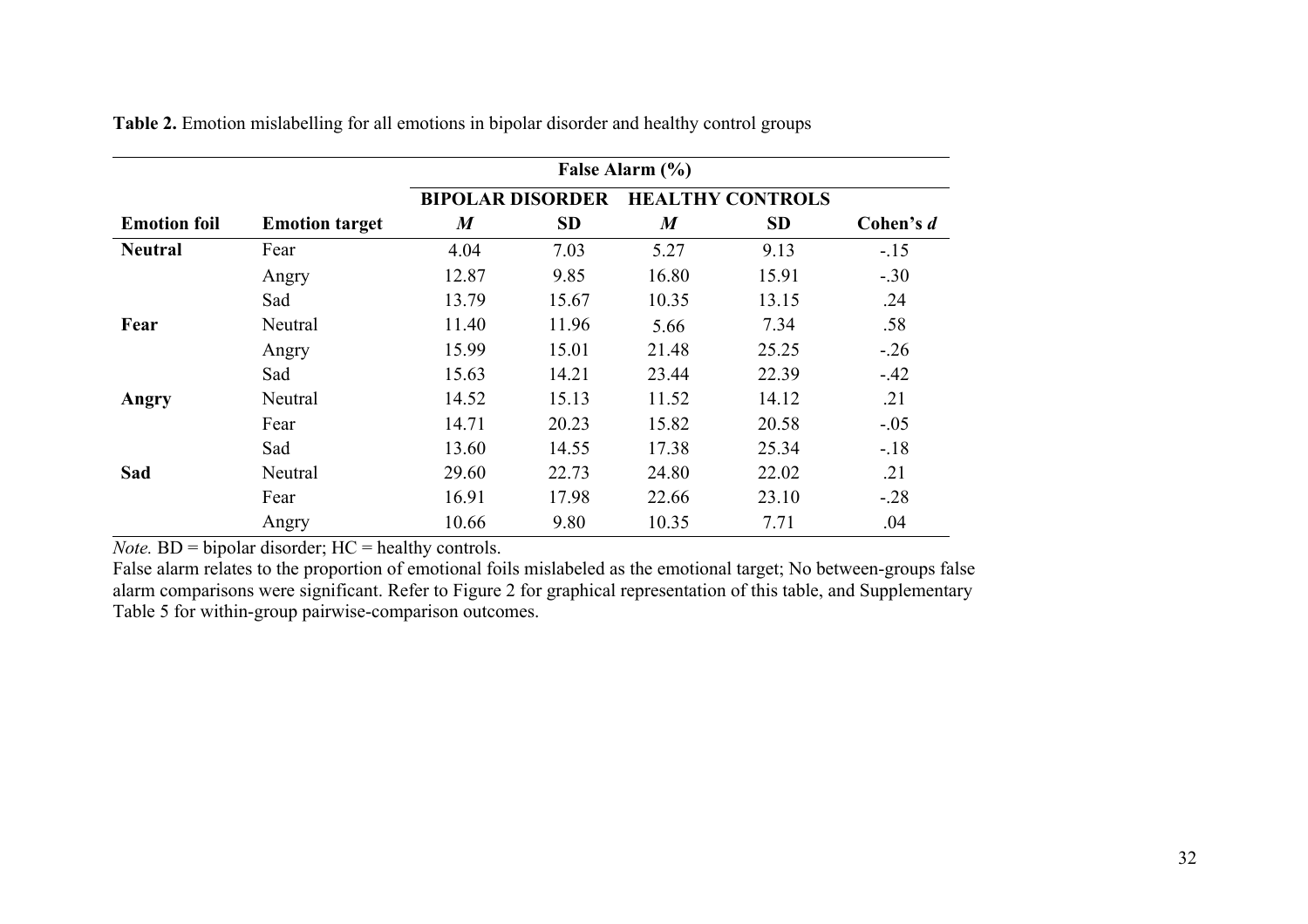**Table 2.** Emotion mislabelling for all emotions in bipolar disorder and healthy control groups

| | | False Alarm (%) | | | | |
|---|---|---|---|---|---|---|
| | | BIPOLAR DISORDER | | HEALTHY CONTROLS | | |
| **Emotion foil** | **Emotion target** | *M* | SD | *M* | SD | Cohen's *d* |
| **Neutral** | Fear | 4.04 | 7.03 | 5.27 | 9.13 | -.15 |
| | Angry | 12.87 | 9.85 | 16.80 | 15.91 | -.30 |
| | Sad | 13.79 | 15.67 | 10.35 | 13.15 | .24 |
| **Fear** | Neutral | 11.40 | 11.96 | 5.66 | 7.34 | .58 |
| | Angry | 15.99 | 15.01 | 21.48 | 25.25 | -.26 |
| | Sad | 15.63 | 14.21 | 23.44 | 22.39 | -.42 |
| **Angry** | Neutral | 14.52 | 15.13 | 11.52 | 14.12 | .21 |
| | Fear | 14.71 | 20.23 | 15.82 | 20.58 | -.05 |
| | Sad | 13.60 | 14.55 | 17.38 | 25.34 | -.18 |
| **Sad** | Neutral | 29.60 | 22.73 | 24.80 | 22.02 | .21 |
| | Fear | 16.91 | 17.98 | 22.66 | 23.10 | -.28 |
| | Angry | 10.66 | 9.80 | 10.35 | 7.71 | .04 |

*Note.* BD = bipolar disorder; HC = healthy controls.
False alarm relates to the proportion of emotional foils mislabeled as the emotional target; No between-groups false alarm comparisons were significant. Refer to Figure 2 for graphical representation of this table, and Supplementary Table 5 for within-group pairwise-comparison outcomes.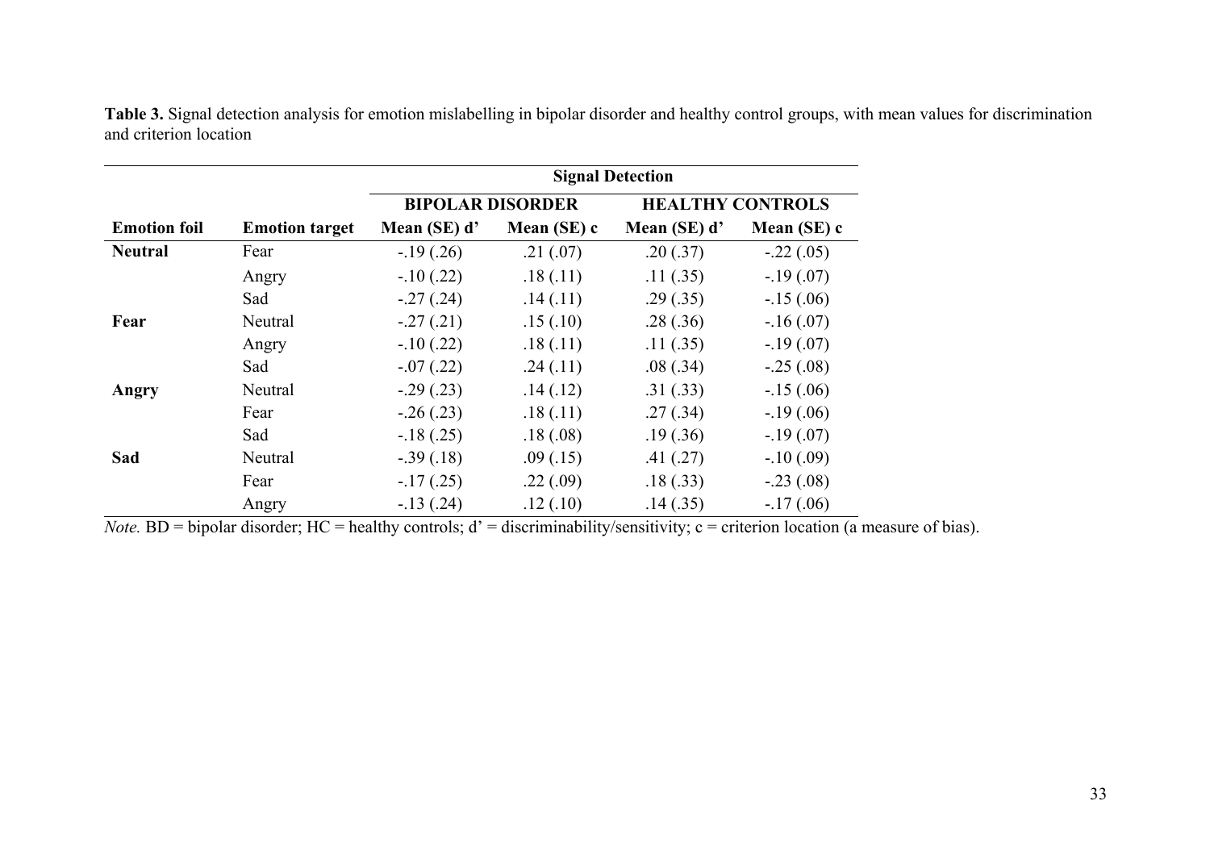**Table 3.** Signal detection analysis for emotion mislabelling in bipolar disorder and healthy control groups, with mean values for discrimination and criterion location

| | | Signal Detection | | | |
|---|---|---|---|---|---|
| | | **BIPOLAR DISORDER** | | **HEALTHY CONTROLS** | |
| **Emotion foil** | **Emotion target** | **Mean (SE) d'** | **Mean (SE) c** | **Mean (SE) d'** | **Mean (SE) c** |
| **Neutral** | Fear | -.19 (.26) | .21 (.07) | .20 (.37) | -.22 (.05) |
| | Angry | -.10 (.22) | .18 (.11) | .11 (.35) | -.19 (.07) |
| | Sad | -.27 (.24) | .14 (.11) | .29 (.35) | -.15 (.06) |
| **Fear** | Neutral | -.27 (.21) | .15 (.10) | .28 (.36) | -.16 (.07) |
| | Angry | -.10 (.22) | .18 (.11) | .11 (.35) | -.19 (.07) |
| | Sad | -.07 (.22) | .24 (.11) | .08 (.34) | -.25 (.08) |
| **Angry** | Neutral | -.29 (.23) | .14 (.12) | .31 (.33) | -.15 (.06) |
| | Fear | -.26 (.23) | .18 (.11) | .27 (.34) | -.19 (.06) |
| | Sad | -.18 (.25) | .18 (.08) | .19 (.36) | -.19 (.07) |
| **Sad** | Neutral | -.39 (.18) | .09 (.15) | .41 (.27) | -.10 (.09) |
| | Fear | -.17 (.25) | .22 (.09) | .18 (.33) | -.23 (.08) |
| | Angry | -.13 (.24) | .12 (.10) | .14 (.35) | -.17 (.06) |

*Note.* BD = bipolar disorder; HC = healthy controls; d' = discriminability/sensitivity; c = criterion location (a measure of bias).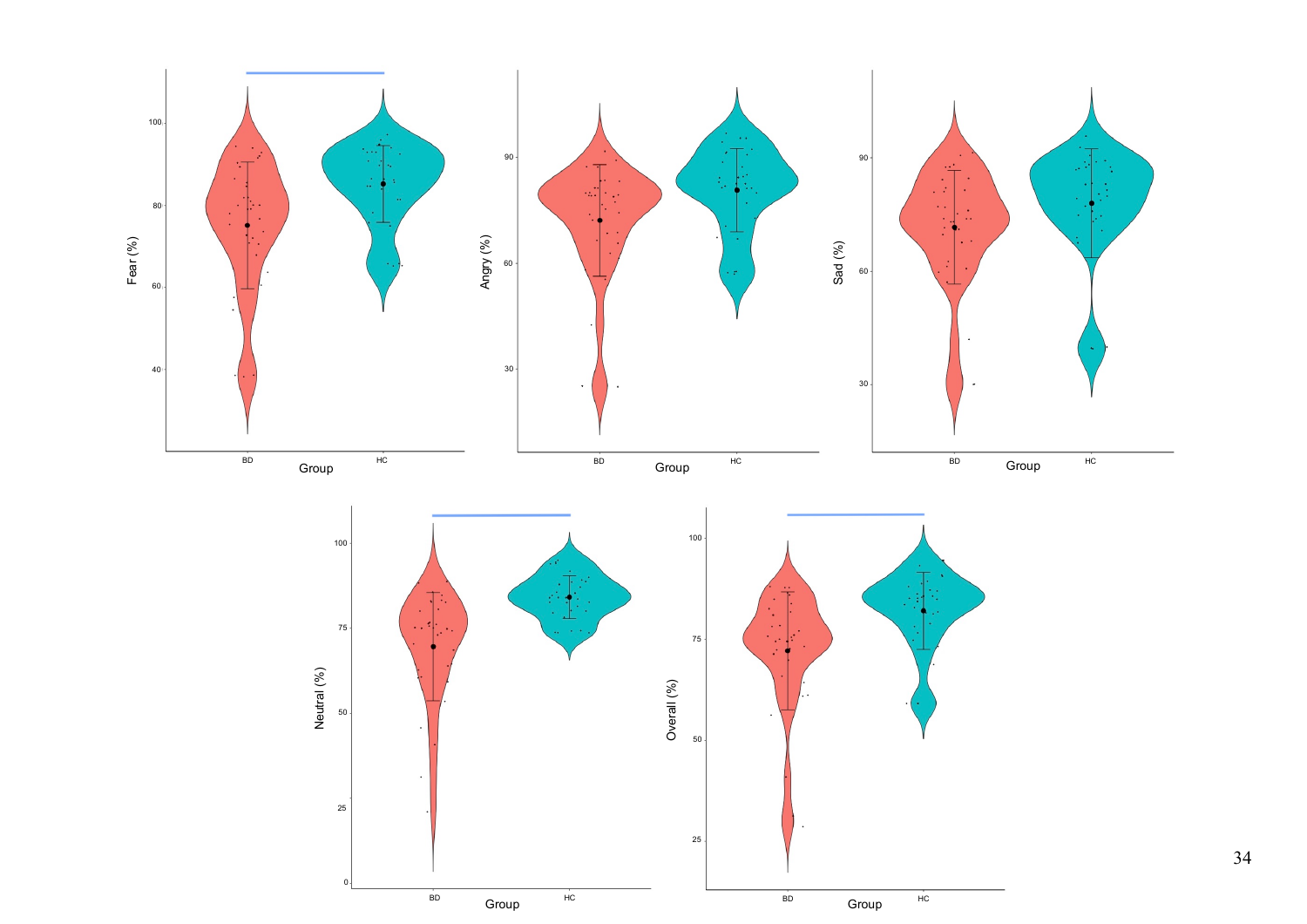Fear (%)

Group: BD, HC

Angry (%)

Group: BD, HC

Sad (%)

Group: BD, HC

Neutral (%)

Group: BD, HC

Overall (%)

Group: BD, HC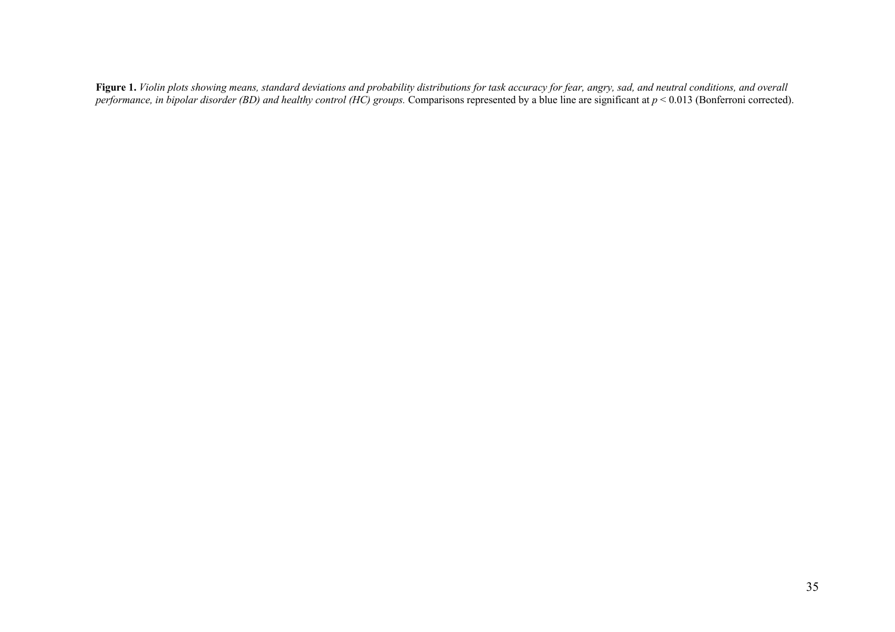**Figure 1.** *Violin plots showing means, standard deviations and probability distributions for task accuracy for fear, angry, sad, and neutral conditions, and overall performance, in bipolar disorder (BD) and healthy control (HC) groups.* Comparisons represented by a blue line are significant at $p < 0.013$ (Bonferroni corrected).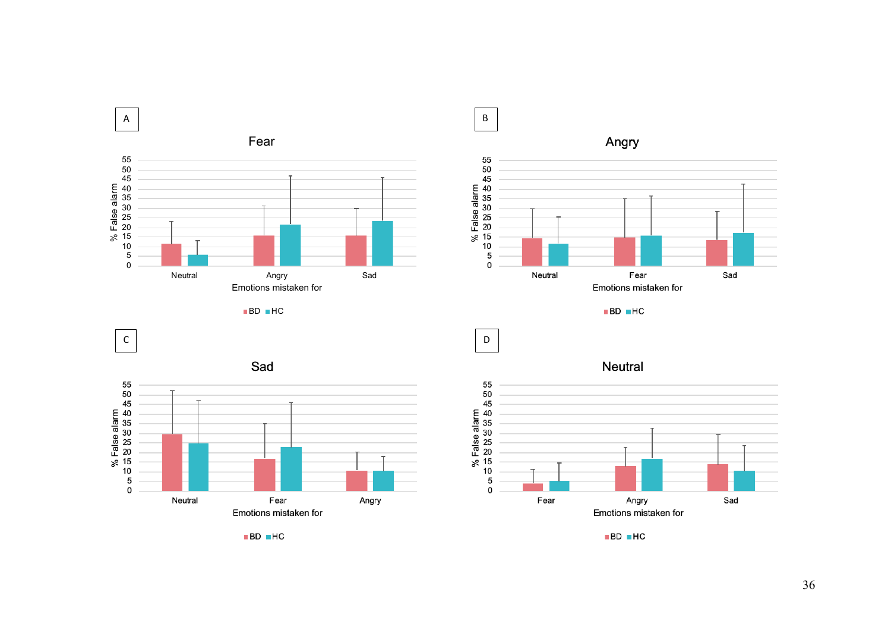A

**Fear**

% False alarm

| Emotions mistaken for | BD | HC |
| --- | --- | --- |
| Neutral | | |
| Angry | | |
| Sad | | |

B

**Angry**

% False alarm

| Emotions mistaken for | BD | HC |
| --- | --- | --- |
| Neutral | | |
| Fear | | |
| Sad | | |

C

**Sad**

% False alarm

| Emotions mistaken for | BD | HC |
| --- | --- | --- |
| Neutral | | |
| Fear | | |
| Angry | | |

D

**Neutral**

% False alarm

| Emotions mistaken for | BD | HC |
| --- | --- | --- |
| Fear | | |
| Angry | | |
| Sad | | |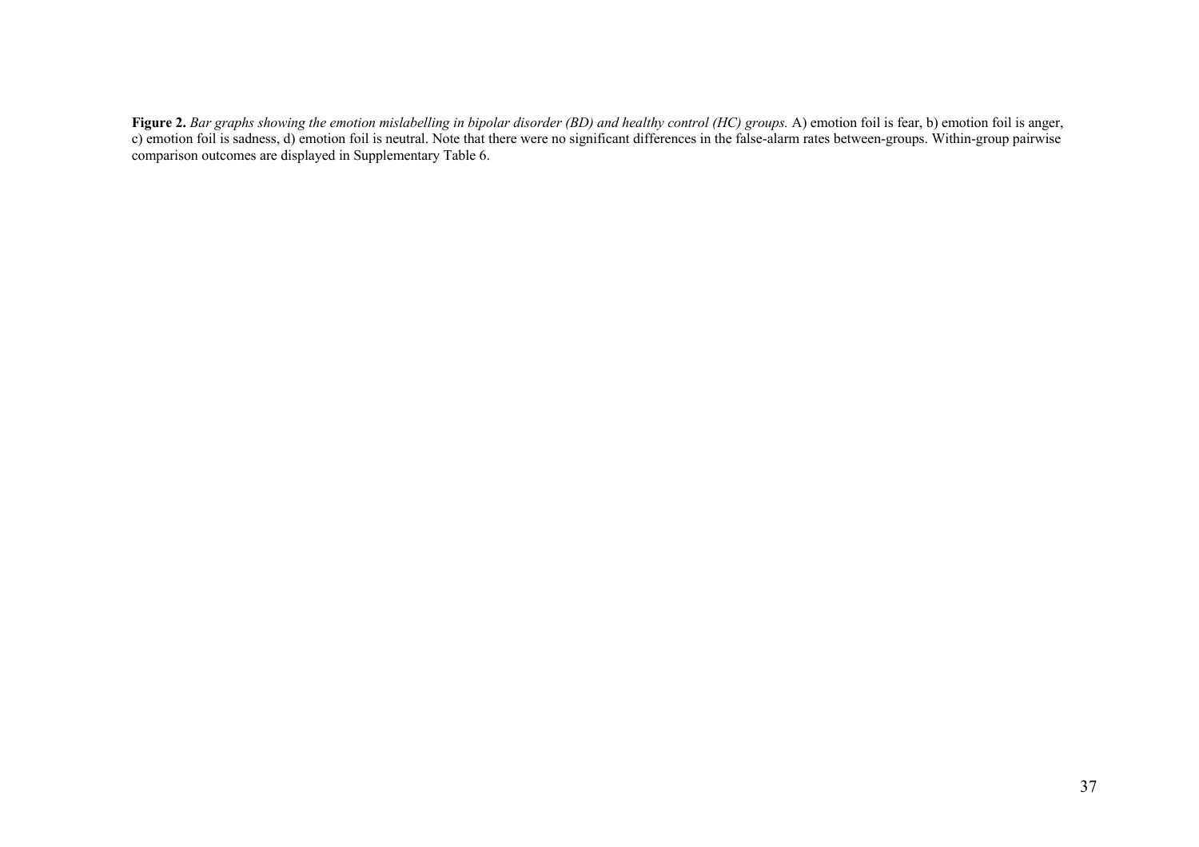**Figure 2.** *Bar graphs showing the emotion mislabelling in bipolar disorder (BD) and healthy control (HC) groups.* A) emotion foil is fear, b) emotion foil is anger, c) emotion foil is sadness, d) emotion foil is neutral. Note that there were no significant differences in the false-alarm rates between-groups. Within-group pairwise comparison outcomes are displayed in Supplementary Table 6.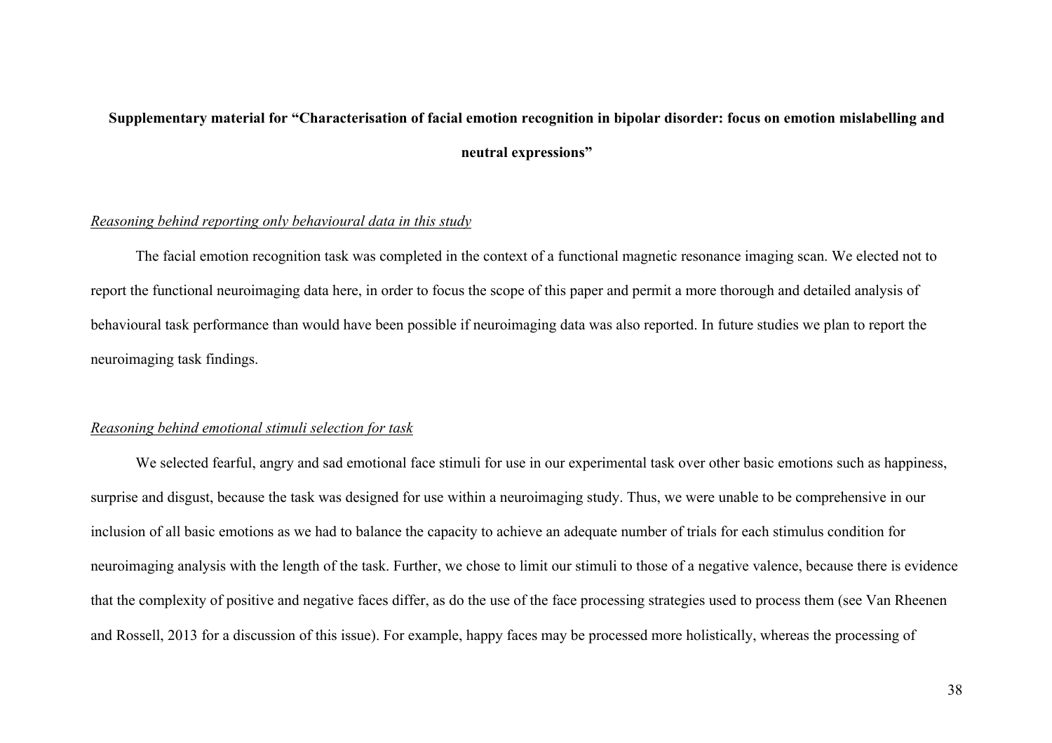**Supplementary material for "Characterisation of facial emotion recognition in bipolar disorder: focus on emotion mislabelling and neutral expressions"**

*Reasoning behind reporting only behavioural data in this study*

The facial emotion recognition task was completed in the context of a functional magnetic resonance imaging scan. We elected not to report the functional neuroimaging data here, in order to focus the scope of this paper and permit a more thorough and detailed analysis of behavioural task performance than would have been possible if neuroimaging data was also reported. In future studies we plan to report the neuroimaging task findings.

*Reasoning behind emotional stimuli selection for task*

We selected fearful, angry and sad emotional face stimuli for use in our experimental task over other basic emotions such as happiness, surprise and disgust, because the task was designed for use within a neuroimaging study. Thus, we were unable to be comprehensive in our inclusion of all basic emotions as we had to balance the capacity to achieve an adequate number of trials for each stimulus condition for neuroimaging analysis with the length of the task. Further, we chose to limit our stimuli to those of a negative valence, because there is evidence that the complexity of positive and negative faces differ, as do the use of the face processing strategies used to process them (see Van Rheenen and Rossell, 2013 for a discussion of this issue). For example, happy faces may be processed more holistically, whereas the processing of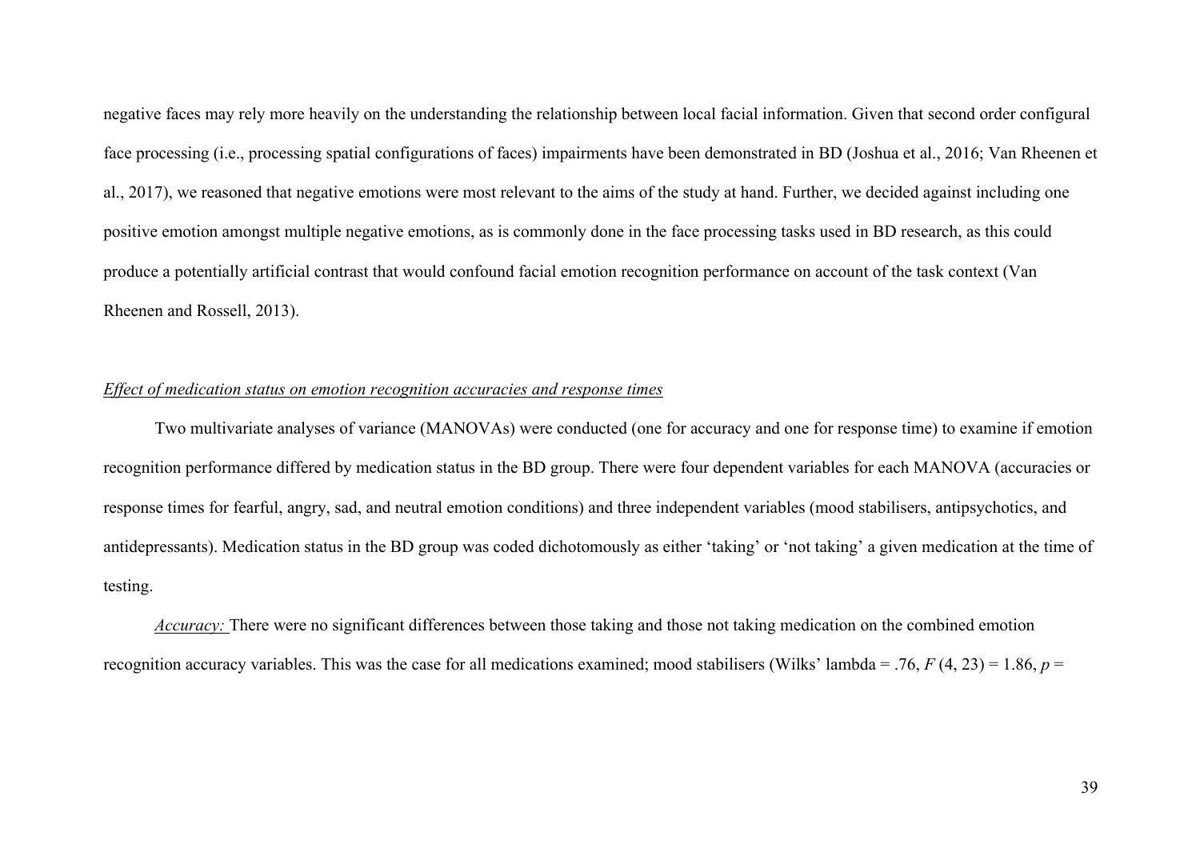negative faces may rely more heavily on the understanding the relationship between local facial information. Given that second order configural face processing (i.e., processing spatial configurations of faces) impairments have been demonstrated in BD (Joshua et al., 2016; Van Rheenen et al., 2017), we reasoned that negative emotions were most relevant to the aims of the study at hand. Further, we decided against including one positive emotion amongst multiple negative emotions, as is commonly done in the face processing tasks used in BD research, as this could produce a potentially artificial contrast that would confound facial emotion recognition performance on account of the task context (Van Rheenen and Rossell, 2013).

*Effect of medication status on emotion recognition accuracies and response times*

Two multivariate analyses of variance (MANOVAs) were conducted (one for accuracy and one for response time) to examine if emotion recognition performance differed by medication status in the BD group. There were four dependent variables for each MANOVA (accuracies or response times for fearful, angry, sad, and neutral emotion conditions) and three independent variables (mood stabilisers, antipsychotics, and antidepressants). Medication status in the BD group was coded dichotomously as either 'taking' or 'not taking' a given medication at the time of testing.

*Accuracy:* There were no significant differences between those taking and those not taking medication on the combined emotion recognition accuracy variables. This was the case for all medications examined; mood stabilisers (Wilks' lambda = .76, $F$ (4, 23) = 1.86, $p$ =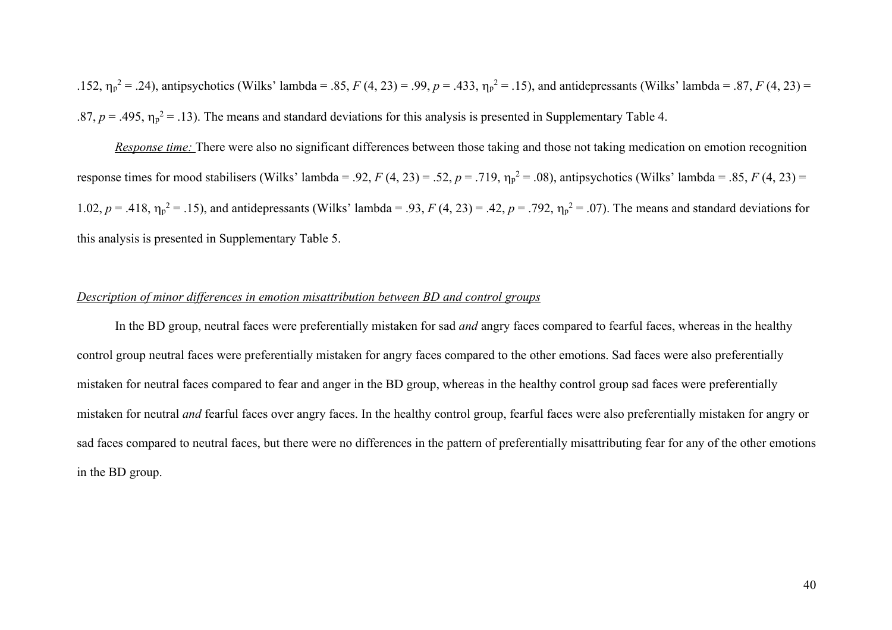.152, $\eta_p^2$ = .24), antipsychotics (Wilks' lambda = .85, $F$ (4, 23) = .99, $p$ = .433, $\eta_p^2$ = .15), and antidepressants (Wilks' lambda = .87, $F$ (4, 23) = .87, $p$ = .495, $\eta_p^2$ = .13). The means and standard deviations for this analysis is presented in Supplementary Table 4.

*Response time:* There were also no significant differences between those taking and those not taking medication on emotion recognition response times for mood stabilisers (Wilks' lambda = .92, $F$ (4, 23) = .52, $p$ = .719, $\eta_p^2$ = .08), antipsychotics (Wilks' lambda = .85, $F$ (4, 23) = 1.02, $p$ = .418, $\eta_p^2$ = .15), and antidepressants (Wilks' lambda = .93, $F$ (4, 23) = .42, $p$ = .792, $\eta_p^2$ = .07). The means and standard deviations for this analysis is presented in Supplementary Table 5.

*Description of minor differences in emotion misattribution between BD and control groups*

In the BD group, neutral faces were preferentially mistaken for sad *and* angry faces compared to fearful faces, whereas in the healthy control group neutral faces were preferentially mistaken for angry faces compared to the other emotions. Sad faces were also preferentially mistaken for neutral faces compared to fear and anger in the BD group, whereas in the healthy control group sad faces were preferentially mistaken for neutral *and* fearful faces over angry faces. In the healthy control group, fearful faces were also preferentially mistaken for angry or sad faces compared to neutral faces, but there were no differences in the pattern of preferentially misattributing fear for any of the other emotions in the BD group.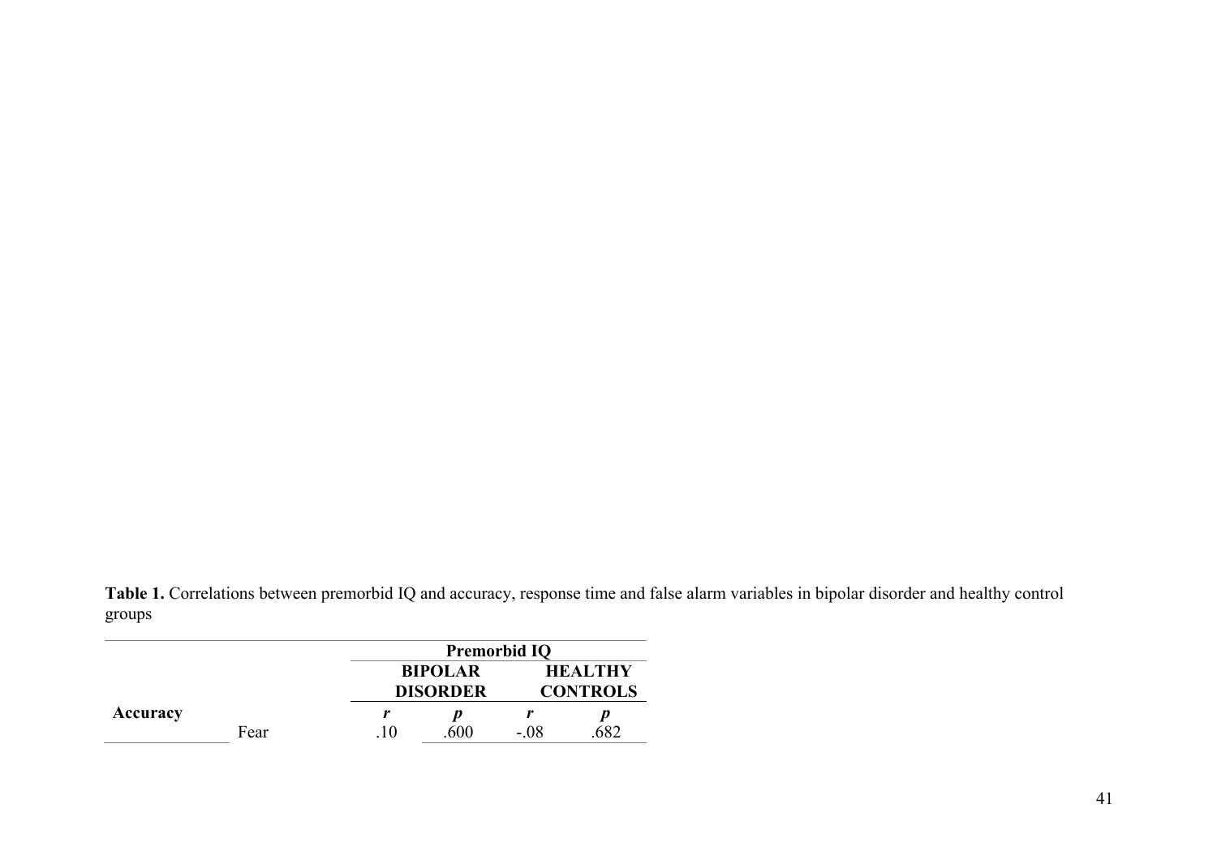**Table 1.** Correlations between premorbid IQ and accuracy, response time and false alarm variables in bipolar disorder and healthy control groups

| | | Premorbid IQ | | | |
|---|---|---|---|---|---|
| | | BIPOLAR DISORDER | | HEALTHY CONTROLS | |
| **Accuracy** | | *r* | *p* | *r* | *p* |
| | Fear | .10 | .600 | -.08 | .682 |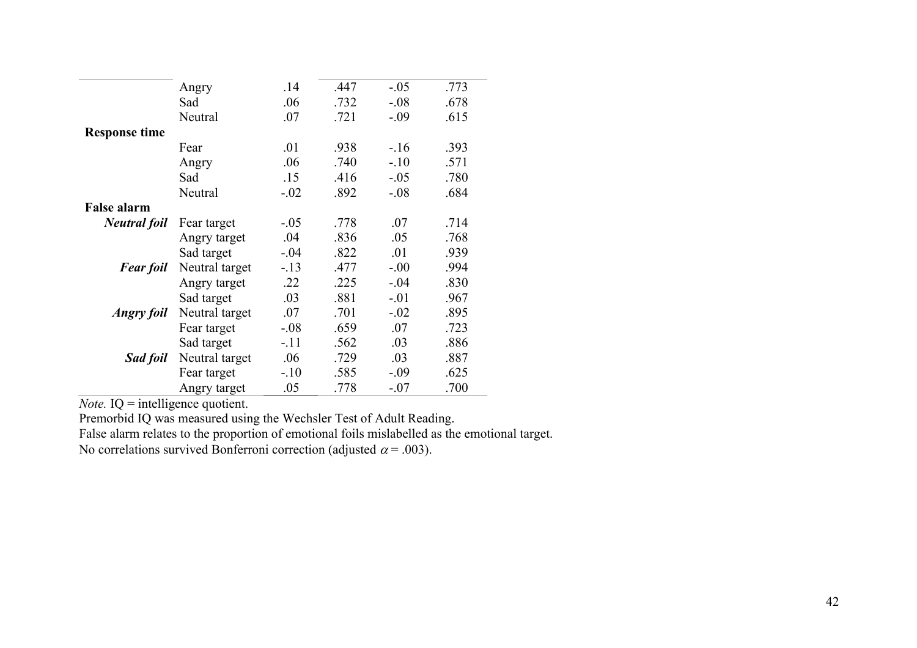| | | | | | |
|---|---|---|---|---|---|
| | Angry | .14 | .447 | -.05 | .773 |
| | Sad | .06 | .732 | -.08 | .678 |
| | Neutral | .07 | .721 | -.09 | .615 |
| **Response time** | | | | | |
| | Fear | .01 | .938 | -.16 | .393 |
| | Angry | .06 | .740 | -.10 | .571 |
| | Sad | .15 | .416 | -.05 | .780 |
| | Neutral | -.02 | .892 | -.08 | .684 |
| **False alarm** | | | | | |
| ***Neutral foil*** | Fear target | -.05 | .778 | .07 | .714 |
| | Angry target | .04 | .836 | .05 | .768 |
| | Sad target | -.04 | .822 | .01 | .939 |
| ***Fear foil*** | Neutral target | -.13 | .477 | -.00 | .994 |
| | Angry target | .22 | .225 | -.04 | .830 |
| | Sad target | .03 | .881 | -.01 | .967 |
| ***Angry foil*** | Neutral target | .07 | .701 | -.02 | .895 |
| | Fear target | -.08 | .659 | .07 | .723 |
| | Sad target | -.11 | .562 | .03 | .886 |
| ***Sad foil*** | Neutral target | .06 | .729 | .03 | .887 |
| | Fear target | -.10 | .585 | -.09 | .625 |
| | Angry target | .05 | .778 | -.07 | .700 |

*Note.* IQ = intelligence quotient.
Premorbid IQ was measured using the Wechsler Test of Adult Reading.
False alarm relates to the proportion of emotional foils mislabelled as the emotional target.
No correlations survived Bonferroni correction (adjusted $\alpha = .003$).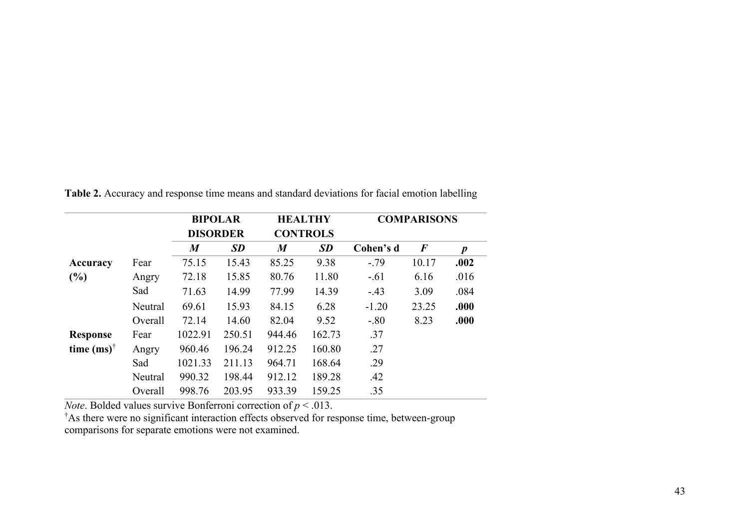**Table 2.** Accuracy and response time means and standard deviations for facial emotion labelling

| | | BIPOLAR DISORDER | | HEALTHY CONTROLS | | COMPARISONS | | |
|---|---|---|---|---|---|---|---|---|
| | | *M* | *SD* | *M* | *SD* | Cohen's d | *F* | *p* |
| **Accuracy (%)** | Fear | 75.15 | 15.43 | 85.25 | 9.38 | -.79 | 10.17 | **.002** |
| | Angry | 72.18 | 15.85 | 80.76 | 11.80 | -.61 | 6.16 | .016 |
| | Sad | 71.63 | 14.99 | 77.99 | 14.39 | -.43 | 3.09 | .084 |
| | Neutral | 69.61 | 15.93 | 84.15 | 6.28 | -1.20 | 23.25 | **.000** |
| | Overall | 72.14 | 14.60 | 82.04 | 9.52 | -.80 | 8.23 | **.000** |
| **Response time (ms)**† | Fear | 1022.91 | 250.51 | 944.46 | 162.73 | .37 | | |
| | Angry | 960.46 | 196.24 | 912.25 | 160.80 | .27 | | |
| | Sad | 1021.33 | 211.13 | 964.71 | 168.64 | .29 | | |
| | Neutral | 990.32 | 198.44 | 912.12 | 189.28 | .42 | | |
| | Overall | 998.76 | 203.95 | 933.39 | 159.25 | .35 | | |

*Note*. Bolded values survive Bonferroni correction of $p < .013$.
†As there were no significant interaction effects observed for response time, between-group comparisons for separate emotions were not examined.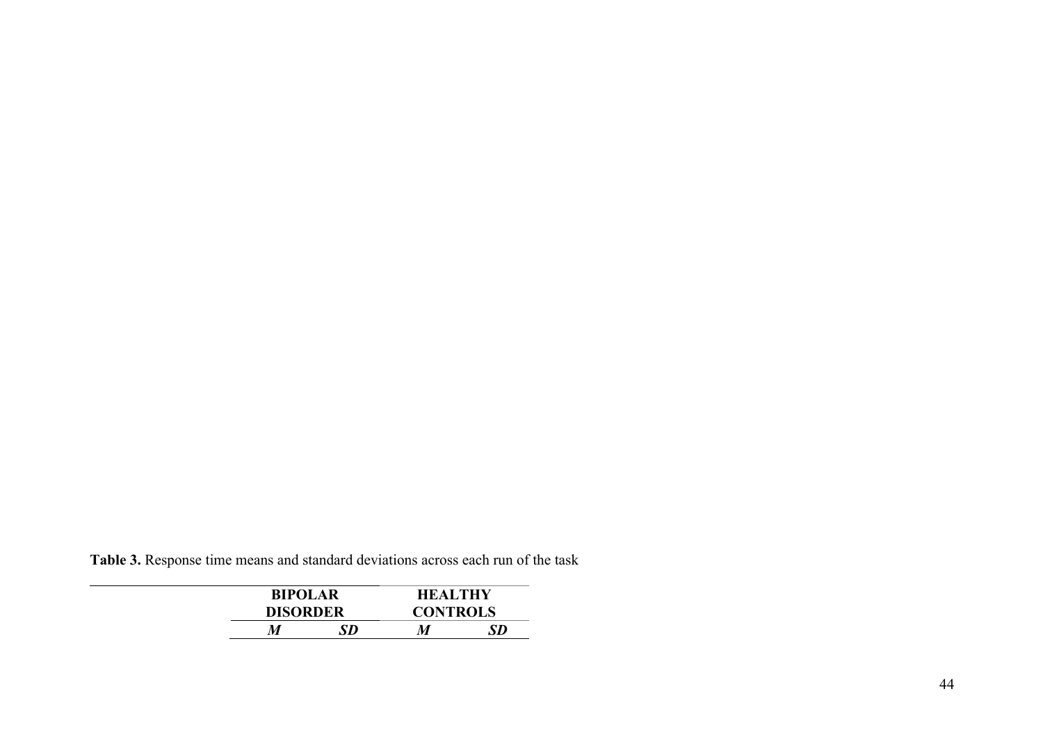**Table 3.** Response time means and standard deviations across each run of the task

| | BIPOLAR DISORDER | | HEALTHY CONTROLS | |
|---|---|---|---|---|
| | ***M*** | ***SD*** | ***M*** | ***SD*** |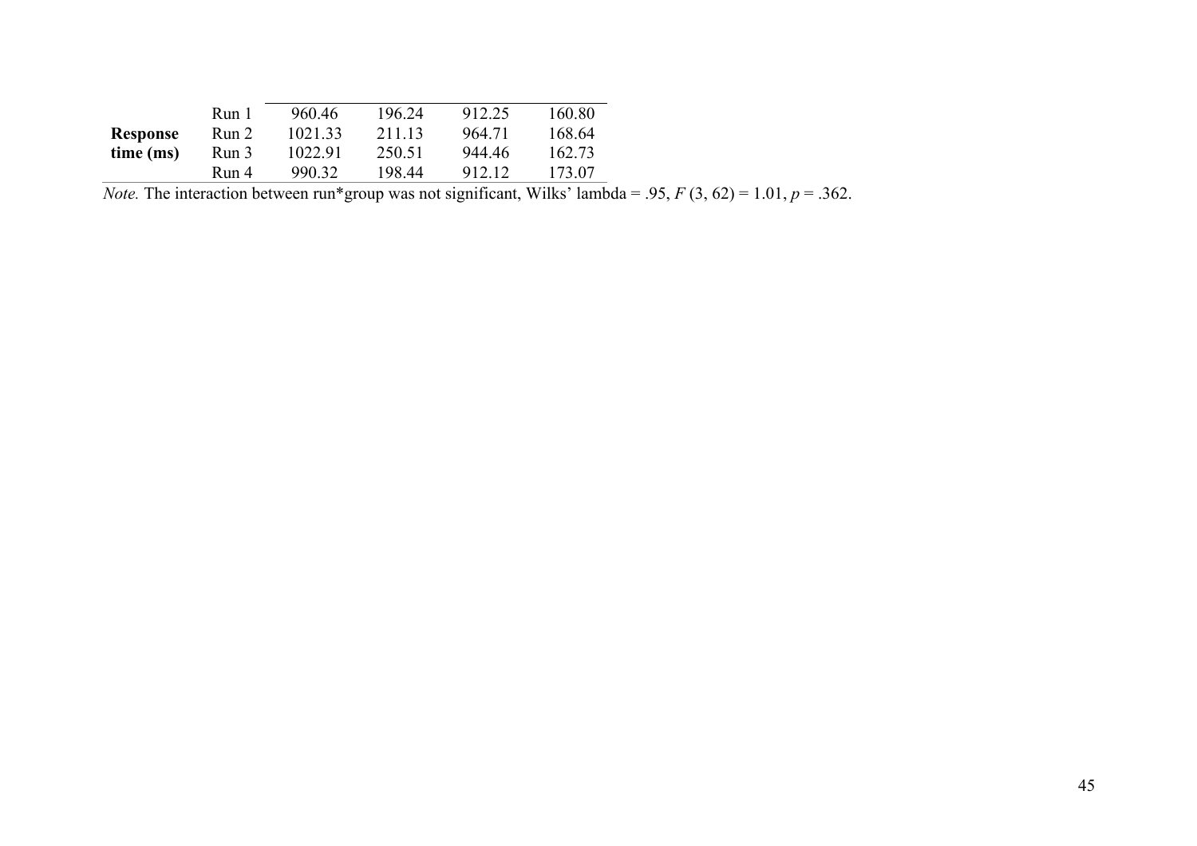| | | | | | |
|---|---|---|---|---|---|
| **Response time (ms)** | Run 1 | 960.46 | 196.24 | 912.25 | 160.80 |
| | Run 2 | 1021.33 | 211.13 | 964.71 | 168.64 |
| | Run 3 | 1022.91 | 250.51 | 944.46 | 162.73 |
| | Run 4 | 990.32 | 198.44 | 912.12 | 173.07 |

*Note.* The interaction between run*group was not significant, Wilks' lambda = .95, $F$ (3, 62) = 1.01, $p$ = .362.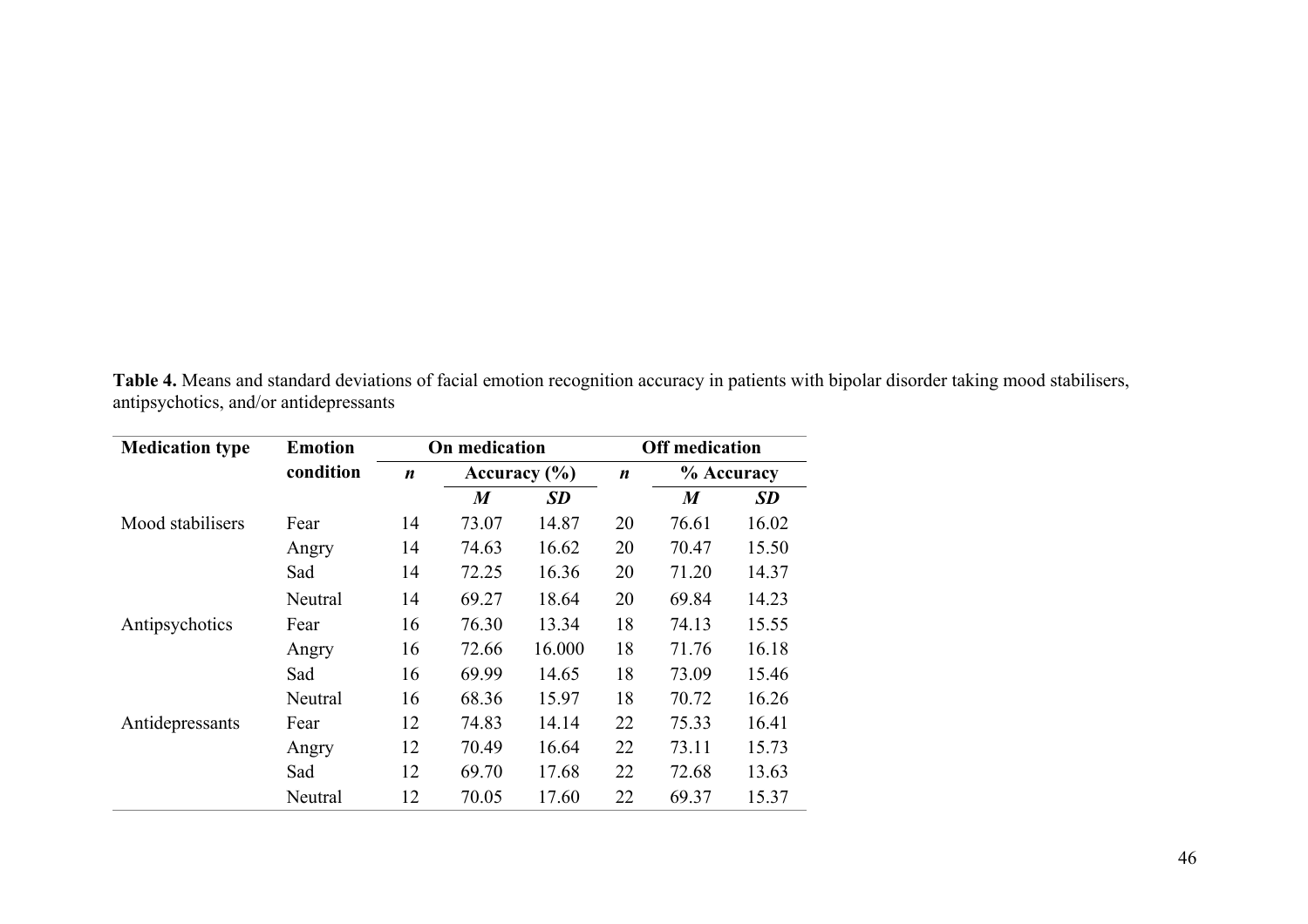**Table 4.** Means and standard deviations of facial emotion recognition accuracy in patients with bipolar disorder taking mood stabilisers, antipsychotics, and/or antidepressants

| **Medication type** | **Emotion condition** | **On medication** | | | **Off medication** | | |
|---|---|---|---|---|---|---|---|
| | | ***n*** | **Accuracy (%)** | | ***n*** | **% Accuracy** | |
| | | | ***M*** | ***SD*** | | ***M*** | ***SD*** |
| Mood stabilisers | Fear | 14 | 73.07 | 14.87 | 20 | 76.61 | 16.02 |
| | Angry | 14 | 74.63 | 16.62 | 20 | 70.47 | 15.50 |
| | Sad | 14 | 72.25 | 16.36 | 20 | 71.20 | 14.37 |
| | Neutral | 14 | 69.27 | 18.64 | 20 | 69.84 | 14.23 |
| Antipsychotics | Fear | 16 | 76.30 | 13.34 | 18 | 74.13 | 15.55 |
| | Angry | 16 | 72.66 | 16.000 | 18 | 71.76 | 16.18 |
| | Sad | 16 | 69.99 | 14.65 | 18 | 73.09 | 15.46 |
| | Neutral | 16 | 68.36 | 15.97 | 18 | 70.72 | 16.26 |
| Antidepressants | Fear | 12 | 74.83 | 14.14 | 22 | 75.33 | 16.41 |
| | Angry | 12 | 70.49 | 16.64 | 22 | 73.11 | 15.73 |
| | Sad | 12 | 69.70 | 17.68 | 22 | 72.68 | 13.63 |
| | Neutral | 12 | 70.05 | 17.60 | 22 | 69.37 | 15.37 |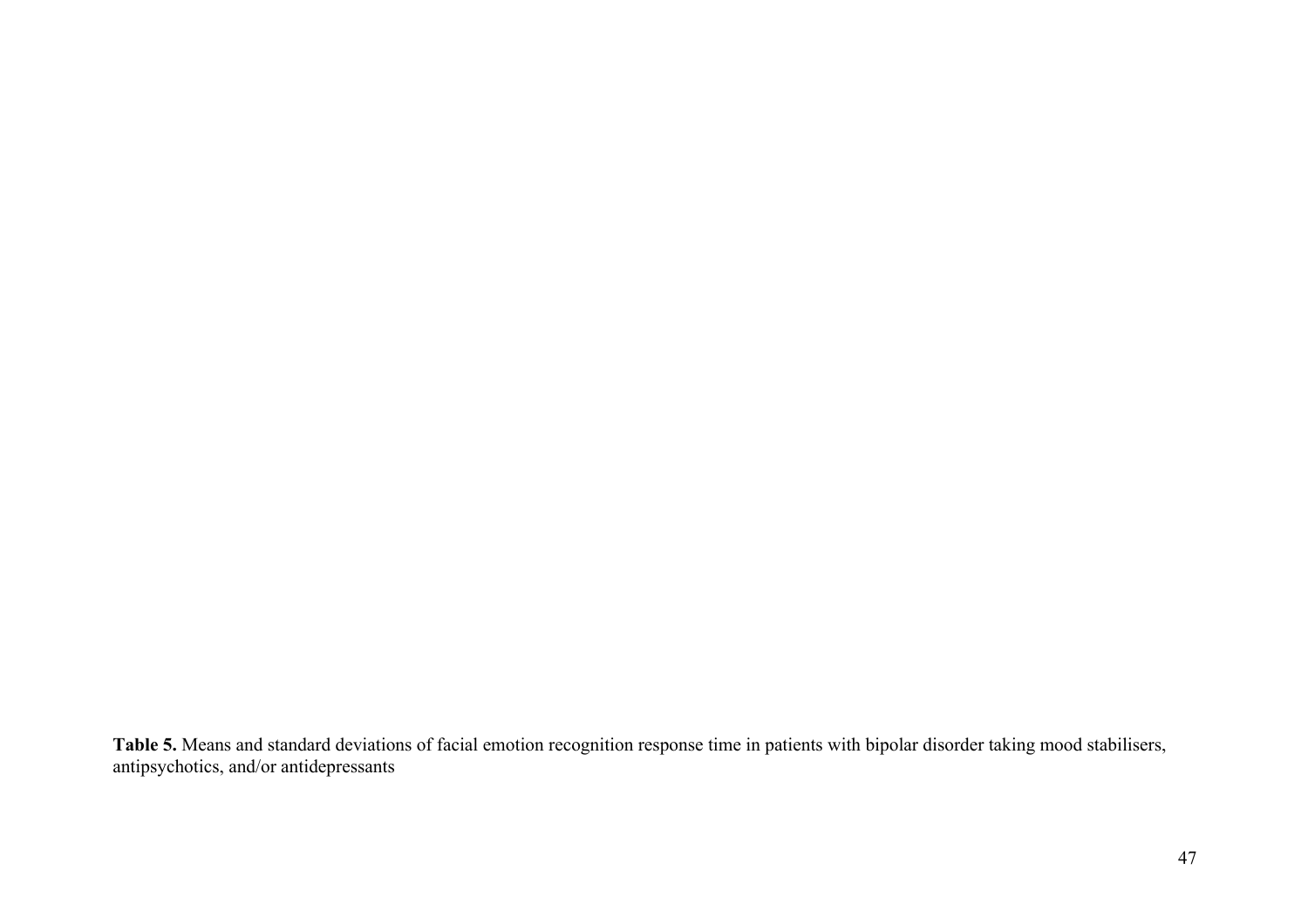**Table 5.** Means and standard deviations of facial emotion recognition response time in patients with bipolar disorder taking mood stabilisers, antipsychotics, and/or antidepressants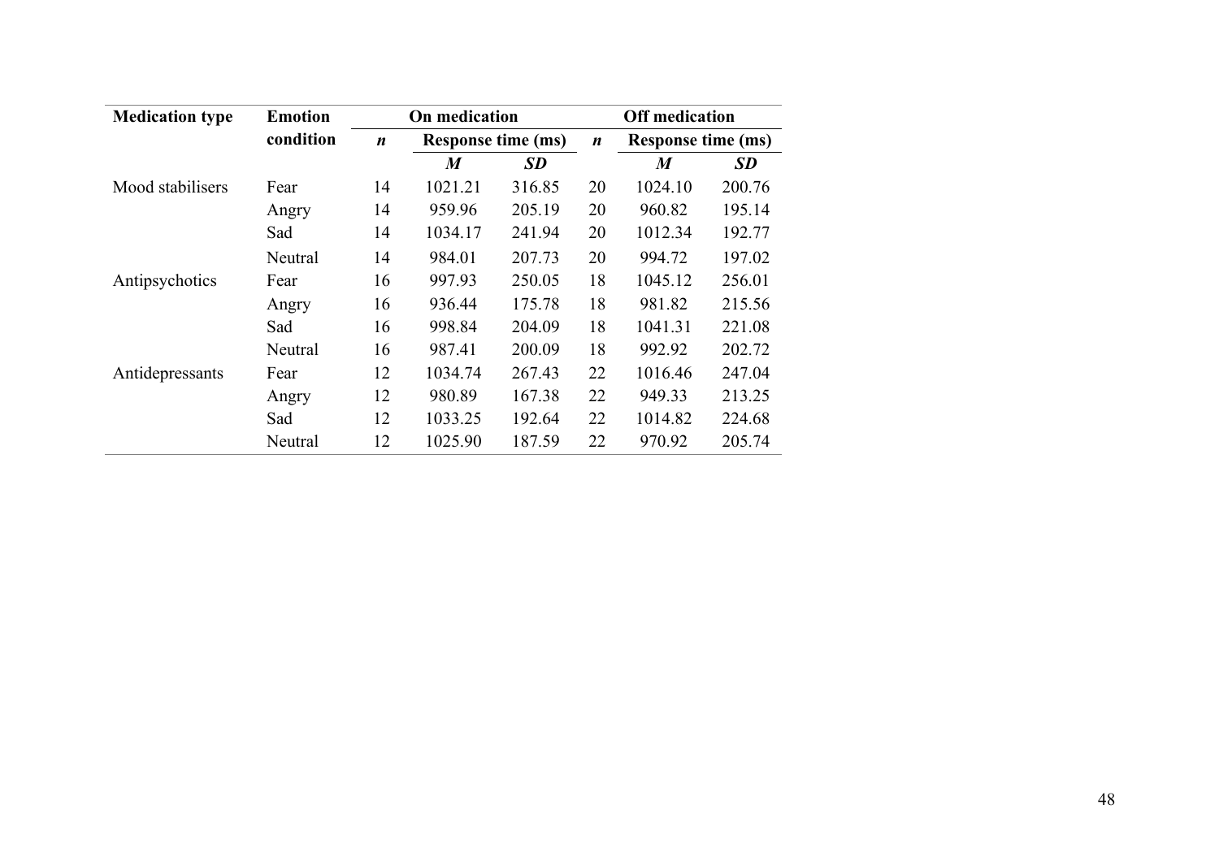| Medication type | Emotion condition | On medication | | | Off medication | | |
|---|---|---|---|---|---|---|---|
| | | *n* | Response time (ms) | | *n* | Response time (ms) | |
| | | | ***M*** | ***SD*** | | ***M*** | ***SD*** |
| Mood stabilisers | Fear | 14 | 1021.21 | 316.85 | 20 | 1024.10 | 200.76 |
| | Angry | 14 | 959.96 | 205.19 | 20 | 960.82 | 195.14 |
| | Sad | 14 | 1034.17 | 241.94 | 20 | 1012.34 | 192.77 |
| | Neutral | 14 | 984.01 | 207.73 | 20 | 994.72 | 197.02 |
| Antipsychotics | Fear | 16 | 997.93 | 250.05 | 18 | 1045.12 | 256.01 |
| | Angry | 16 | 936.44 | 175.78 | 18 | 981.82 | 215.56 |
| | Sad | 16 | 998.84 | 204.09 | 18 | 1041.31 | 221.08 |
| | Neutral | 16 | 987.41 | 200.09 | 18 | 992.92 | 202.72 |
| Antidepressants | Fear | 12 | 1034.74 | 267.43 | 22 | 1016.46 | 247.04 |
| | Angry | 12 | 980.89 | 167.38 | 22 | 949.33 | 213.25 |
| | Sad | 12 | 1033.25 | 192.64 | 22 | 1014.82 | 224.68 |
| | Neutral | 12 | 1025.90 | 187.59 | 22 | 970.92 | 205.74 |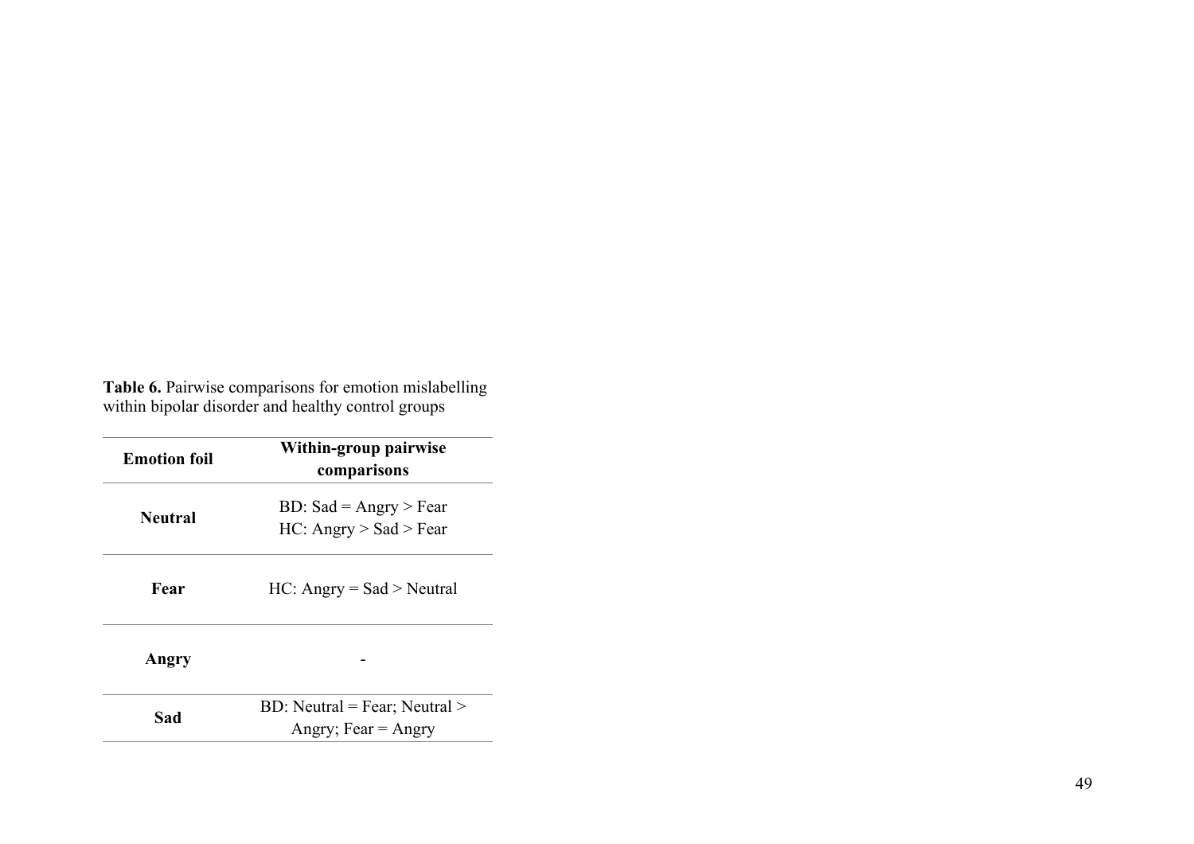**Table 6.** Pairwise comparisons for emotion mislabelling within bipolar disorder and healthy control groups

| Emotion foil | Within-group pairwise comparisons |
|---|---|
| **Neutral** | BD: Sad = Angry > Fear<br>HC: Angry > Sad > Fear |
| **Fear** | HC: Angry = Sad > Neutral |
| **Angry** | - |
| **Sad** | BD: Neutral = Fear; Neutral > Angry; Fear = Angry |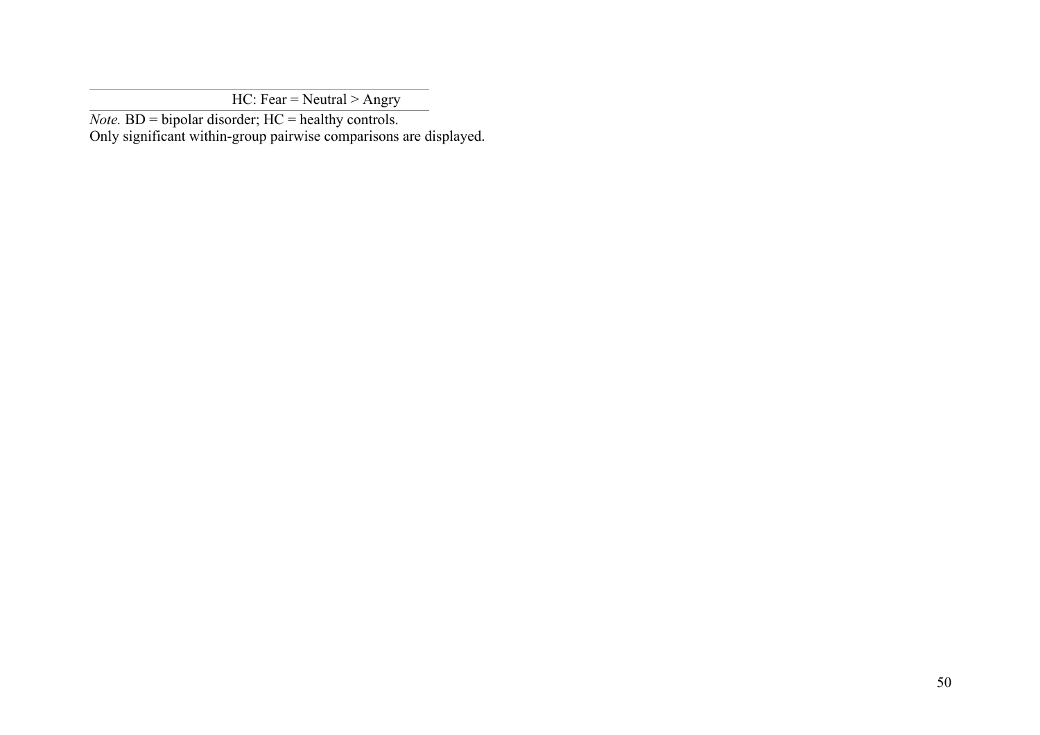| | |
|---|---|
| | HC: Fear = Neutral > Angry |

*Note.* BD = bipolar disorder; HC = healthy controls.
Only significant within-group pairwise comparisons are displayed.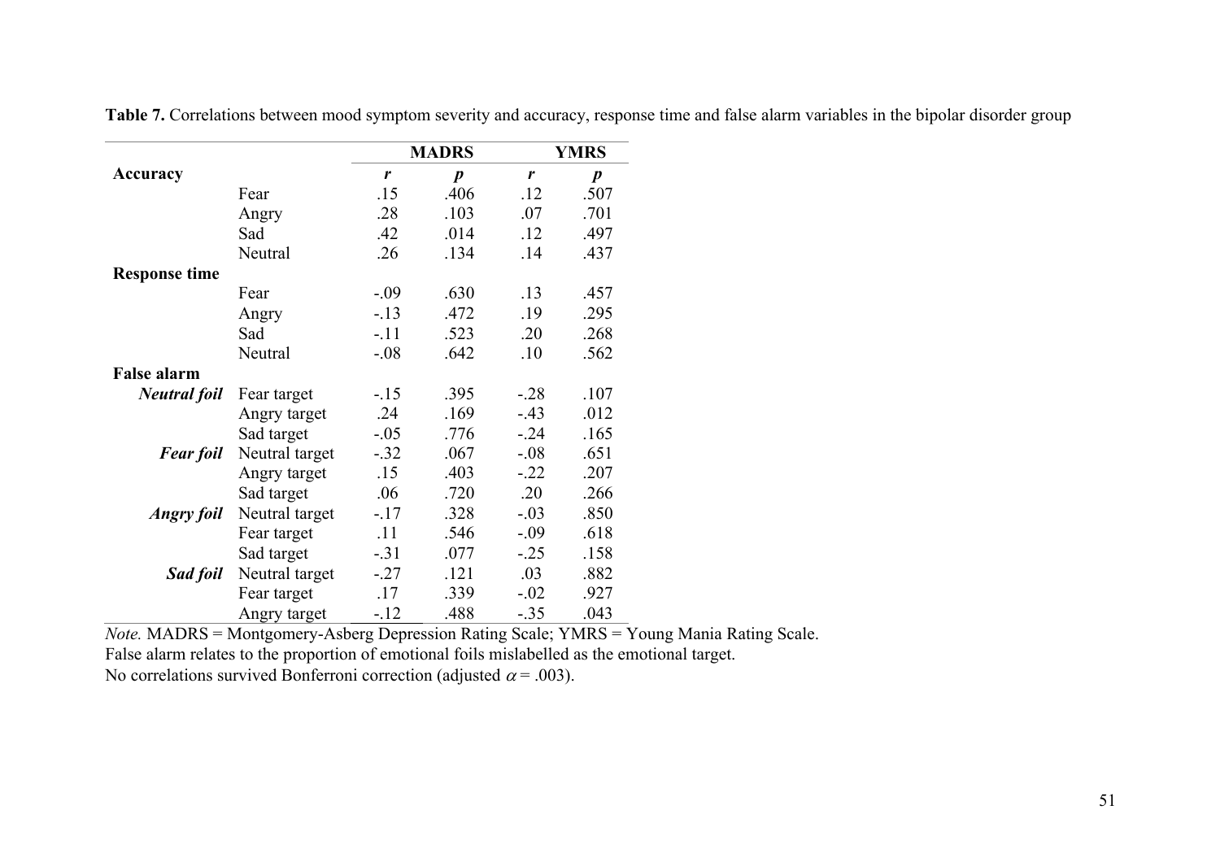**Table 7.** Correlations between mood symptom severity and accuracy, response time and false alarm variables in the bipolar disorder group

| | | MADRS | | YMRS | |
|---|---|---|---|---|---|
| **Accuracy** | | ***r*** | ***p*** | ***r*** | ***p*** |
| | Fear | .15 | .406 | .12 | .507 |
| | Angry | .28 | .103 | .07 | .701 |
| | Sad | .42 | .014 | .12 | .497 |
| | Neutral | .26 | .134 | .14 | .437 |
| **Response time** | | | | | |
| | Fear | -.09 | .630 | .13 | .457 |
| | Angry | -.13 | .472 | .19 | .295 |
| | Sad | -.11 | .523 | .20 | .268 |
| | Neutral | -.08 | .642 | .10 | .562 |
| **False alarm** | | | | | |
| ***Neutral foil*** | Fear target | -.15 | .395 | -.28 | .107 |
| | Angry target | .24 | .169 | -.43 | .012 |
| | Sad target | -.05 | .776 | -.24 | .165 |
| ***Fear foil*** | Neutral target | -.32 | .067 | -.08 | .651 |
| | Angry target | .15 | .403 | -.22 | .207 |
| | Sad target | .06 | .720 | .20 | .266 |
| ***Angry foil*** | Neutral target | -.17 | .328 | -.03 | .850 |
| | Fear target | .11 | .546 | -.09 | .618 |
| | Sad target | -.31 | .077 | -.25 | .158 |
| ***Sad foil*** | Neutral target | -.27 | .121 | .03 | .882 |
| | Fear target | .17 | .339 | -.02 | .927 |
| | Angry target | -.12 | .488 | -.35 | .043 |

*Note.* MADRS = Montgomery-Asberg Depression Rating Scale; YMRS = Young Mania Rating Scale.
False alarm relates to the proportion of emotional foils mislabelled as the emotional target.
No correlations survived Bonferroni correction (adjusted $\alpha = .003$).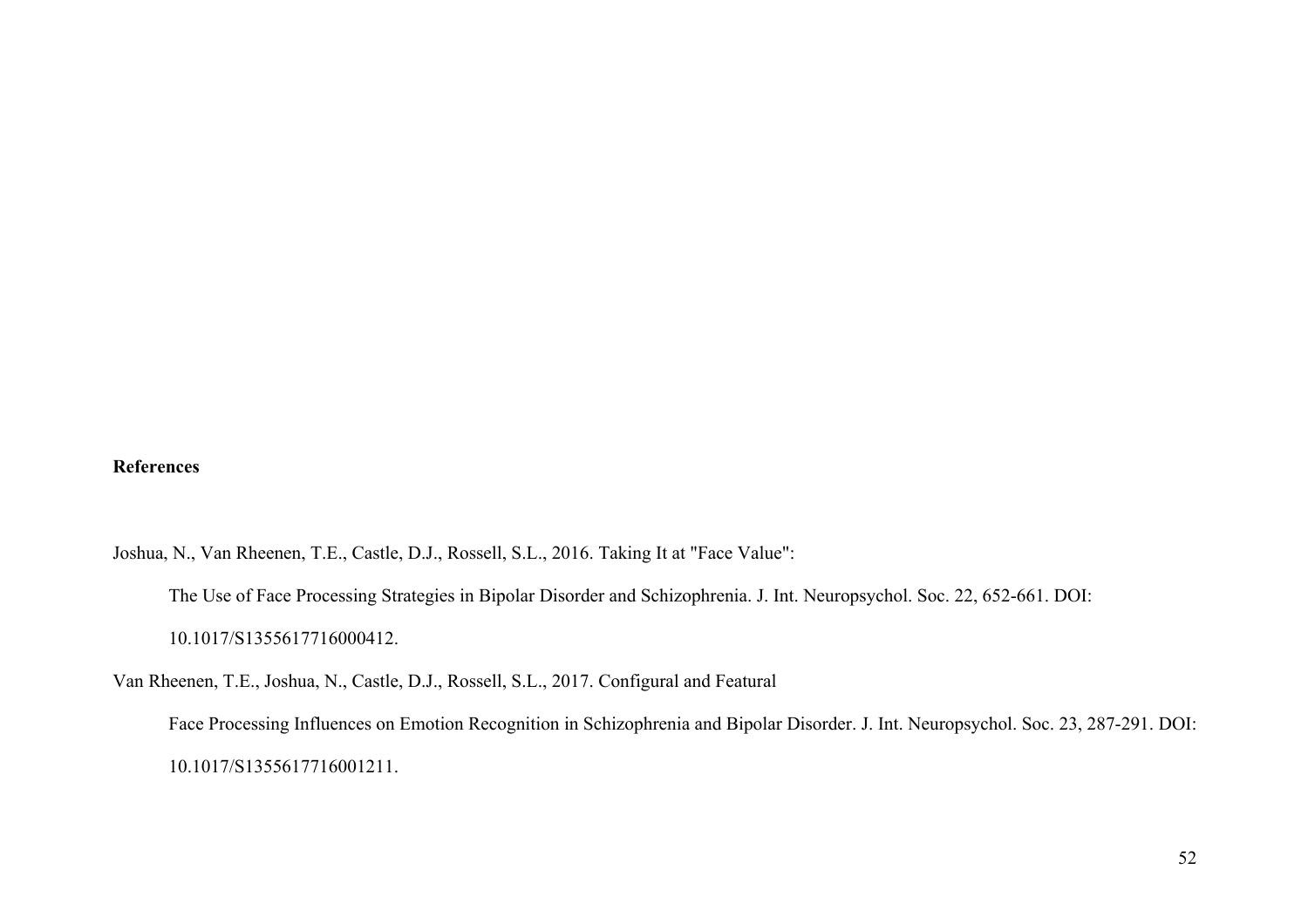**References**

Joshua, N., Van Rheenen, T.E., Castle, D.J., Rossell, S.L., 2016. Taking It at "Face Value": The Use of Face Processing Strategies in Bipolar Disorder and Schizophrenia. J. Int. Neuropsychol. Soc. 22, 652-661. DOI: 10.1017/S1355617716000412.

Van Rheenen, T.E., Joshua, N., Castle, D.J., Rossell, S.L., 2017. Configural and Featural Face Processing Influences on Emotion Recognition in Schizophrenia and Bipolar Disorder. J. Int. Neuropsychol. Soc. 23, 287-291. DOI: 10.1017/S1355617716001211.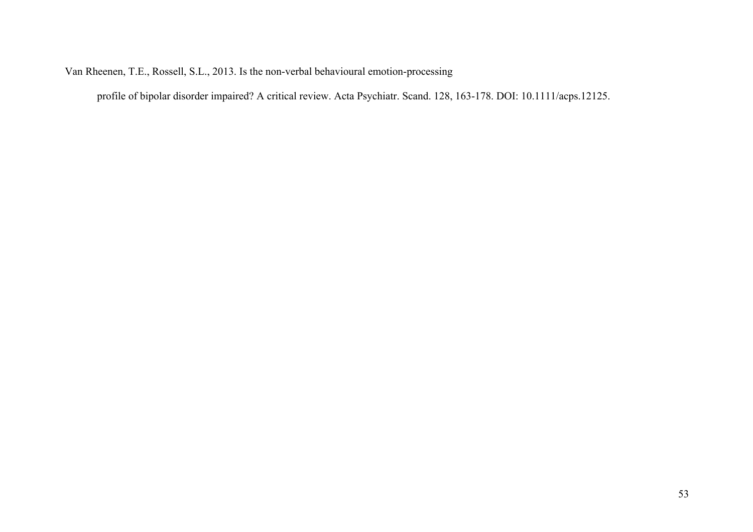Van Rheenen, T.E., Rossell, S.L., 2013. Is the non-verbal behavioural emotion-processing profile of bipolar disorder impaired? A critical review. Acta Psychiatr. Scand. 128, 163-178. DOI: 10.1111/acps.12125.